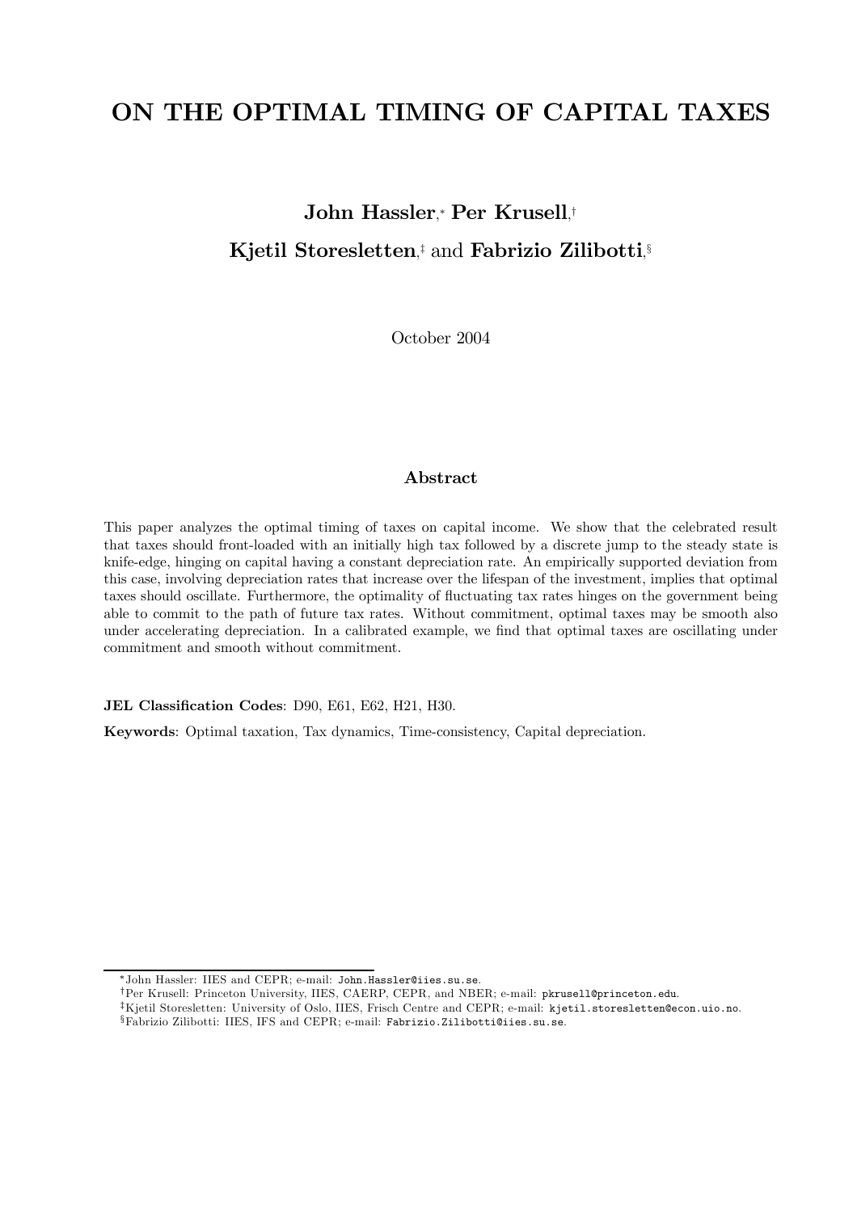# ON THE OPTIMAL TIMING OF CAPITAL TAXES

**John Hassler**,[*] **Per Krusell**,[†]

**Kjetil Storesletten**,[‡] and **Fabrizio Zilibotti**,[§]

October 2004

## Abstract

This paper analyzes the optimal timing of taxes on capital income. We show that the celebrated result that taxes should front-loaded with an initially high tax followed by a discrete jump to the steady state is knife-edge, hinging on capital having a constant depreciation rate. An empirically supported deviation from this case, involving depreciation rates that increase over the lifespan of the investment, implies that optimal taxes should oscillate. Furthermore, the optimality of fluctuating tax rates hinges on the government being able to commit to the path of future tax rates. Without commitment, optimal taxes may be smooth also under accelerating depreciation. In a calibrated example, we find that optimal taxes are oscillating under commitment and smooth without commitment.

**JEL Classification Codes**: D90, E61, E62, H21, H30.

**Keywords**: Optimal taxation, Tax dynamics, Time-consistency, Capital depreciation.

---

[*] John Hassler: IIES and CEPR; e-mail: `John.Hassler@iies.su.se`.

[†] Per Krusell: Princeton University, IIES, CAERP, CEPR, and NBER; e-mail: `pkrusell@princeton.edu`.

[‡] Kjetil Storesletten: University of Oslo, IIES, Frisch Centre and CEPR; e-mail: `kjetil.storesletten@econ.uio.no`.

[§] Fabrizio Zilibotti: IIES, IFS and CEPR; e-mail: `Fabrizio.Zilibotti@iies.su.se`.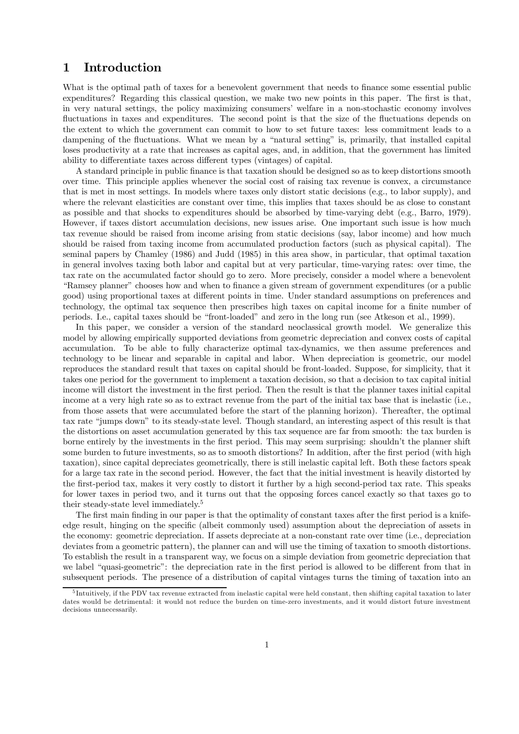# 1 Introduction

What is the optimal path of taxes for a benevolent government that needs to finance some essential public expenditures? Regarding this classical question, we make two new points in this paper. The first is that, in very natural settings, the policy maximizing consumers' welfare in a non-stochastic economy involves fluctuations in taxes and expenditures. The second point is that the size of the fluctuations depends on the extent to which the government can commit to how to set future taxes: less commitment leads to a dampening of the fluctuations. What we mean by a "natural setting" is, primarily, that installed capital loses productivity at a rate that increases as capital ages, and, in addition, that the government has limited ability to differentiate taxes across different types (vintages) of capital.

A standard principle in public finance is that taxation should be designed so as to keep distortions smooth over time. This principle applies whenever the social cost of raising tax revenue is convex, a circumstance that is met in most settings. In models where taxes only distort static decisions (e.g., to labor supply), and where the relevant elasticities are constant over time, this implies that taxes should be as close to constant as possible and that shocks to expenditures should be absorbed by time-varying debt (e.g., Barro, 1979). However, if taxes distort accumulation decisions, new issues arise. One important such issue is how much tax revenue should be raised from income arising from static decisions (say, labor income) and how much should be raised from taxing income from accumulated production factors (such as physical capital). The seminal papers by Chamley (1986) and Judd (1985) in this area show, in particular, that optimal taxation in general involves taxing both labor and capital but at very particular, time-varying rates: over time, the tax rate on the accumulated factor should go to zero. More precisely, consider a model where a benevolent "Ramsey planner" chooses how and when to finance a given stream of government expenditures (or a public good) using proportional taxes at different points in time. Under standard assumptions on preferences and technology, the optimal tax sequence then prescribes high taxes on capital income for a finite number of periods. I.e., capital taxes should be "front-loaded" and zero in the long run (see Atkeson et al., 1999).

In this paper, we consider a version of the standard neoclassical growth model. We generalize this model by allowing empirically supported deviations from geometric depreciation and convex costs of capital accumulation. To be able to fully characterize optimal tax-dynamics, we then assume preferences and technology to be linear and separable in capital and labor. When depreciation is geometric, our model reproduces the standard result that taxes on capital should be front-loaded. Suppose, for simplicity, that it takes one period for the government to implement a taxation decision, so that a decision to tax capital initial income will distort the investment in the first period. Then the result is that the planner taxes initial capital income at a very high rate so as to extract revenue from the part of the initial tax base that is inelastic (i.e., from those assets that were accumulated before the start of the planning horizon). Thereafter, the optimal tax rate "jumps down" to its steady-state level. Though standard, an interesting aspect of this result is that the distortions on asset accumulation generated by this tax sequence are far from smooth: the tax burden is borne entirely by the investments in the first period. This may seem surprising: shouldn't the planner shift some burden to future investments, so as to smooth distortions? In addition, after the first period (with high taxation), since capital depreciates geometrically, there is still inelastic capital left. Both these factors speak for a large tax rate in the second period. However, the fact that the initial investment is heavily distorted by the first-period tax, makes it very costly to distort it further by a high second-period tax rate. This speaks for lower taxes in period two, and it turns out that the opposing forces cancel exactly so that taxes go to their steady-state level immediately.[5]

The first main finding in our paper is that the optimality of constant taxes after the first period is a knife-edge result, hinging on the specific (albeit commonly used) assumption about the depreciation of assets in the economy: geometric depreciation. If assets depreciate at a non-constant rate over time (i.e., depreciation deviates from a geometric pattern), the planner can and will use the timing of taxation to smooth distortions. To establish the result in a transparent way, we focus on a simple deviation from geometric depreciation that we label "quasi-geometric": the depreciation rate in the first period is allowed to be different from that in subsequent periods. The presence of a distribution of capital vintages turns the timing of taxation into an

---

[5] Intuitively, if the PDV tax revenue extracted from inelastic capital were held constant, then shifting capital taxation to later dates would be detrimental: it would not reduce the burden on time-zero investments, and it would distort future investment decisions unnecessarily.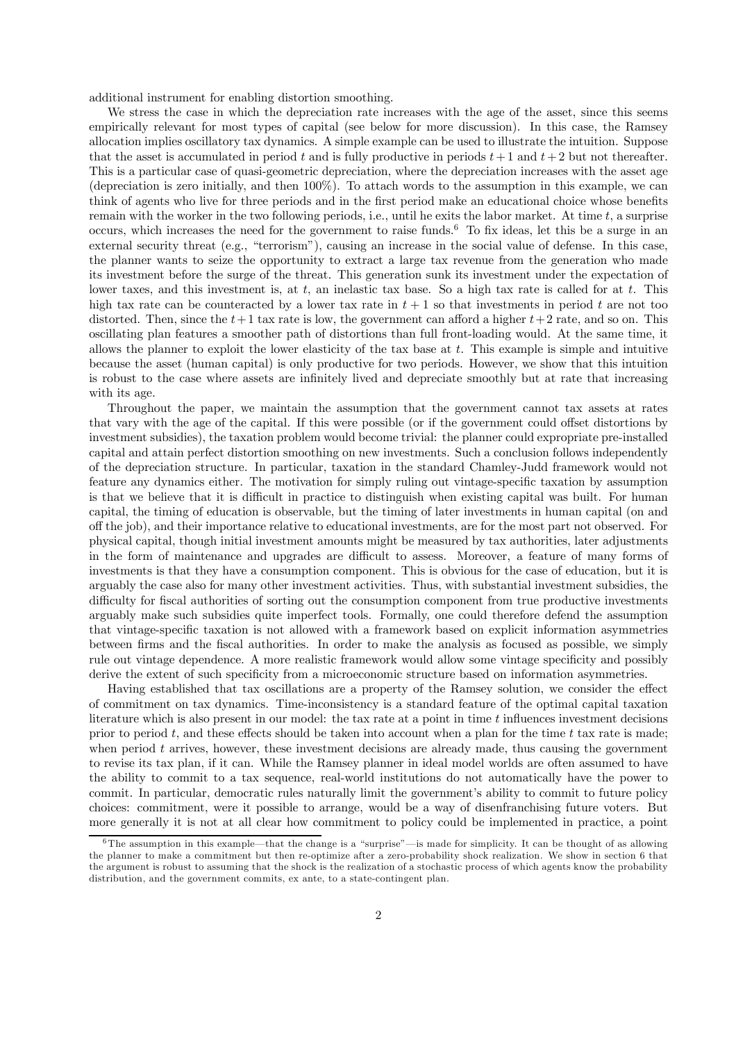additional instrument for enabling distortion smoothing.

We stress the case in which the depreciation rate increases with the age of the asset, since this seems empirically relevant for most types of capital (see below for more discussion). In this case, the Ramsey allocation implies oscillatory tax dynamics. A simple example can be used to illustrate the intuition. Suppose that the asset is accumulated in period $t$ and is fully productive in periods $t+1$ and $t+2$ but not thereafter. This is a particular case of quasi-geometric depreciation, where the depreciation increases with the asset age (depreciation is zero initially, and then 100%). To attach words to the assumption in this example, we can think of agents who live for three periods and in the first period make an educational choice whose benefits remain with the worker in the two following periods, i.e., until he exits the labor market. At time $t$, a surprise occurs, which increases the need for the government to raise funds.[6] To fix ideas, let this be a surge in an external security threat (e.g., "terrorism"), causing an increase in the social value of defense. In this case, the planner wants to seize the opportunity to extract a large tax revenue from the generation who made its investment before the surge of the threat. This generation sunk its investment under the expectation of lower taxes, and this investment is, at $t$, an inelastic tax base. So a high tax rate is called for at $t$. This high tax rate can be counteracted by a lower tax rate in $t+1$ so that investments in period $t$ are not too distorted. Then, since the $t+1$ tax rate is low, the government can afford a higher $t+2$ rate, and so on. This oscillating plan features a smoother path of distortions than full front-loading would. At the same time, it allows the planner to exploit the lower elasticity of the tax base at $t$. This example is simple and intuitive because the asset (human capital) is only productive for two periods. However, we show that this intuition is robust to the case where assets are infinitely lived and depreciate smoothly but at rate that increasing with its age.

Throughout the paper, we maintain the assumption that the government cannot tax assets at rates that vary with the age of the capital. If this were possible (or if the government could offset distortions by investment subsidies), the taxation problem would become trivial: the planner could expropriate pre-installed capital and attain perfect distortion smoothing on new investments. Such a conclusion follows independently of the depreciation structure. In particular, taxation in the standard Chamley-Judd framework would not feature any dynamics either. The motivation for simply ruling out vintage-specific taxation by assumption is that we believe that it is difficult in practice to distinguish when existing capital was built. For human capital, the timing of education is observable, but the timing of later investments in human capital (on and off the job), and their importance relative to educational investments, are for the most part not observed. For physical capital, though initial investment amounts might be measured by tax authorities, later adjustments in the form of maintenance and upgrades are difficult to assess. Moreover, a feature of many forms of investments is that they have a consumption component. This is obvious for the case of education, but it is arguably the case also for many other investment activities. Thus, with substantial investment subsidies, the difficulty for fiscal authorities of sorting out the consumption component from true productive investments arguably make such subsidies quite imperfect tools. Formally, one could therefore defend the assumption that vintage-specific taxation is not allowed with a framework based on explicit information asymmetries between firms and the fiscal authorities. In order to make the analysis as focused as possible, we simply rule out vintage dependence. A more realistic framework would allow some vintage specificity and possibly derive the extent of such specificity from a microeconomic structure based on information asymmetries.

Having established that tax oscillations are a property of the Ramsey solution, we consider the effect of commitment on tax dynamics. Time-inconsistency is a standard feature of the optimal capital taxation literature which is also present in our model: the tax rate at a point in time $t$ influences investment decisions prior to period $t$, and these effects should be taken into account when a plan for the time $t$ tax rate is made; when period $t$ arrives, however, these investment decisions are already made, thus causing the government to revise its tax plan, if it can. While the Ramsey planner in ideal model worlds are often assumed to have the ability to commit to a tax sequence, real-world institutions do not automatically have the power to commit. In particular, democratic rules naturally limit the government's ability to commit to future policy choices: commitment, were it possible to arrange, would be a way of disenfranchising future voters. But more generally it is not at all clear how commitment to policy could be implemented in practice, a point

[6] The assumption in this example—that the change is a "surprise"—is made for simplicity. It can be thought of as allowing the planner to make a commitment but then re-optimize after a zero-probability shock realization. We show in section 6 that the argument is robust to assuming that the shock is the realization of a stochastic process of which agents know the probability distribution, and the government commits, ex ante, to a state-contingent plan.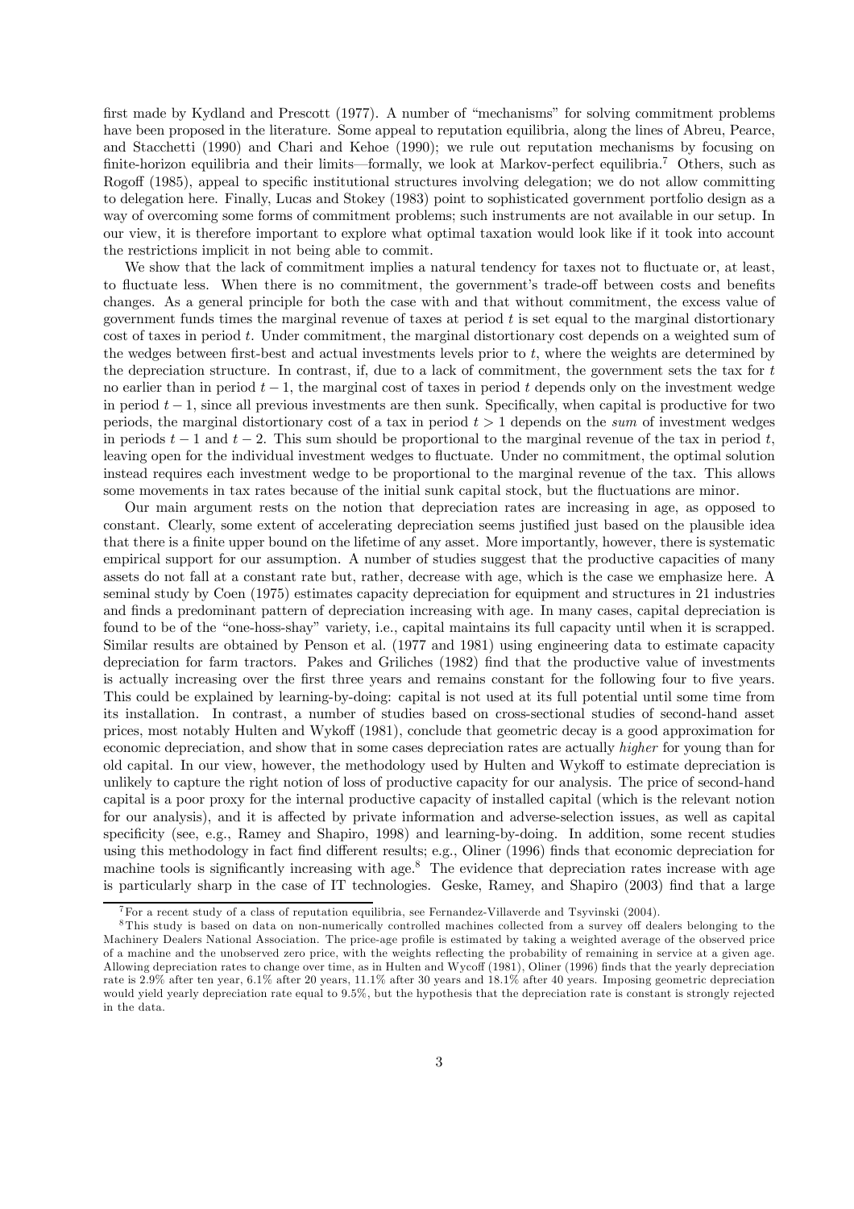first made by Kydland and Prescott (1977). A number of "mechanisms" for solving commitment problems have been proposed in the literature. Some appeal to reputation equilibria, along the lines of Abreu, Pearce, and Stacchetti (1990) and Chari and Kehoe (1990); we rule out reputation mechanisms by focusing on finite-horizon equilibria and their limits—formally, we look at Markov-perfect equilibria.[7] Others, such as Rogoff (1985), appeal to specific institutional structures involving delegation; we do not allow committing to delegation here. Finally, Lucas and Stokey (1983) point to sophisticated government portfolio design as a way of overcoming some forms of commitment problems; such instruments are not available in our setup. In our view, it is therefore important to explore what optimal taxation would look like if it took into account the restrictions implicit in not being able to commit.

We show that the lack of commitment implies a natural tendency for taxes not to fluctuate or, at least, to fluctuate less. When there is no commitment, the government's trade-off between costs and benefits changes. As a general principle for both the case with and that without commitment, the excess value of government funds times the marginal revenue of taxes at period $t$ is set equal to the marginal distortionary cost of taxes in period $t$. Under commitment, the marginal distortionary cost depends on a weighted sum of the wedges between first-best and actual investments levels prior to $t$, where the weights are determined by the depreciation structure. In contrast, if, due to a lack of commitment, the government sets the tax for $t$ no earlier than in period $t-1$, the marginal cost of taxes in period $t$ depends only on the investment wedge in period $t-1$, since all previous investments are then sunk. Specifically, when capital is productive for two periods, the marginal distortionary cost of a tax in period $t > 1$ depends on the *sum* of investment wedges in periods $t-1$ and $t-2$. This sum should be proportional to the marginal revenue of the tax in period $t$, leaving open for the individual investment wedges to fluctuate. Under no commitment, the optimal solution instead requires each investment wedge to be proportional to the marginal revenue of the tax. This allows some movements in tax rates because of the initial sunk capital stock, but the fluctuations are minor.

Our main argument rests on the notion that depreciation rates are increasing in age, as opposed to constant. Clearly, some extent of accelerating depreciation seems justified just based on the plausible idea that there is a finite upper bound on the lifetime of any asset. More importantly, however, there is systematic empirical support for our assumption. A number of studies suggest that the productive capacities of many assets do not fall at a constant rate but, rather, decrease with age, which is the case we emphasize here. A seminal study by Coen (1975) estimates capacity depreciation for equipment and structures in 21 industries and finds a predominant pattern of depreciation increasing with age. In many cases, capital depreciation is found to be of the "one-hoss-shay" variety, i.e., capital maintains its full capacity until when it is scrapped. Similar results are obtained by Penson et al. (1977 and 1981) using engineering data to estimate capacity depreciation for farm tractors. Pakes and Griliches (1982) find that the productive value of investments is actually increasing over the first three years and remains constant for the following four to five years. This could be explained by learning-by-doing: capital is not used at its full potential until some time from its installation. In contrast, a number of studies based on cross-sectional studies of second-hand asset prices, most notably Hulten and Wykoff (1981), conclude that geometric decay is a good approximation for economic depreciation, and show that in some cases depreciation rates are actually *higher* for young than for old capital. In our view, however, the methodology used by Hulten and Wykoff to estimate depreciation is unlikely to capture the right notion of loss of productive capacity for our analysis. The price of second-hand capital is a poor proxy for the internal productive capacity of installed capital (which is the relevant notion for our analysis), and it is affected by private information and adverse-selection issues, as well as capital specificity (see, e.g., Ramey and Shapiro, 1998) and learning-by-doing. In addition, some recent studies using this methodology in fact find different results; e.g., Oliner (1996) finds that economic depreciation for machine tools is significantly increasing with age.[8] The evidence that depreciation rates increase with age is particularly sharp in the case of IT technologies. Geske, Ramey, and Shapiro (2003) find that a large

[7] For a recent study of a class of reputation equilibria, see Fernandez-Villaverde and Tsyvinski (2004).

[8] This study is based on data on non-numerically controlled machines collected from a survey off dealers belonging to the Machinery Dealers National Association. The price-age profile is estimated by taking a weighted average of the observed price of a machine and the unobserved zero price, with the weights reflecting the probability of remaining in service at a given age. Allowing depreciation rates to change over time, as in Hulten and Wycoff (1981), Oliner (1996) finds that the yearly depreciation rate is 2.9% after ten year, 6.1% after 20 years, 11.1% after 30 years and 18.1% after 40 years. Imposing geometric depreciation would yield yearly depreciation rate equal to 9.5%, but the hypothesis that the depreciation rate is constant is strongly rejected in the data.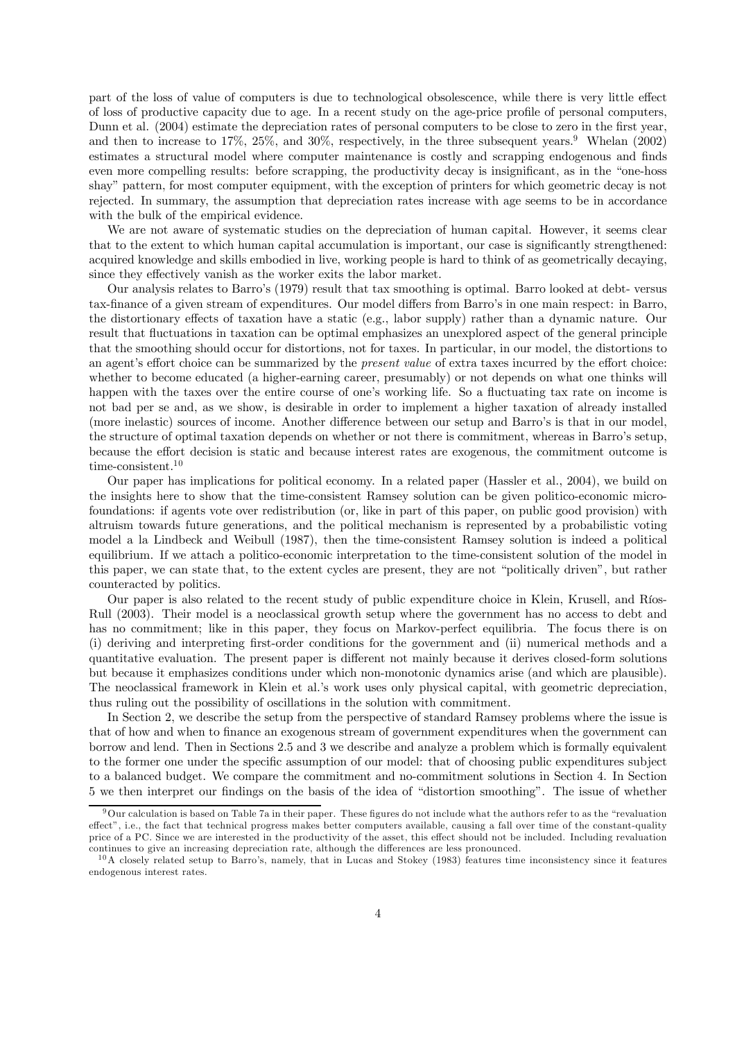part of the loss of value of computers is due to technological obsolescence, while there is very little effect of loss of productive capacity due to age. In a recent study on the age-price profile of personal computers, Dunn et al. (2004) estimate the depreciation rates of personal computers to be close to zero in the first year, and then to increase to 17%, 25%, and 30%, respectively, in the three subsequent years.[9] Whelan (2002) estimates a structural model where computer maintenance is costly and scrapping endogenous and finds even more compelling results: before scrapping, the productivity decay is insignificant, as in the "one-hoss shay" pattern, for most computer equipment, with the exception of printers for which geometric decay is not rejected. In summary, the assumption that depreciation rates increase with age seems to be in accordance with the bulk of the empirical evidence.

We are not aware of systematic studies on the depreciation of human capital. However, it seems clear that to the extent to which human capital accumulation is important, our case is significantly strengthened: acquired knowledge and skills embodied in live, working people is hard to think of as geometrically decaying, since they effectively vanish as the worker exits the labor market.

Our analysis relates to Barro's (1979) result that tax smoothing is optimal. Barro looked at debt- versus tax-finance of a given stream of expenditures. Our model differs from Barro's in one main respect: in Barro, the distortionary effects of taxation have a static (e.g., labor supply) rather than a dynamic nature. Our result that fluctuations in taxation can be optimal emphasizes an unexplored aspect of the general principle that the smoothing should occur for distortions, not for taxes. In particular, in our model, the distortions to an agent's effort choice can be summarized by the *present value* of extra taxes incurred by the effort choice: whether to become educated (a higher-earning career, presumably) or not depends on what one thinks will happen with the taxes over the entire course of one's working life. So a fluctuating tax rate on income is not bad per se and, as we show, is desirable in order to implement a higher taxation of already installed (more inelastic) sources of income. Another difference between our setup and Barro's is that in our model, the structure of optimal taxation depends on whether or not there is commitment, whereas in Barro's setup, because the effort decision is static and because interest rates are exogenous, the commitment outcome is time-consistent.[10]

Our paper has implications for political economy. In a related paper (Hassler et al., 2004), we build on the insights here to show that the time-consistent Ramsey solution can be given politico-economic microfoundations: if agents vote over redistribution (or, like in part of this paper, on public good provision) with altruism towards future generations, and the political mechanism is represented by a probabilistic voting model a la Lindbeck and Weibull (1987), then the time-consistent Ramsey solution is indeed a political equilibrium. If we attach a politico-economic interpretation to the time-consistent solution of the model in this paper, we can state that, to the extent cycles are present, they are not "politically driven", but rather counteracted by politics.

Our paper is also related to the recent study of public expenditure choice in Klein, Krusell, and Ríos-Rull (2003). Their model is a neoclassical growth setup where the government has no access to debt and has no commitment; like in this paper, they focus on Markov-perfect equilibria. The focus there is on (i) deriving and interpreting first-order conditions for the government and (ii) numerical methods and a quantitative evaluation. The present paper is different not mainly because it derives closed-form solutions but because it emphasizes conditions under which non-monotonic dynamics arise (and which are plausible). The neoclassical framework in Klein et al.'s work uses only physical capital, with geometric depreciation, thus ruling out the possibility of oscillations in the solution with commitment.

In Section 2, we describe the setup from the perspective of standard Ramsey problems where the issue is that of how and when to finance an exogenous stream of government expenditures when the government can borrow and lend. Then in Sections 2.5 and 3 we describe and analyze a problem which is formally equivalent to the former one under the specific assumption of our model: that of choosing public expenditures subject to a balanced budget. We compare the commitment and no-commitment solutions in Section 4. In Section 5 we then interpret our findings on the basis of the idea of "distortion smoothing". The issue of whether

[9] Our calculation is based on Table 7a in their paper. These figures do not include what the authors refer to as the "revaluation effect", i.e., the fact that technical progress makes better computers available, causing a fall over time of the constant-quality price of a PC. Since we are interested in the productivity of the asset, this effect should not be included. Including revaluation continues to give an increasing depreciation rate, although the differences are less pronounced.

[10] A closely related setup to Barro's, namely, that in Lucas and Stokey (1983) features time inconsistency since it features endogenous interest rates.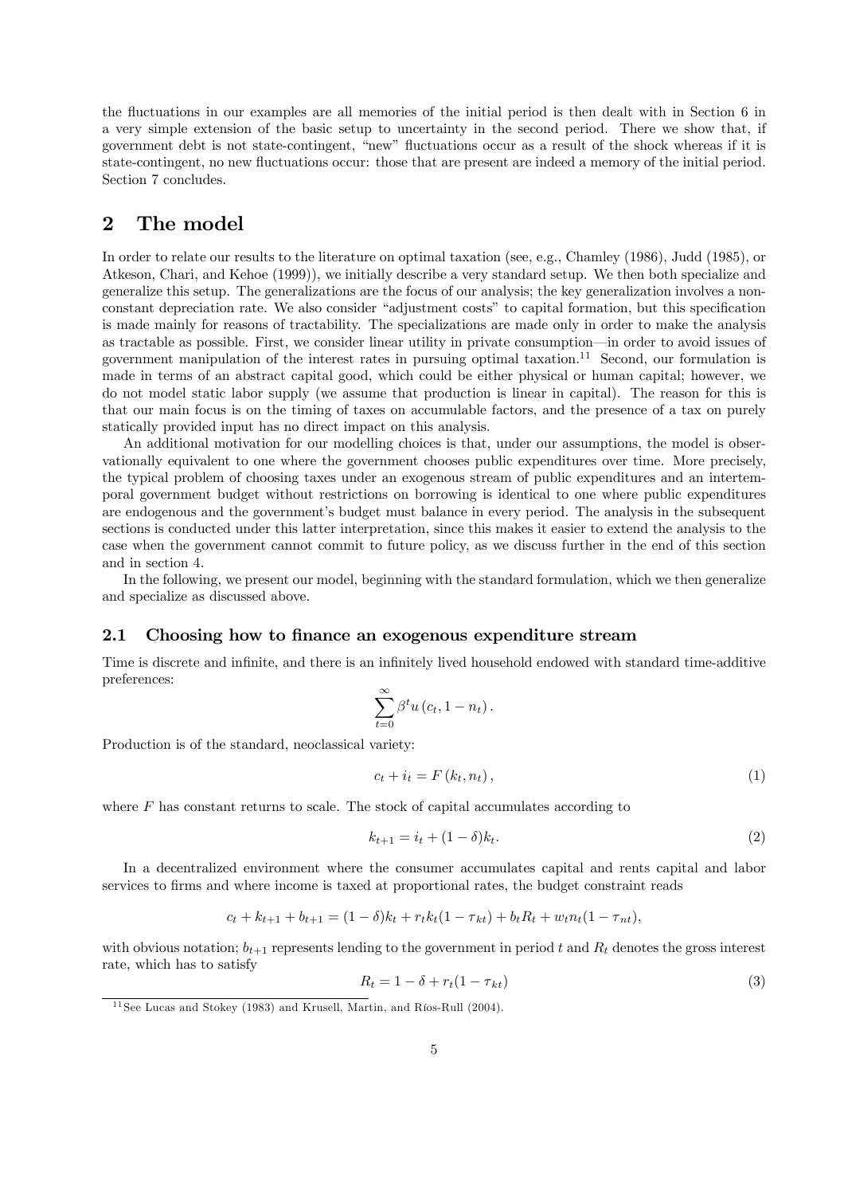the fluctuations in our examples are all memories of the initial period is then dealt with in Section 6 in a very simple extension of the basic setup to uncertainty in the second period. There we show that, if government debt is not state-contingent, "new" fluctuations occur as a result of the shock whereas if it is state-contingent, no new fluctuations occur: those that are present are indeed a memory of the initial period. Section 7 concludes.

# 2 The model

In order to relate our results to the literature on optimal taxation (see, e.g., Chamley (1986), Judd (1985), or Atkeson, Chari, and Kehoe (1999)), we initially describe a very standard setup. We then both specialize and generalize this setup. The generalizations are the focus of our analysis; the key generalization involves a nonconstant depreciation rate. We also consider "adjustment costs" to capital formation, but this specification is made mainly for reasons of tractability. The specializations are made only in order to make the analysis as tractable as possible. First, we consider linear utility in private consumption—in order to avoid issues of government manipulation of the interest rates in pursuing optimal taxation.[11] Second, our formulation is made in terms of an abstract capital good, which could be either physical or human capital; however, we do not model static labor supply (we assume that production is linear in capital). The reason for this is that our main focus is on the timing of taxes on accumulable factors, and the presence of a tax on purely statically provided input has no direct impact on this analysis.

An additional motivation for our modelling choices is that, under our assumptions, the model is observationally equivalent to one where the government chooses public expenditures over time. More precisely, the typical problem of choosing taxes under an exogenous stream of public expenditures and an intertemporal government budget without restrictions on borrowing is identical to one where public expenditures are endogenous and the government's budget must balance in every period. The analysis in the subsequent sections is conducted under this latter interpretation, since this makes it easier to extend the analysis to the case when the government cannot commit to future policy, as we discuss further in the end of this section and in section 4.

In the following, we present our model, beginning with the standard formulation, which we then generalize and specialize as discussed above.

## 2.1 Choosing how to finance an exogenous expenditure stream

Time is discrete and infinite, and there is an infinitely lived household endowed with standard time-additive preferences:

$$\sum_{t=0}^{\infty} \beta^t u\left(c_t, 1 - n_t\right).$$

Production is of the standard, neoclassical variety:

$$c_t + i_t = F\left(k_t, n_t\right), \tag{1}$$

where $F$ has constant returns to scale. The stock of capital accumulates according to

$$k_{t+1} = i_t + (1 - \delta)k_t. \tag{2}$$

In a decentralized environment where the consumer accumulates capital and rents capital and labor services to firms and where income is taxed at proportional rates, the budget constraint reads

$$c_t + k_{t+1} + b_{t+1} = (1 - \delta)k_t + r_t k_t(1 - \tau_{kt}) + b_t R_t + w_t n_t(1 - \tau_{nt}),$$

with obvious notation; $b_{t+1}$ represents lending to the government in period $t$ and $R_t$ denotes the gross interest rate, which has to satisfy

$$R_t = 1 - \delta + r_t(1 - \tau_{kt}) \tag{3}$$

[11] See Lucas and Stokey (1983) and Krusell, Martin, and Ríos-Rull (2004).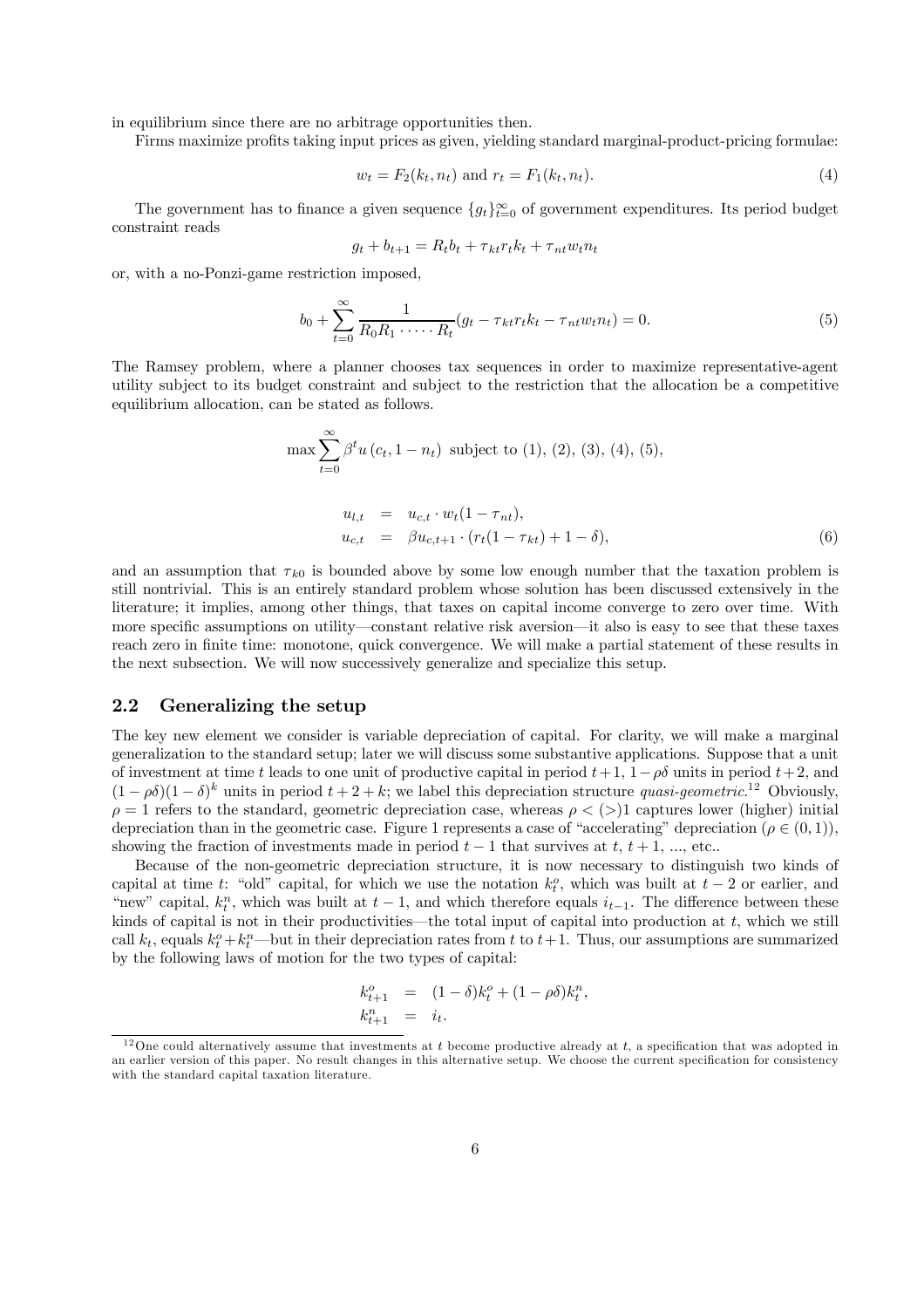in equilibrium since there are no arbitrage opportunities then.

Firms maximize profits taking input prices as given, yielding standard marginal-product-pricing formulae:

$$w_t = F_2(k_t, n_t) \text{ and } r_t = F_1(k_t, n_t). \tag{4}$$

The government has to finance a given sequence $\{g_t\}_{t=0}^{\infty}$ of government expenditures. Its period budget constraint reads

$$g_t + b_{t+1} = R_t b_t + \tau_{kt} r_t k_t + \tau_{nt} w_t n_t$$

or, with a no-Ponzi-game restriction imposed,

$$b_0 + \sum_{t=0}^{\infty} \frac{1}{R_0 R_1 \cdot \dots \cdot R_t} (g_t - \tau_{kt} r_t k_t - \tau_{nt} w_t n_t) = 0. \tag{5}$$

The Ramsey problem, where a planner chooses tax sequences in order to maximize representative-agent utility subject to its budget constraint and subject to the restriction that the allocation be a competitive equilibrium allocation, can be stated as follows.

$$\max \sum_{t=0}^{\infty} \beta^t u\left(c_t, 1 - n_t\right) \text{ subject to (1), (2), (3), (4), (5),}$$

$$\begin{aligned} u_{l,t} &= u_{c,t} \cdot w_t (1 - \tau_{nt}), \\ u_{c,t} &= \beta u_{c,t+1} \cdot (r_t(1 - \tau_{kt}) + 1 - \delta), \end{aligned} \tag{6}$$

and an assumption that $\tau_{k0}$ is bounded above by some low enough number that the taxation problem is still nontrivial. This is an entirely standard problem whose solution has been discussed extensively in the literature; it implies, among other things, that taxes on capital income converge to zero over time. With more specific assumptions on utility—constant relative risk aversion—it also is easy to see that these taxes reach zero in finite time: monotone, quick convergence. We will make a partial statement of these results in the next subsection. We will now successively generalize and specialize this setup.

## 2.2 Generalizing the setup

The key new element we consider is variable depreciation of capital. For clarity, we will make a marginal generalization to the standard setup; later we will discuss some substantive applications. Suppose that a unit of investment at time $t$ leads to one unit of productive capital in period $t+1$, $1-\rho\delta$ units in period $t+2$, and $(1-\rho\delta)(1-\delta)^k$ units in period $t+2+k$; we label this depreciation structure *quasi-geometric*.[12] Obviously, $\rho = 1$ refers to the standard, geometric depreciation case, whereas $\rho < (>) 1$ captures lower (higher) initial depreciation than in the geometric case. Figure 1 represents a case of "accelerating" depreciation ($\rho \in (0, 1)$), showing the fraction of investments made in period $t-1$ that survives at $t$, $t+1$, ..., etc..

Because of the non-geometric depreciation structure, it is now necessary to distinguish two kinds of capital at time $t$: "old" capital, for which we use the notation $k_t^o$, which was built at $t-2$ or earlier, and "new" capital, $k_t^n$, which was built at $t-1$, and which therefore equals $i_{t-1}$. The difference between these kinds of capital is not in their productivities—the total input of capital into production at $t$, which we still call $k_t$, equals $k_t^o + k_t^n$—but in their depreciation rates from $t$ to $t+1$. Thus, our assumptions are summarized by the following laws of motion for the two types of capital:

$$\begin{aligned} k_{t+1}^o &= (1-\delta) k_t^o + (1-\rho\delta) k_t^n, \\ k_{t+1}^n &= i_t. \end{aligned}$$

[12] One could alternatively assume that investments at $t$ become productive already at $t$, a specification that was adopted in an earlier version of this paper. No result changes in this alternative setup. We choose the current specification for consistency with the standard capital taxation literature.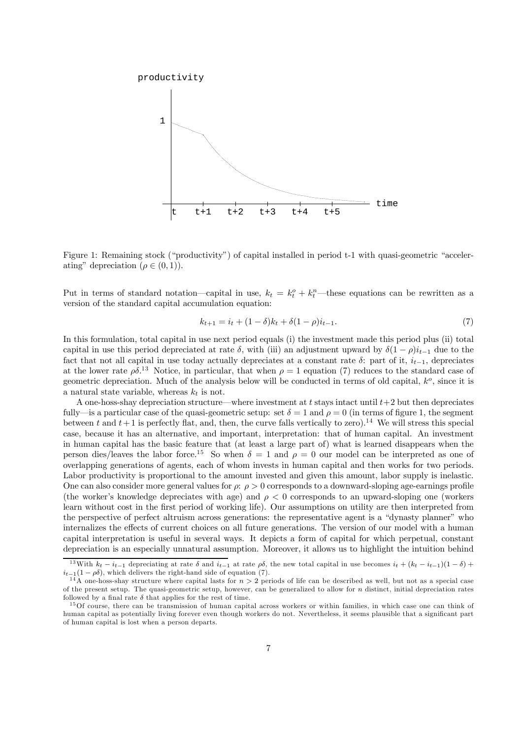Figure 1: Remaining stock ("productivity") of capital installed in period t-1 with quasi-geometric "accelerating" depreciation ($\rho \in (0,1)$).

Put in terms of standard notation—capital in use, $k_t = k_t^o + k_t^n$—these equations can be rewritten as a version of the standard capital accumulation equation:

$$k_{t+1} = i_t + (1-\delta)k_t + \delta(1-\rho)i_{t-1}. \tag{7}$$

In this formulation, total capital in use next period equals (i) the investment made this period plus (ii) total capital in use this period depreciated at rate $\delta$, with (iii) an adjustment upward by $\delta(1-\rho)i_{t-1}$ due to the fact that not all capital in use today actually depreciates at a constant rate $\delta$: part of it, $i_{t-1}$, depreciates at the lower rate $\rho\delta$.[13] Notice, in particular, that when $\rho = 1$ equation (7) reduces to the standard case of geometric depreciation. Much of the analysis below will be conducted in terms of old capital, $k^o$, since it is a natural state variable, whereas $k_t$ is not.

A one-hoss-shay depreciation structure—where investment at $t$ stays intact until $t+2$ but then depreciates fully—is a particular case of the quasi-geometric setup: set $\delta = 1$ and $\rho = 0$ (in terms of figure 1, the segment between $t$ and $t+1$ is perfectly flat, and, then, the curve falls vertically to zero).[14] We will stress this special case, because it has an alternative, and important, interpretation: that of human capital. An investment in human capital has the basic feature that (at least a large part of) what is learned disappears when the person dies/leaves the labor force.[15] So when $\delta = 1$ and $\rho = 0$ our model can be interpreted as one of overlapping generations of agents, each of whom invests in human capital and then works for two periods. Labor productivity is proportional to the amount invested and given this amount, labor supply is inelastic. One can also consider more general values for $\rho$: $\rho > 0$ corresponds to a downward-sloping age-earnings profile (the worker's knowledge depreciates with age) and $\rho < 0$ corresponds to an upward-sloping one (workers learn without cost in the first period of working life). Our assumptions on utility are then interpreted from the perspective of perfect altruism across generations: the representative agent is a "dynasty planner" who internalizes the effects of current choices on all future generations. The version of our model with a human capital interpretation is useful in several ways. It depicts a form of capital for which perpetual, constant depreciation is an especially unnatural assumption. Moreover, it allows us to highlight the intuition behind

[13] With $k_t - i_{t-1}$ depreciating at rate $\delta$ and $i_{t-1}$ at rate $\rho\delta$, the new total capital in use becomes $i_t + (k_t - i_{t-1})(1-\delta) + i_{t-1}(1-\rho\delta)$, which delivers the right-hand side of equation (7).

[14] A one-hoss-shay structure where capital lasts for $n > 2$ periods of life can be described as well, but not as a special case of the present setup. The quasi-geometric setup, however, can be generalized to allow for $n$ distinct, initial depreciation rates followed by a final rate $\delta$ that applies for the rest of time.

[15] Of course, there can be transmission of human capital across workers or within families, in which case one can think of human capital as potentially living forever even though workers do not. Nevertheless, it seems plausible that a significant part of human capital is lost when a person departs.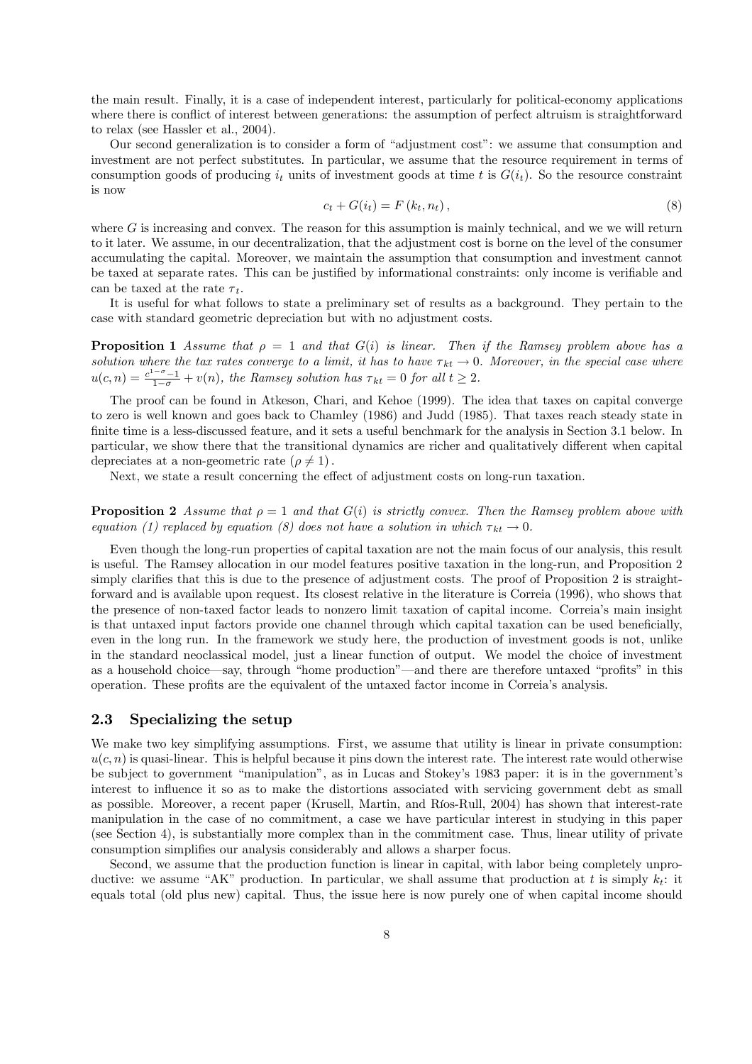the main result. Finally, it is a case of independent interest, particularly for political-economy applications where there is conflict of interest between generations: the assumption of perfect altruism is straightforward to relax (see Hassler et al., 2004).

Our second generalization is to consider a form of "adjustment cost": we assume that consumption and investment are not perfect substitutes. In particular, we assume that the resource requirement in terms of consumption goods of producing $i_t$ units of investment goods at time $t$ is $G(i_t)$. So the resource constraint is now

$$c_t + G(i_t) = F(k_t, n_t), \tag{8}$$

where $G$ is increasing and convex. The reason for this assumption is mainly technical, and we we will return to it later. We assume, in our decentralization, that the adjustment cost is borne on the level of the consumer accumulating the capital. Moreover, we maintain the assumption that consumption and investment cannot be taxed at separate rates. This can be justified by informational constraints: only income is verifiable and can be taxed at the rate $\tau_t$.

It is useful for what follows to state a preliminary set of results as a background. They pertain to the case with standard geometric depreciation but with no adjustment costs.

**Proposition 1** *Assume that $\rho = 1$ and that $G(i)$ is linear. Then if the Ramsey problem above has a solution where the tax rates converge to a limit, it has to have $\tau_{kt} \to 0$. Moreover, in the special case where $u(c,n) = \frac{c^{1-\sigma}-1}{1-\sigma} + v(n)$, the Ramsey solution has $\tau_{kt} = 0$ for all $t \geq 2$.*

The proof can be found in Atkeson, Chari, and Kehoe (1999). The idea that taxes on capital converge to zero is well known and goes back to Chamley (1986) and Judd (1985). That taxes reach steady state in finite time is a less-discussed feature, and it sets a useful benchmark for the analysis in Section 3.1 below. In particular, we show there that the transitional dynamics are richer and qualitatively different when capital depreciates at a non-geometric rate $(\rho \neq 1)$.

Next, we state a result concerning the effect of adjustment costs on long-run taxation.

**Proposition 2** *Assume that $\rho = 1$ and that $G(i)$ is strictly convex. Then the Ramsey problem above with equation (1) replaced by equation (8) does not have a solution in which $\tau_{kt} \to 0$.*

Even though the long-run properties of capital taxation are not the main focus of our analysis, this result is useful. The Ramsey allocation in our model features positive taxation in the long-run, and Proposition 2 simply clarifies that this is due to the presence of adjustment costs. The proof of Proposition 2 is straightforward and is available upon request. Its closest relative in the literature is Correia (1996), who shows that the presence of non-taxed factor leads to nonzero limit taxation of capital income. Correia's main insight is that untaxed input factors provide one channel through which capital taxation can be used beneficially, even in the long run. In the framework we study here, the production of investment goods is not, unlike in the standard neoclassical model, just a linear function of output. We model the choice of investment as a household choice—say, through "home production"—and there are therefore untaxed "profits" in this operation. These profits are the equivalent of the untaxed factor income in Correia's analysis.

## 2.3 Specializing the setup

We make two key simplifying assumptions. First, we assume that utility is linear in private consumption: $u(c,n)$ is quasi-linear. This is helpful because it pins down the interest rate. The interest rate would otherwise be subject to government "manipulation", as in Lucas and Stokey's 1983 paper: it is in the government's interest to influence it so as to make the distortions associated with servicing government debt as small as possible. Moreover, a recent paper (Krusell, Martin, and Ríos-Rull, 2004) has shown that interest-rate manipulation in the case of no commitment, a case we have particular interest in studying in this paper (see Section 4), is substantially more complex than in the commitment case. Thus, linear utility of private consumption simplifies our analysis considerably and allows a sharper focus.

Second, we assume that the production function is linear in capital, with labor being completely unproductive: we assume "AK" production. In particular, we shall assume that production at $t$ is simply $k_t$: it equals total (old plus new) capital. Thus, the issue here is now purely one of when capital income should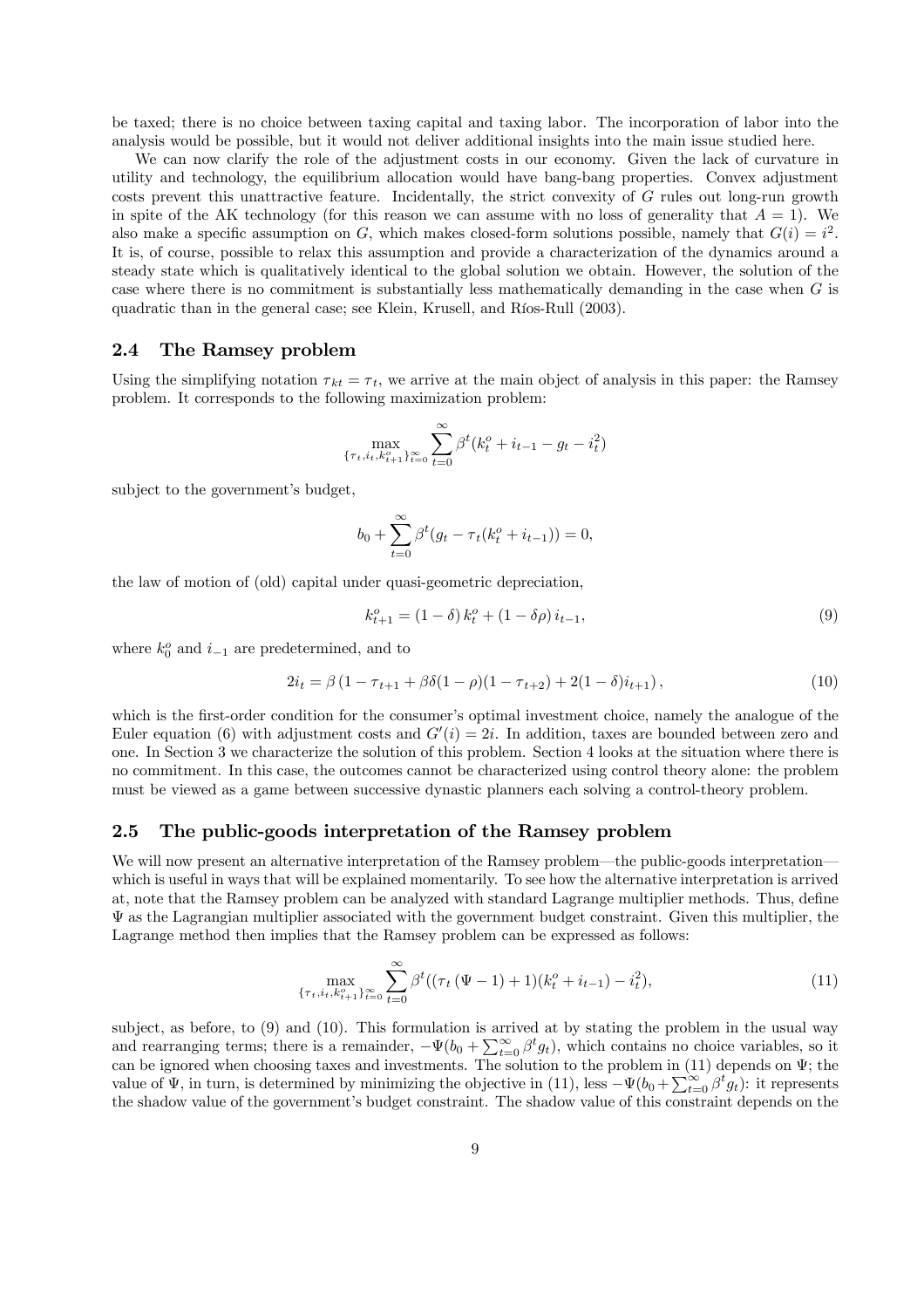be taxed; there is no choice between taxing capital and taxing labor. The incorporation of labor into the analysis would be possible, but it would not deliver additional insights into the main issue studied here.

We can now clarify the role of the adjustment costs in our economy. Given the lack of curvature in utility and technology, the equilibrium allocation would have bang-bang properties. Convex adjustment costs prevent this unattractive feature. Incidentally, the strict convexity of $G$ rules out long-run growth in spite of the AK technology (for this reason we can assume with no loss of generality that $A = 1$). We also make a specific assumption on $G$, which makes closed-form solutions possible, namely that $G(i) = i^2$. It is, of course, possible to relax this assumption and provide a characterization of the dynamics around a steady state which is qualitatively identical to the global solution we obtain. However, the solution of the case where there is no commitment is substantially less mathematically demanding in the case when $G$ is quadratic than in the general case; see Klein, Krusell, and Ríos-Rull (2003).

## 2.4 The Ramsey problem

Using the simplifying notation $\tau_{kt} = \tau_t$, we arrive at the main object of analysis in this paper: the Ramsey problem. It corresponds to the following maximization problem:

$$\max_{\{\tau_t, i_t, k^o_{t+1}\}_{t=0}^{\infty}} \sum_{t=0}^{\infty} \beta^t (k^o_t + i_{t-1} - g_t - i_t^2)$$

subject to the government's budget,

$$b_0 + \sum_{t=0}^{\infty} \beta^t (g_t - \tau_t (k^o_t + i_{t-1})) = 0,$$

the law of motion of (old) capital under quasi-geometric depreciation,

$$k^o_{t+1} = (1 - \delta)\, k^o_t + (1 - \delta\rho)\, i_{t-1}, \tag{9}$$

where $k^o_0$ and $i_{-1}$ are predetermined, and to

$$2i_t = \beta\left(1 - \tau_{t+1} + \beta\delta(1-\rho)(1 - \tau_{t+2}) + 2(1-\delta) i_{t+1}\right), \tag{10}$$

which is the first-order condition for the consumer's optimal investment choice, namely the analogue of the Euler equation (6) with adjustment costs and $G'(i) = 2i$. In addition, taxes are bounded between zero and one. In Section 3 we characterize the solution of this problem. Section 4 looks at the situation where there is no commitment. In this case, the outcomes cannot be characterized using control theory alone: the problem must be viewed as a game between successive dynastic planners each solving a control-theory problem.

## 2.5 The public-goods interpretation of the Ramsey problem

We will now present an alternative interpretation of the Ramsey problem—the public-goods interpretation—which is useful in ways that will be explained momentarily. To see how the alternative interpretation is arrived at, note that the Ramsey problem can be analyzed with standard Lagrange multiplier methods. Thus, define $\Psi$ as the Lagrangian multiplier associated with the government budget constraint. Given this multiplier, the Lagrange method then implies that the Ramsey problem can be expressed as follows:

$$\max_{\{\tau_t, i_t, k^o_{t+1}\}_{t=0}^{\infty}} \sum_{t=0}^{\infty} \beta^t ((\tau_t (\Psi - 1) + 1)(k^o_t + i_{t-1}) - i_t^2), \tag{11}$$

subject, as before, to (9) and (10). This formulation is arrived at by stating the problem in the usual way and rearranging terms; there is a remainder, $-\Psi(b_0 + \sum_{t=0}^{\infty} \beta^t g_t)$, which contains no choice variables, so it can be ignored when choosing taxes and investments. The solution to the problem in (11) depends on $\Psi$; the value of $\Psi$, in turn, is determined by minimizing the objective in (11), less $-\Psi(b_0 + \sum_{t=0}^{\infty} \beta^t g_t)$: it represents the shadow value of the government's budget constraint. The shadow value of this constraint depends on the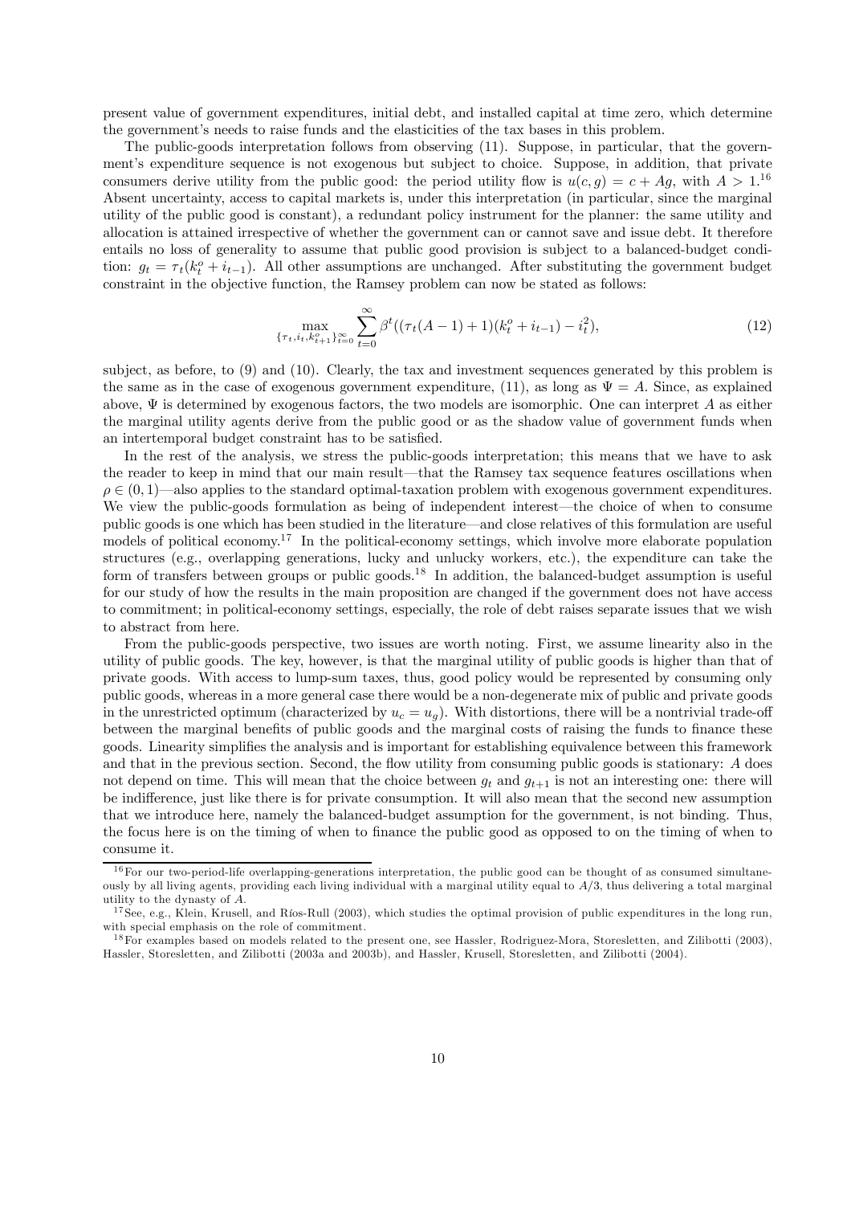present value of government expenditures, initial debt, and installed capital at time zero, which determine the government's needs to raise funds and the elasticities of the tax bases in this problem.

The public-goods interpretation follows from observing (11). Suppose, in particular, that the government's expenditure sequence is not exogenous but subject to choice. Suppose, in addition, that private consumers derive utility from the public good: the period utility flow is $u(c, g) = c + Ag$, with $A > 1$.[16] Absent uncertainty, access to capital markets is, under this interpretation (in particular, since the marginal utility of the public good is constant), a redundant policy instrument for the planner: the same utility and allocation is attained irrespective of whether the government can or cannot save and issue debt. It therefore entails no loss of generality to assume that public good provision is subject to a balanced-budget condition: $g_t = \tau_t(k^o_t + i_{t-1})$. All other assumptions are unchanged. After substituting the government budget constraint in the objective function, the Ramsey problem can now be stated as follows:

$$\max_{\{\tau_t, i_t, k^o_{t+1}\}_{t=0}^{\infty}} \sum_{t=0}^{\infty} \beta^t ((\tau_t(A-1)+1)(k^o_t + i_{t-1}) - i_t^2), \tag{12}$$

subject, as before, to (9) and (10). Clearly, the tax and investment sequences generated by this problem is the same as in the case of exogenous government expenditure, (11), as long as $\Psi = A$. Since, as explained above, $\Psi$ is determined by exogenous factors, the two models are isomorphic. One can interpret $A$ as either the marginal utility agents derive from the public good or as the shadow value of government funds when an intertemporal budget constraint has to be satisfied.

In the rest of the analysis, we stress the public-goods interpretation; this means that we have to ask the reader to keep in mind that our main result—that the Ramsey tax sequence features oscillations when $\rho \in (0, 1)$—also applies to the standard optimal-taxation problem with exogenous government expenditures. We view the public-goods formulation as being of independent interest—the choice of when to consume public goods is one which has been studied in the literature—and close relatives of this formulation are useful models of political economy.[17] In the political-economy settings, which involve more elaborate population structures (e.g., overlapping generations, lucky and unlucky workers, etc.), the expenditure can take the form of transfers between groups or public goods.[18] In addition, the balanced-budget assumption is useful for our study of how the results in the main proposition are changed if the government does not have access to commitment; in political-economy settings, especially, the role of debt raises separate issues that we wish to abstract from here.

From the public-goods perspective, two issues are worth noting. First, we assume linearity also in the utility of public goods. The key, however, is that the marginal utility of public goods is higher than that of private goods. With access to lump-sum taxes, thus, good policy would be represented by consuming only public goods, whereas in a more general case there would be a non-degenerate mix of public and private goods in the unrestricted optimum (characterized by $u_c = u_g$). With distortions, there will be a nontrivial trade-off between the marginal benefits of public goods and the marginal costs of raising the funds to finance these goods. Linearity simplifies the analysis and is important for establishing equivalence between this framework and that in the previous section. Second, the flow utility from consuming public goods is stationary: $A$ does not depend on time. This will mean that the choice between $g_t$ and $g_{t+1}$ is not an interesting one: there will be indifference, just like there is for private consumption. It will also mean that the second new assumption that we introduce here, namely the balanced-budget assumption for the government, is not binding. Thus, the focus here is on the timing of when to finance the public good as opposed to on the timing of when to consume it.

[16] For our two-period-life overlapping-generations interpretation, the public good can be thought of as consumed simultaneously by all living agents, providing each living individual with a marginal utility equal to $A/3$, thus delivering a total marginal utility to the dynasty of $A$.

[17] See, e.g., Klein, Krusell, and Ríos-Rull (2003), which studies the optimal provision of public expenditures in the long run, with special emphasis on the role of commitment.

[18] For examples based on models related to the present one, see Hassler, Rodriguez-Mora, Storesletten, and Zilibotti (2003), Hassler, Storesletten, and Zilibotti (2003a and 2003b), and Hassler, Krusell, Storesletten, and Zilibotti (2004).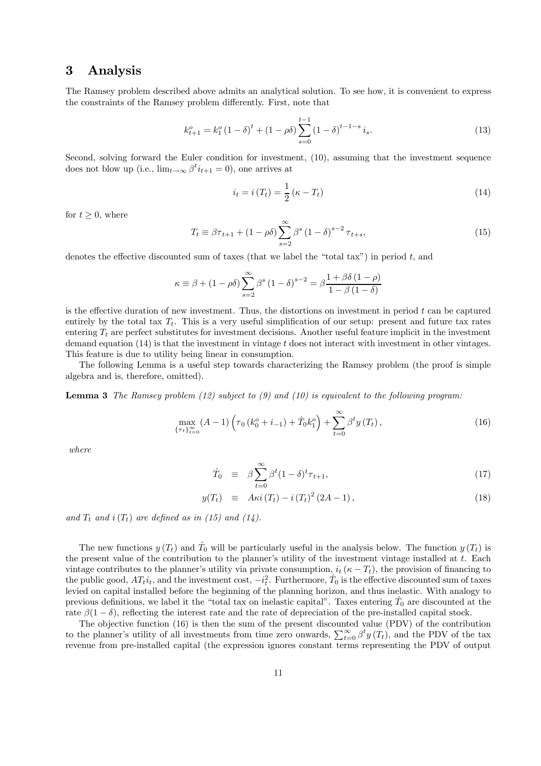# 3 Analysis

The Ramsey problem described above admits an analytical solution. To see how, it is convenient to express the constraints of the Ramsey problem differently. First, note that

$$k_{t+1}^{o} = k_1^{o} (1-\delta)^t + (1-\rho\delta) \sum_{s=0}^{t-1} (1-\delta)^{t-1-s}\, i_s. \tag{13}$$

Second, solving forward the Euler condition for investment, (10), assuming that the investment sequence does not blow up (i.e., $\lim_{t\to\infty} \beta^t i_{t+1} = 0$), one arrives at

$$i_t = i(T_t) = \frac{1}{2}(\kappa - T_t) \tag{14}$$

for $t \geq 0$, where

$$T_t \equiv \beta\tau_{t+1} + (1-\rho\delta) \sum_{s=2}^{\infty} \beta^s (1-\delta)^{s-2}\, \tau_{t+s}, \tag{15}$$

denotes the effective discounted sum of taxes (that we label the "total tax") in period $t$, and

$$\kappa \equiv \beta + (1-\rho\delta) \sum_{s=2}^{\infty} \beta^s (1-\delta)^{s-2} = \beta \frac{1 + \beta\delta(1-\rho)}{1 - \beta(1-\delta)}$$

is the effective duration of new investment. Thus, the distortions on investment in period $t$ can be captured entirely by the total tax $T_t$. This is a very useful simplification of our setup: present and future tax rates entering $T_t$ are perfect substitutes for investment decisions. Another useful feature implicit in the investment demand equation (14) is that the investment in vintage $t$ does not interact with investment in other vintages. This feature is due to utility being linear in consumption.

The following Lemma is a useful step towards characterizing the Ramsey problem (the proof is simple algebra and is, therefore, omitted).

**Lemma 3** *The Ramsey problem (12) subject to (9) and (10) is equivalent to the following program:*

$$\max_{\{\tau_t\}_{t=0}^{\infty}} (A-1)\left(\tau_0 \left(k_0^o + i_{-1}\right) + \hat{T}_0 k_1^o\right) + \sum_{t=0}^{\infty} \beta^t y(T_t), \tag{16}$$

*where*

$$\hat{T}_0 \equiv \beta \sum_{t=0}^{\infty} \beta^t (1-\delta)^t \tau_{t+1}, \tag{17}$$

$$y(T_t) \equiv A\kappa i(T_t) - i(T_t)^2 (2A-1), \tag{18}$$

*and $T_t$ and $i(T_t)$ are defined as in (15) and (14).*

The new functions $y(T_t)$ and $\hat{T}_0$ will be particularly useful in the analysis below. The function $y(T_t)$ is the present value of the contribution to the planner's utility of the investment vintage installed at $t$. Each vintage contributes to the planner's utility via private consumption, $i_t(\kappa - T_t)$, the provision of financing to the public good, $AT_t i_t$, and the investment cost, $-i_t^2$. Furthermore, $\hat{T}_0$ is the effective discounted sum of taxes levied on capital installed before the beginning of the planning horizon, and thus inelastic. With analogy to previous definitions, we label it the "total tax on inelastic capital". Taxes entering $\hat{T}_0$ are discounted at the rate $\beta(1-\delta)$, reflecting the interest rate and the rate of depreciation of the pre-installed capital stock.

The objective function (16) is then the sum of the present discounted value (PDV) of the contribution to the planner's utility of all investments from time zero onwards, $\sum_{t=0}^{\infty} \beta^t y(T_t)$, and the PDV of the tax revenue from pre-installed capital (the expression ignores constant terms representing the PDV of output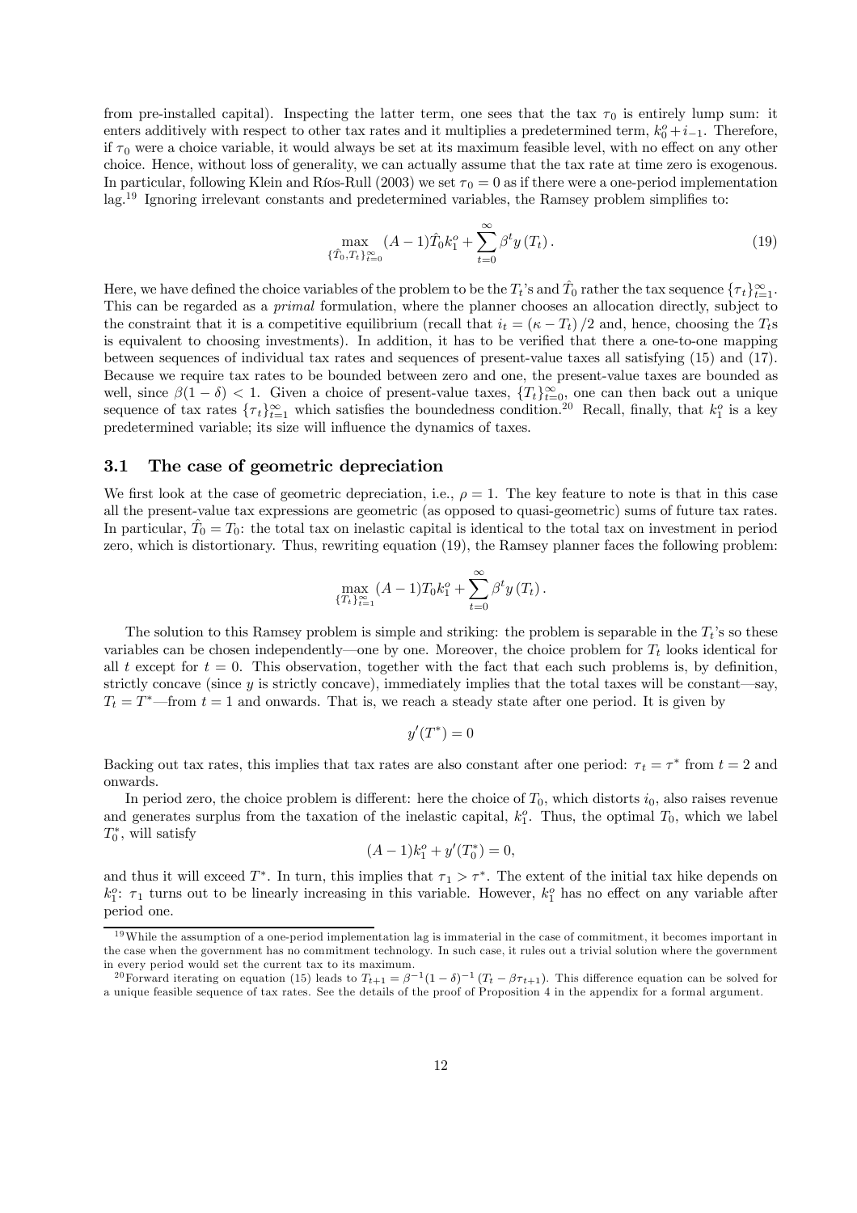from pre-installed capital). Inspecting the latter term, one sees that the tax $\tau_0$ is entirely lump sum: it enters additively with respect to other tax rates and it multiplies a predetermined term, $k_0^o + i_{-1}$. Therefore, if $\tau_0$ were a choice variable, it would always be set at its maximum feasible level, with no effect on any other choice. Hence, without loss of generality, we can actually assume that the tax rate at time zero is exogenous. In particular, following Klein and Ríos-Rull (2003) we set $\tau_0 = 0$ as if there were a one-period implementation lag.[19] Ignoring irrelevant constants and predetermined variables, the Ramsey problem simplifies to:

$$\max_{\{\hat{T}_0, T_t\}_{t=0}^{\infty}} (A-1)\hat{T}_0 k_1^o + \sum_{t=0}^{\infty} \beta^t y(T_t). \tag{19}$$

Here, we have defined the choice variables of the problem to be the $T_t$'s and $\hat{T}_0$ rather the tax sequence $\{\tau_t\}_{t=1}^{\infty}$. This can be regarded as a *primal* formulation, where the planner chooses an allocation directly, subject to the constraint that it is a competitive equilibrium (recall that $i_t = (\kappa - T_t)/2$ and, hence, choosing the $T_t$s is equivalent to choosing investments). In addition, it has to be verified that there a one-to-one mapping between sequences of individual tax rates and sequences of present-value taxes all satisfying (15) and (17). Because we require tax rates to be bounded between zero and one, the present-value taxes are bounded as well, since $\beta(1-\delta) < 1$. Given a choice of present-value taxes, $\{T_t\}_{t=0}^{\infty}$, one can then back out a unique sequence of tax rates $\{\tau_t\}_{t=1}^{\infty}$ which satisfies the boundedness condition.[20] Recall, finally, that $k_1^o$ is a key predetermined variable; its size will influence the dynamics of taxes.

### 3.1 The case of geometric depreciation

We first look at the case of geometric depreciation, i.e., $\rho = 1$. The key feature to note is that in this case all the present-value tax expressions are geometric (as opposed to quasi-geometric) sums of future tax rates. In particular, $\hat{T}_0 = T_0$: the total tax on inelastic capital is identical to the total tax on investment in period zero, which is distortionary. Thus, rewriting equation (19), the Ramsey planner faces the following problem:

$$\max_{\{T_t\}_{t=1}^{\infty}} (A-1)T_0 k_1^o + \sum_{t=0}^{\infty} \beta^t y(T_t).$$

The solution to this Ramsey problem is simple and striking: the problem is separable in the $T_t$'s so these variables can be chosen independently—one by one. Moreover, the choice problem for $T_t$ looks identical for all $t$ except for $t = 0$. This observation, together with the fact that each such problems is, by definition, strictly concave (since $y$ is strictly concave), immediately implies that the total taxes will be constant—say, $T_t = T^*$—from $t = 1$ and onwards. That is, we reach a steady state after one period. It is given by

$$y'(T^*) = 0$$

Backing out tax rates, this implies that tax rates are also constant after one period: $\tau_t = \tau^*$ from $t = 2$ and onwards.

In period zero, the choice problem is different: here the choice of $T_0$, which distorts $i_0$, also raises revenue and generates surplus from the taxation of the inelastic capital, $k_1^o$. Thus, the optimal $T_0$, which we label $T_0^*$, will satisfy

$$(A-1)k_1^o + y'(T_0^*) = 0,$$

and thus it will exceed $T^*$. In turn, this implies that $\tau_1 > \tau^*$. The extent of the initial tax hike depends on $k_1^o$: $\tau_1$ turns out to be linearly increasing in this variable. However, $k_1^o$ has no effect on any variable after period one.

---

[19] While the assumption of a one-period implementation lag is immaterial in the case of commitment, it becomes important in the case when the government has no commitment technology. In such case, it rules out a trivial solution where the government in every period would set the current tax to its maximum.

[20] Forward iterating on equation (15) leads to $T_{t+1} = \beta^{-1}(1-\delta)^{-1}(T_t - \beta\tau_{t+1})$. This difference equation can be solved for a unique feasible sequence of tax rates. See the details of the proof of Proposition 4 in the appendix for a formal argument.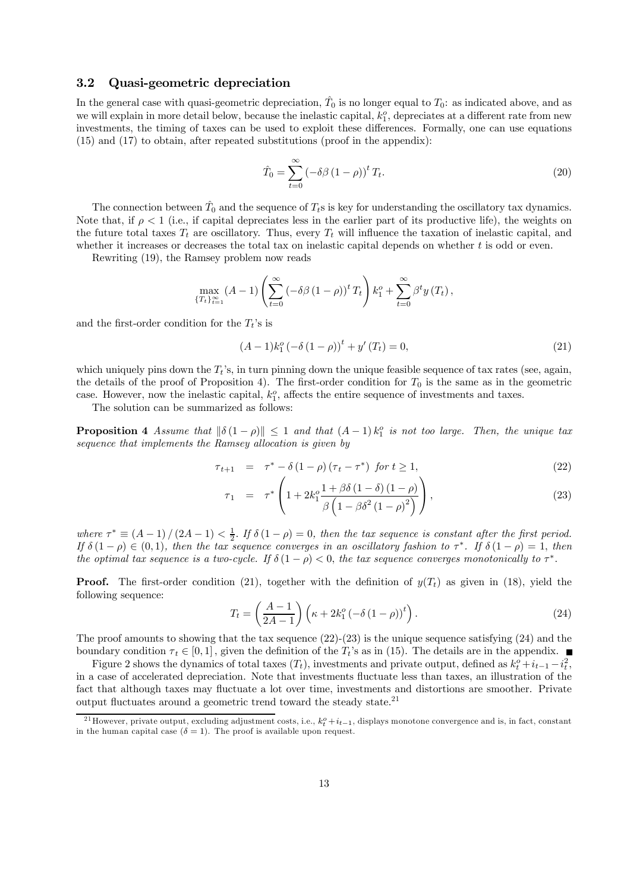### 3.2 Quasi-geometric depreciation

In the general case with quasi-geometric depreciation, $\hat{T}_0$ is no longer equal to $T_0$: as indicated above, and as we will explain in more detail below, because the inelastic capital, $k_1^o$, depreciates at a different rate from new investments, the timing of taxes can be used to exploit these differences. Formally, one can use equations (15) and (17) to obtain, after repeated substitutions (proof in the appendix):

$$\hat{T}_0 = \sum_{t=0}^{\infty} \left(-\delta\beta\left(1-\rho\right)\right)^t T_t. \tag{20}$$

The connection between $\hat{T}_0$ and the sequence of $T_t$s is key for understanding the oscillatory tax dynamics. Note that, if $\rho < 1$ (i.e., if capital depreciates less in the earlier part of its productive life), the weights on the future total taxes $T_t$ are oscillatory. Thus, every $T_t$ will influence the taxation of inelastic capital, and whether it increases or decreases the total tax on inelastic capital depends on whether $t$ is odd or even.

Rewriting (19), the Ramsey problem now reads

$$\max_{\{T_t\}_{t=1}^{\infty}} (A-1)\left(\sum_{t=0}^{\infty}\left(-\delta\beta\left(1-\rho\right)\right)^t T_t\right)k_1^o + \sum_{t=0}^{\infty}\beta^t y\left(T_t\right),$$

and the first-order condition for the $T_t$'s is

$$(A-1)k_1^o\left(-\delta\left(1-\rho\right)\right)^t + y'\left(T_t\right) = 0, \tag{21}$$

which uniquely pins down the $T_t$'s, in turn pinning down the unique feasible sequence of tax rates (see, again, the details of the proof of Proposition 4). The first-order condition for $T_0$ is the same as in the geometric case. However, now the inelastic capital, $k_1^o$, affects the entire sequence of investments and taxes.

The solution can be summarized as follows:

**Proposition 4** *Assume that $\|\delta\left(1-\rho\right)\| \leq 1$ and that $(A-1)k_1^o$ is not too large. Then, the unique tax sequence that implements the Ramsey allocation is given by*

$$\tau_{t+1} = \tau^* - \delta\left(1-\rho\right)\left(\tau_t - \tau^*\right) \ \textit{for}\ t \geq 1, \tag{22}$$

$$\tau_1 = \tau^*\left(1 + 2k_1^o\frac{1+\beta\delta\left(1-\delta\right)\left(1-\rho\right)}{\beta\left(1-\beta\delta^2\left(1-\rho\right)^2\right)}\right), \tag{23}$$

*where $\tau^* \equiv (A-1)/(2A-1) < \frac{1}{2}$. If $\delta\left(1-\rho\right) = 0$, then the tax sequence is constant after the first period. If $\delta\left(1-\rho\right) \in (0,1)$, then the tax sequence converges in an oscillatory fashion to $\tau^*$. If $\delta\left(1-\rho\right) = 1$, then the optimal tax sequence is a two-cycle. If $\delta\left(1-\rho\right) < 0$, the tax sequence converges monotonically to $\tau^*$.*

**Proof.** The first-order condition (21), together with the definition of $y(T_t)$ as given in (18), yield the following sequence:

$$T_t = \left(\frac{A-1}{2A-1}\right)\left(\kappa + 2k_1^o\left(-\delta\left(1-\rho\right)\right)^t\right). \tag{24}$$

The proof amounts to showing that the tax sequence (22)-(23) is the unique sequence satisfying (24) and the boundary condition $\tau_t \in [0,1]$, given the definition of the $T_t$'s as in (15). The details are in the appendix. ■

Figure 2 shows the dynamics of total taxes ($T_t$), investments and private output, defined as $k_t^o + i_{t-1} - i_t^2$, in a case of accelerated depreciation. Note that investments fluctuate less than taxes, an illustration of the fact that although taxes may fluctuate a lot over time, investments and distortions are smoother. Private output fluctuates around a geometric trend toward the steady state.[21]

[21] However, private output, excluding adjustment costs, i.e., $k_t^o + i_{t-1}$, displays monotone convergence and is, in fact, constant in the human capital case ($\delta = 1$). The proof is available upon request.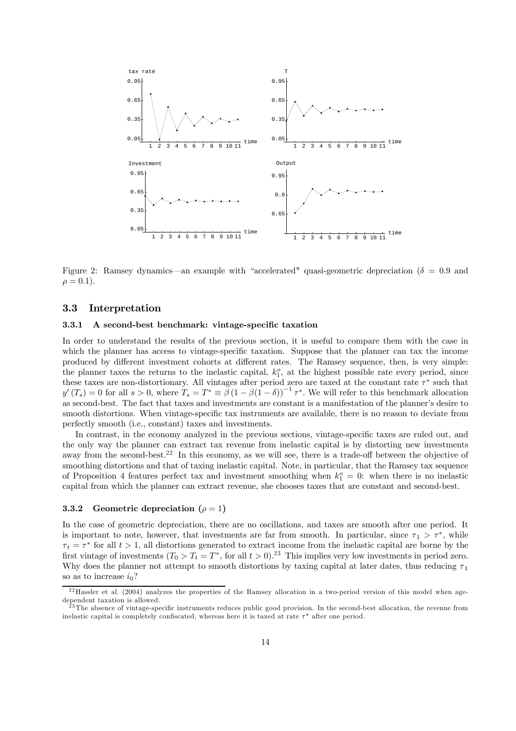Figure 2: Ramsey dynamics—an example with "accelerated" quasi-geometric depreciation ($\delta = 0.9$ and $\rho = 0.1$).

### 3.3 Interpretation

#### 3.3.1 A second-best benchmark: vintage-specific taxation

In order to understand the results of the previous section, it is useful to compare them with the case in which the planner has access to vintage-specific taxation. Suppose that the planner can tax the income produced by different investment cohorts at different rates. The Ramsey sequence, then, is very simple: the planner taxes the returns to the inelastic capital, $k_1^o$, at the highest possible rate every period, since these taxes are non-distortionary. All vintages after period zero are taxed at the constant rate $\tau^*$ such that $y'(T_s) = 0$ for all $s > 0$, where $T_s = T^* \equiv \beta(1 - \beta(1 - \delta))^{-1} \tau^*$. We will refer to this benchmark allocation as second-best. The fact that taxes and investments are constant is a manifestation of the planner's desire to smooth distortions. When vintage-specific tax instruments are available, there is no reason to deviate from perfectly smooth (i.e., constant) taxes and investments.

In contrast, in the economy analyzed in the previous sections, vintage-specific taxes are ruled out, and the only way the planner can extract tax revenue from inelastic capital is by distorting new investments away from the second-best.[22] In this economy, as we will see, there is a trade-off between the objective of smoothing distortions and that of taxing inelastic capital. Note, in particular, that the Ramsey tax sequence of Proposition 4 features perfect tax and investment smoothing when $k_1^o = 0$: when there is no inelastic capital from which the planner can extract revenue, she chooses taxes that are constant and second-best.

#### 3.3.2 Geometric depreciation ($\rho = 1$)

In the case of geometric depreciation, there are no oscillations, and taxes are smooth after one period. It is important to note, however, that investments are far from smooth. In particular, since $\tau_1 > \tau^*$, while $\tau_t = \tau^*$ for all $t > 1$, all distortions generated to extract income from the inelastic capital are borne by the first vintage of investments ($T_0 > T_t = T^*$, for all $t > 0$).[23] This implies very low investments in period zero. Why does the planner not attempt to smooth distortions by taxing capital at later dates, thus reducing $\tau_1$ so as to increase $i_0$?

[22] Hassler et al. (2004) analyzes the properties of the Ramsey allocation in a two-period version of this model when age-dependent taxation is allowed.

[23] The absence of vintage-specific instruments reduces public good provision. In the second-best allocation, the revenue from inelastic capital is completely confiscated, whereas here it is taxed at rate $\tau^*$ after one period.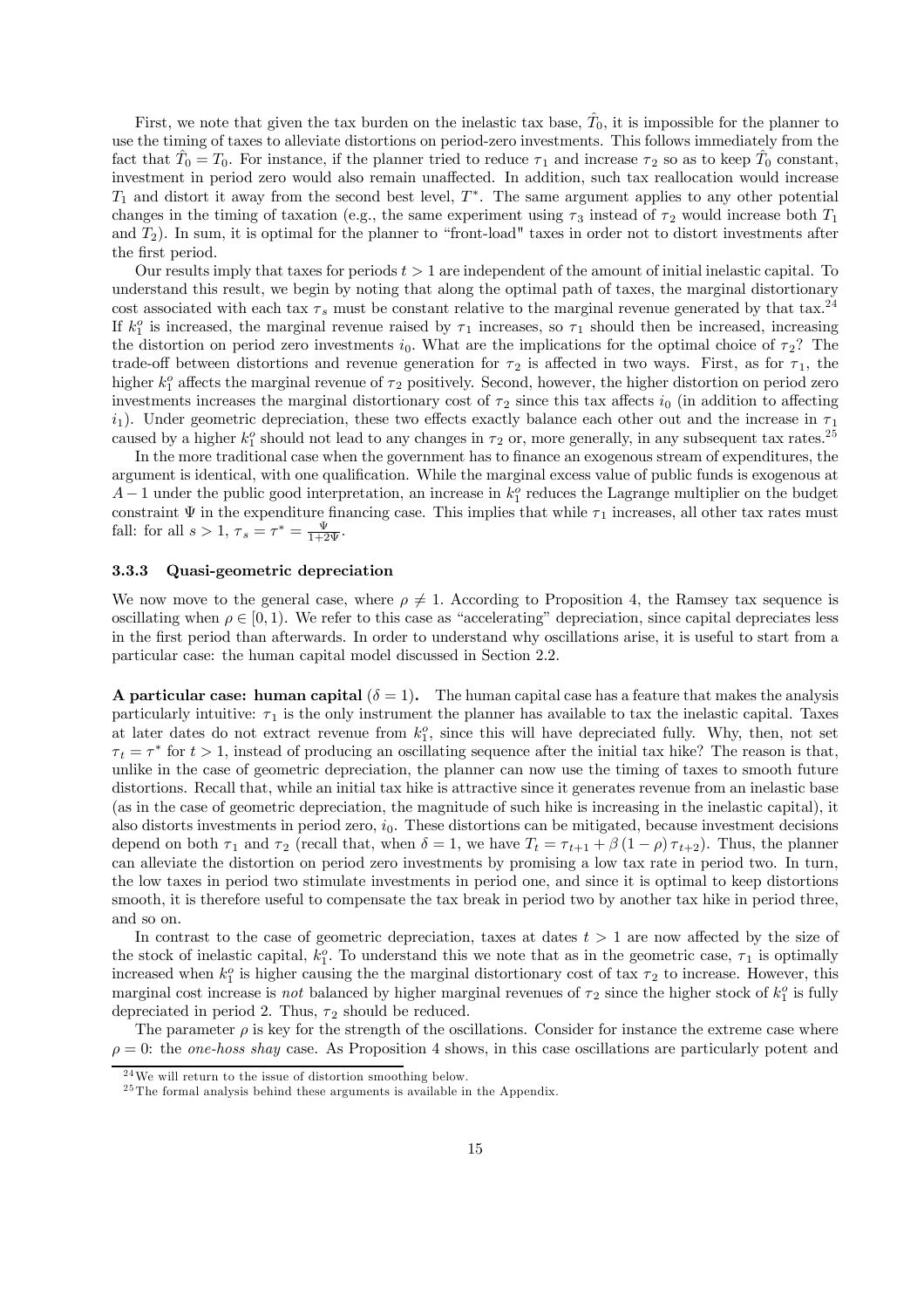First, we note that given the tax burden on the inelastic tax base, $\hat{T}_0$, it is impossible for the planner to use the timing of taxes to alleviate distortions on period-zero investments. This follows immediately from the fact that $\hat{T}_0 = T_0$. For instance, if the planner tried to reduce $\tau_1$ and increase $\tau_2$ so as to keep $\hat{T}_0$ constant, investment in period zero would also remain unaffected. In addition, such tax reallocation would increase $T_1$ and distort it away from the second best level, $T^*$. The same argument applies to any other potential changes in the timing of taxation (e.g., the same experiment using $\tau_3$ instead of $\tau_2$ would increase both $T_1$ and $T_2$). In sum, it is optimal for the planner to "front-load" taxes in order not to distort investments after the first period.

Our results imply that taxes for periods $t > 1$ are independent of the amount of initial inelastic capital. To understand this result, we begin by noting that along the optimal path of taxes, the marginal distortionary cost associated with each tax $\tau_s$ must be constant relative to the marginal revenue generated by that tax.[24] If $k_1^o$ is increased, the marginal revenue raised by $\tau_1$ increases, so $\tau_1$ should then be increased, increasing the distortion on period zero investments $i_0$. What are the implications for the optimal choice of $\tau_2$? The trade-off between distortions and revenue generation for $\tau_2$ is affected in two ways. First, as for $\tau_1$, the higher $k_1^o$ affects the marginal revenue of $\tau_2$ positively. Second, however, the higher distortion on period zero investments increases the marginal distortionary cost of $\tau_2$ since this tax affects $i_0$ (in addition to affecting $i_1$). Under geometric depreciation, these two effects exactly balance each other out and the increase in $\tau_1$ caused by a higher $k_1^o$ should not lead to any changes in $\tau_2$ or, more generally, in any subsequent tax rates.[25]

In the more traditional case when the government has to finance an exogenous stream of expenditures, the argument is identical, with one qualification. While the marginal excess value of public funds is exogenous at $A - 1$ under the public good interpretation, an increase in $k_1^o$ reduces the Lagrange multiplier on the budget constraint $\Psi$ in the expenditure financing case. This implies that while $\tau_1$ increases, all other tax rates must fall: for all $s > 1$, $\tau_s = \tau^* = \frac{\Psi}{1+2\Psi}$.

### 3.3.3 Quasi-geometric depreciation

We now move to the general case, where $\rho \neq 1$. According to Proposition 4, the Ramsey tax sequence is oscillating when $\rho \in [0, 1)$. We refer to this case as "accelerating" depreciation, since capital depreciates less in the first period than afterwards. In order to understand why oscillations arise, it is useful to start from a particular case: the human capital model discussed in Section 2.2.

**A particular case: human capital ($\delta = 1$).** The human capital case has a feature that makes the analysis particularly intuitive: $\tau_1$ is the only instrument the planner has available to tax the inelastic capital. Taxes at later dates do not extract revenue from $k_1^o$, since this will have depreciated fully. Why, then, not set $\tau_t = \tau^*$ for $t > 1$, instead of producing an oscillating sequence after the initial tax hike? The reason is that, unlike in the case of geometric depreciation, the planner can now use the timing of taxes to smooth future distortions. Recall that, while an initial tax hike is attractive since it generates revenue from an inelastic base (as in the case of geometric depreciation, the magnitude of such hike is increasing in the inelastic capital), it also distorts investments in period zero, $i_0$. These distortions can be mitigated, because investment decisions depend on both $\tau_1$ and $\tau_2$ (recall that, when $\delta = 1$, we have $T_t = \tau_{t+1} + \beta(1-\rho)\tau_{t+2}$). Thus, the planner can alleviate the distortion on period zero investments by promising a low tax rate in period two. In turn, the low taxes in period two stimulate investments in period one, and since it is optimal to keep distortions smooth, it is therefore useful to compensate the tax break in period two by another tax hike in period three, and so on.

In contrast to the case of geometric depreciation, taxes at dates $t > 1$ are now affected by the size of the stock of inelastic capital, $k_1^o$. To understand this we note that as in the geometric case, $\tau_1$ is optimally increased when $k_1^o$ is higher causing the the marginal distortionary cost of tax $\tau_2$ to increase. However, this marginal cost increase is *not* balanced by higher marginal revenues of $\tau_2$ since the higher stock of $k_1^o$ is fully depreciated in period 2. Thus, $\tau_2$ should be reduced.

The parameter $\rho$ is key for the strength of the oscillations. Consider for instance the extreme case where $\rho = 0$: the *one-hoss shay* case. As Proposition 4 shows, in this case oscillations are particularly potent and

[24] We will return to the issue of distortion smoothing below.

[25] The formal analysis behind these arguments is available in the Appendix.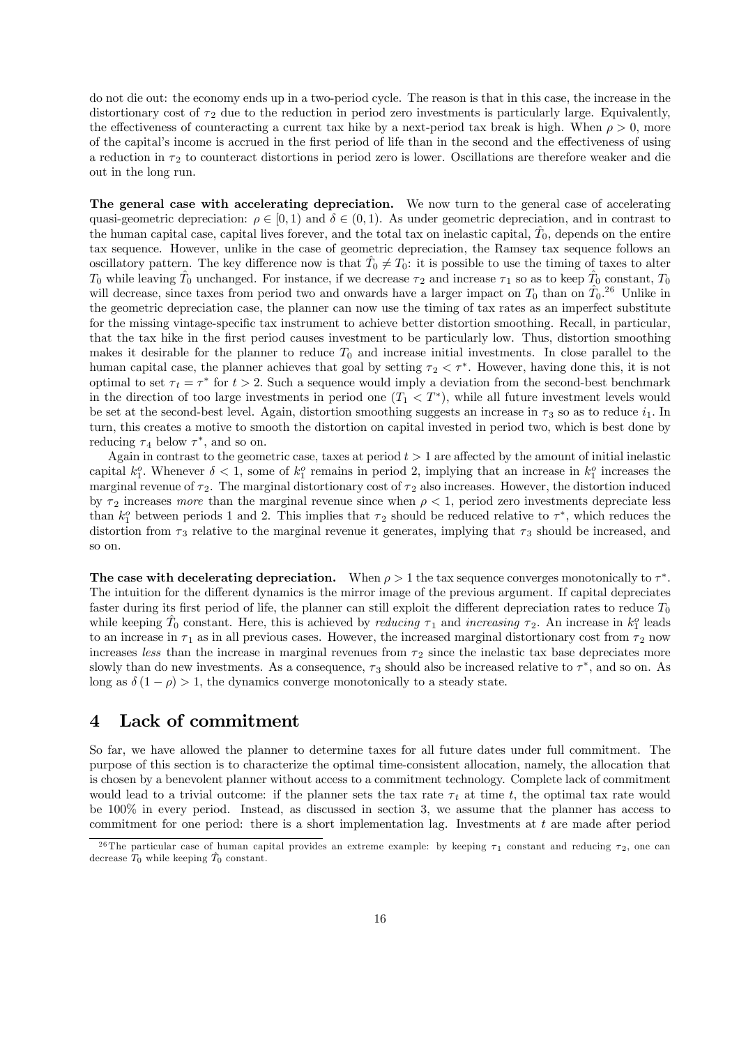do not die out: the economy ends up in a two-period cycle. The reason is that in this case, the increase in the distortionary cost of $\tau_2$ due to the reduction in period zero investments is particularly large. Equivalently, the effectiveness of counteracting a current tax hike by a next-period tax break is high. When $\rho > 0$, more of the capital's income is accrued in the first period of life than in the second and the effectiveness of using a reduction in $\tau_2$ to counteract distortions in period zero is lower. Oscillations are therefore weaker and die out in the long run.

**The general case with accelerating depreciation.** We now turn to the general case of accelerating quasi-geometric depreciation: $\rho \in [0, 1)$ and $\delta \in (0, 1)$. As under geometric depreciation, and in contrast to the human capital case, capital lives forever, and the total tax on inelastic capital, $\hat{T}_0$, depends on the entire tax sequence. However, unlike in the case of geometric depreciation, the Ramsey tax sequence follows an oscillatory pattern. The key difference now is that $\hat{T}_0 \neq T_0$: it is possible to use the timing of taxes to alter $T_0$ while leaving $\hat{T}_0$ unchanged. For instance, if we decrease $\tau_2$ and increase $\tau_1$ so as to keep $\hat{T}_0$ constant, $T_0$ will decrease, since taxes from period two and onwards have a larger impact on $T_0$ than on $\hat{T}_0$.[26] Unlike in the geometric depreciation case, the planner can now use the timing of tax rates as an imperfect substitute for the missing vintage-specific tax instrument to achieve better distortion smoothing. Recall, in particular, that the tax hike in the first period causes investment to be particularly low. Thus, distortion smoothing makes it desirable for the planner to reduce $T_0$ and increase initial investments. In close parallel to the human capital case, the planner achieves that goal by setting $\tau_2 < \tau^*$. However, having done this, it is not optimal to set $\tau_t = \tau^*$ for $t > 2$. Such a sequence would imply a deviation from the second-best benchmark in the direction of too large investments in period one ($T_1 < T^*$), while all future investment levels would be set at the second-best level. Again, distortion smoothing suggests an increase in $\tau_3$ so as to reduce $i_1$. In turn, this creates a motive to smooth the distortion on capital invested in period two, which is best done by reducing $\tau_4$ below $\tau^*$, and so on.

Again in contrast to the geometric case, taxes at period $t > 1$ are affected by the amount of initial inelastic capital $k_1^o$. Whenever $\delta < 1$, some of $k_1^o$ remains in period 2, implying that an increase in $k_1^o$ increases the marginal revenue of $\tau_2$. The marginal distortionary cost of $\tau_2$ also increases. However, the distortion induced by $\tau_2$ increases *more* than the marginal revenue since when $\rho < 1$, period zero investments depreciate less than $k_1^o$ between periods 1 and 2. This implies that $\tau_2$ should be reduced relative to $\tau^*$, which reduces the distortion from $\tau_3$ relative to the marginal revenue it generates, implying that $\tau_3$ should be increased, and so on.

**The case with decelerating depreciation.** When $\rho > 1$ the tax sequence converges monotonically to $\tau^*$. The intuition for the different dynamics is the mirror image of the previous argument. If capital depreciates faster during its first period of life, the planner can still exploit the different depreciation rates to reduce $T_0$ while keeping $\hat{T}_0$ constant. Here, this is achieved by *reducing* $\tau_1$ and *increasing* $\tau_2$. An increase in $k_1^o$ leads to an increase in $\tau_1$ as in all previous cases. However, the increased marginal distortionary cost from $\tau_2$ now increases *less* than the increase in marginal revenues from $\tau_2$ since the inelastic tax base depreciates more slowly than do new investments. As a consequence, $\tau_3$ should also be increased relative to $\tau^*$, and so on. As long as $\delta(1 - \rho) > 1$, the dynamics converge monotonically to a steady state.

# 4 Lack of commitment

So far, we have allowed the planner to determine taxes for all future dates under full commitment. The purpose of this section is to characterize the optimal time-consistent allocation, namely, the allocation that is chosen by a benevolent planner without access to a commitment technology. Complete lack of commitment would lead to a trivial outcome: if the planner sets the tax rate $\tau_t$ at time $t$, the optimal tax rate would be 100% in every period. Instead, as discussed in section 3, we assume that the planner has access to commitment for one period: there is a short implementation lag. Investments at $t$ are made after period

[26] The particular case of human capital provides an extreme example: by keeping $\tau_1$ constant and reducing $\tau_2$, one can decrease $T_0$ while keeping $\hat{T}_0$ constant.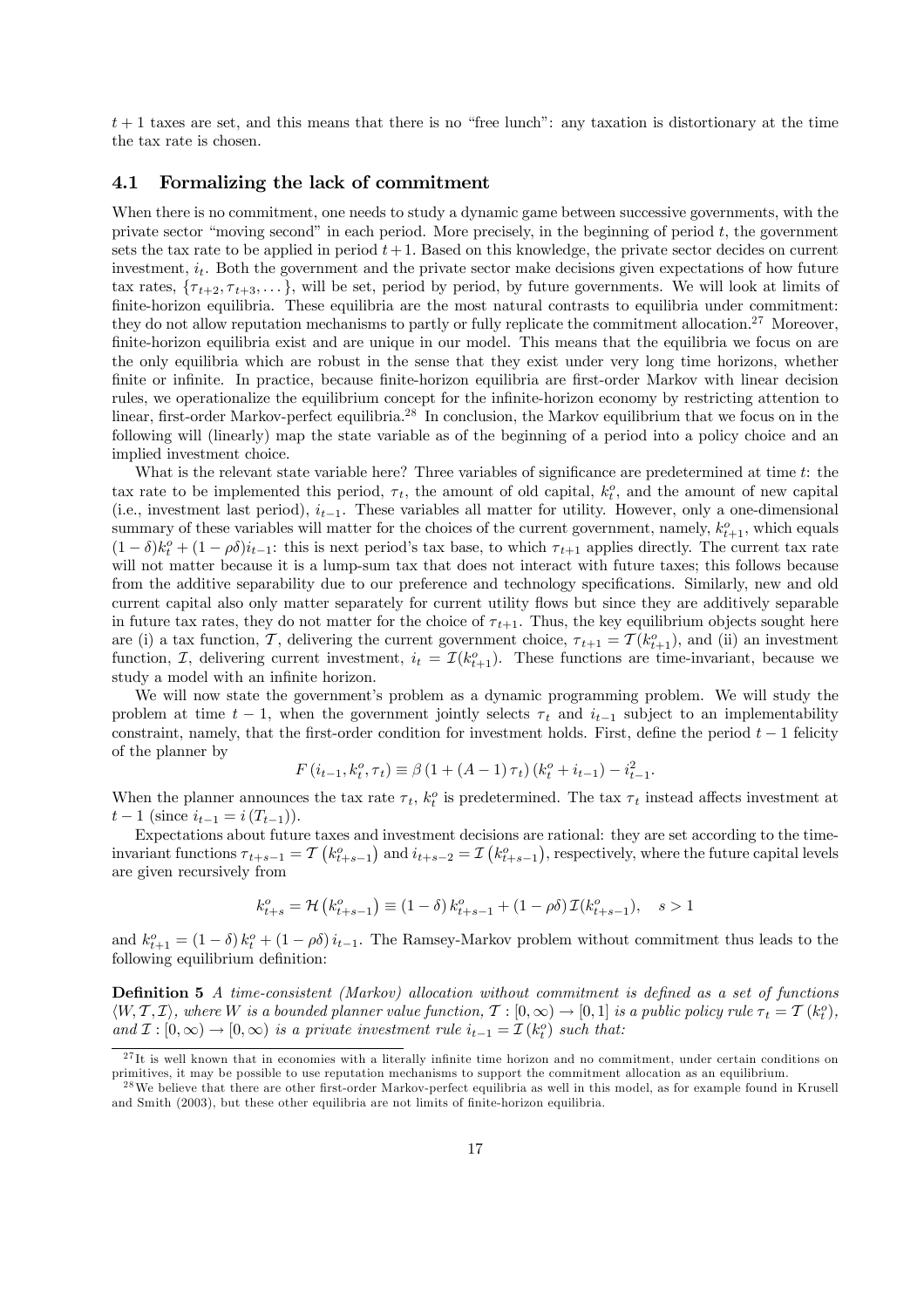$t+1$ taxes are set, and this means that there is no "free lunch": any taxation is distortionary at the time the tax rate is chosen.

### 4.1 Formalizing the lack of commitment

When there is no commitment, one needs to study a dynamic game between successive governments, with the private sector "moving second" in each period. More precisely, in the beginning of period $t$, the government sets the tax rate to be applied in period $t+1$. Based on this knowledge, the private sector decides on current investment, $i_t$. Both the government and the private sector make decisions given expectations of how future tax rates, $\{\tau_{t+2}, \tau_{t+3}, \dots\}$, will be set, period by period, by future governments. We will look at limits of finite-horizon equilibria. These equilibria are the most natural contrasts to equilibria under commitment: they do not allow reputation mechanisms to partly or fully replicate the commitment allocation.[27] Moreover, finite-horizon equilibria exist and are unique in our model. This means that the equilibria we focus on are the only equilibria which are robust in the sense that they exist under very long time horizons, whether finite or infinite. In practice, because finite-horizon equilibria are first-order Markov with linear decision rules, we operationalize the equilibrium concept for the infinite-horizon economy by restricting attention to linear, first-order Markov-perfect equilibria.[28] In conclusion, the Markov equilibrium that we focus on in the following will (linearly) map the state variable as of the beginning of a period into a policy choice and an implied investment choice.

What is the relevant state variable here? Three variables of significance are predetermined at time $t$: the tax rate to be implemented this period, $\tau_t$, the amount of old capital, $k_t^o$, and the amount of new capital (i.e., investment last period), $i_{t-1}$. These variables all matter for utility. However, only a one-dimensional summary of these variables will matter for the choices of the current government, namely, $k_{t+1}^o$, which equals $(1-\delta)k_t^o + (1-\rho\delta)i_{t-1}$: this is next period's tax base, to which $\tau_{t+1}$ applies directly. The current tax rate will not matter because it is a lump-sum tax that does not interact with future taxes; this follows because from the additive separability due to our preference and technology specifications. Similarly, new and old current capital also only matter separately for current utility flows but since they are additively separable in future tax rates, they do not matter for the choice of $\tau_{t+1}$. Thus, the key equilibrium objects sought here are (i) a tax function, $\mathcal{T}$, delivering the current government choice, $\tau_{t+1} = \mathcal{T}(k_{t+1}^o)$, and (ii) an investment function, $\mathcal{I}$, delivering current investment, $i_t = \mathcal{I}(k_{t+1}^o)$. These functions are time-invariant, because we study a model with an infinite horizon.

We will now state the government's problem as a dynamic programming problem. We will study the problem at time $t-1$, when the government jointly selects $\tau_t$ and $i_{t-1}$ subject to an implementability constraint, namely, that the first-order condition for investment holds. First, define the period $t-1$ felicity of the planner by

$$F\left(i_{t-1}, k_t^o, \tau_t\right) \equiv \beta\left(1 + (A-1)\tau_t\right)\left(k_t^o + i_{t-1}\right) - i_{t-1}^2.$$

When the planner announces the tax rate $\tau_t$, $k_t^o$ is predetermined. The tax $\tau_t$ instead affects investment at $t-1$ (since $i_{t-1} = i\left(T_{t-1}\right)$).

Expectations about future taxes and investment decisions are rational: they are set according to the time-invariant functions $\tau_{t+s-1} = \mathcal{T}\left(k_{t+s-1}^o\right)$ and $i_{t+s-2} = \mathcal{I}\left(k_{t+s-1}^o\right)$, respectively, where the future capital levels are given recursively from

$$k_{t+s}^o = \mathcal{H}\left(k_{t+s-1}^o\right) \equiv (1-\delta)k_{t+s-1}^o + (1-\rho\delta)\mathcal{I}(k_{t+s-1}^o), \quad s > 1$$

and $k_{t+1}^o = (1-\delta)k_t^o + (1-\rho\delta)i_{t-1}$. The Ramsey-Markov problem without commitment thus leads to the following equilibrium definition:

**Definition 5** *A time-consistent (Markov) allocation without commitment is defined as a set of functions $\langle W, \mathcal{T}, \mathcal{I}\rangle$, where $W$ is a bounded planner value function, $\mathcal{T} : [0,\infty) \to [0,1]$ is a public policy rule $\tau_t = \mathcal{T}\left(k_t^o\right)$, and $\mathcal{I} : [0,\infty) \to [0,\infty)$ is a private investment rule $i_{t-1} = \mathcal{I}\left(k_t^o\right)$ such that:*

[27] It is well known that in economies with a literally infinite time horizon and no commitment, under certain conditions on primitives, it may be possible to use reputation mechanisms to support the commitment allocation as an equilibrium.

[28] We believe that there are other first-order Markov-perfect equilibria as well in this model, as for example found in Krusell and Smith (2003), but these other equilibria are not limits of finite-horizon equilibria.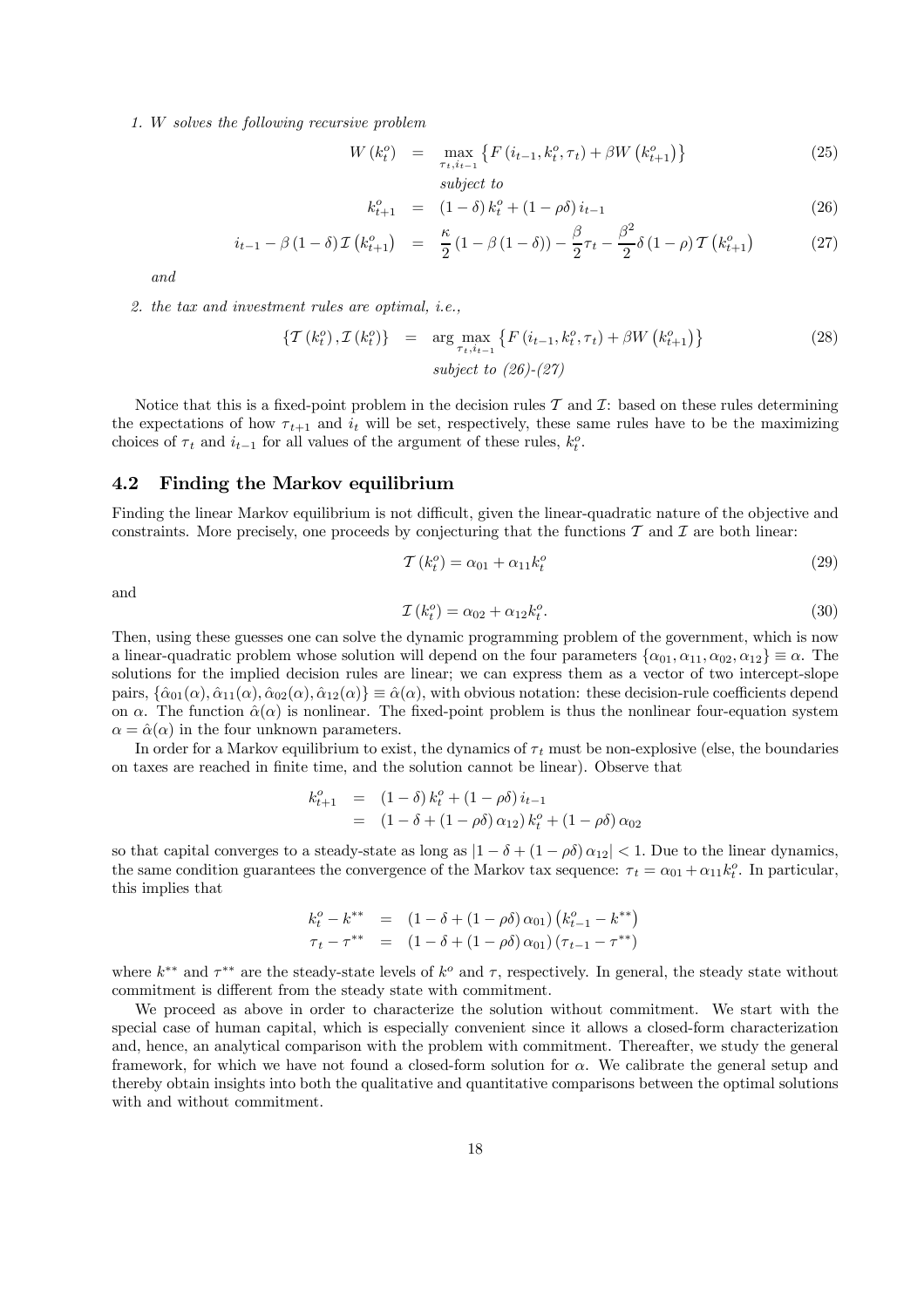1. *W solves the following recursive problem*

$$W\left(k_t^o\right) = \max_{\tau_t, i_{t-1}} \left\{F\left(i_{t-1}, k_t^o, \tau_t\right) + \beta W\left(k_{t+1}^o\right)\right\} \tag{25}$$

*subject to*

$$k_{t+1}^o = (1-\delta) k_t^o + (1-\rho\delta) i_{t-1} \tag{26}$$

$$i_{t-1} - \beta(1-\delta)\mathcal{I}\left(k_{t+1}^o\right) = \frac{\kappa}{2}(1-\beta(1-\delta)) - \frac{\beta}{2}\tau_t - \frac{\beta^2}{2}\delta(1-\rho)\mathcal{T}\left(k_{t+1}^o\right) \tag{27}$$

*and*

2. *the tax and investment rules are optimal, i.e.,*

$$\left\{\mathcal{T}\left(k_t^o\right), \mathcal{I}\left(k_t^o\right)\right\} = \arg\max_{\tau_t, i_{t-1}} \left\{F\left(i_{t-1}, k_t^o, \tau_t\right) + \beta W\left(k_{t+1}^o\right)\right\} \tag{28}$$

*subject to (26)-(27)*

Notice that this is a fixed-point problem in the decision rules $\mathcal{T}$ and $\mathcal{I}$: based on these rules determining the expectations of how $\tau_{t+1}$ and $i_t$ will be set, respectively, these same rules have to be the maximizing choices of $\tau_t$ and $i_{t-1}$ for all values of the argument of these rules, $k_t^o$.

## 4.2 Finding the Markov equilibrium

Finding the linear Markov equilibrium is not difficult, given the linear-quadratic nature of the objective and constraints. More precisely, one proceeds by conjecturing that the functions $\mathcal{T}$ and $\mathcal{I}$ are both linear:

$$\mathcal{T}\left(k_t^o\right) = \alpha_{01} + \alpha_{11} k_t^o \tag{29}$$

and

$$\mathcal{I}\left(k_t^o\right) = \alpha_{02} + \alpha_{12} k_t^o. \tag{30}$$

Then, using these guesses one can solve the dynamic programming problem of the government, which is now a linear-quadratic problem whose solution will depend on the four parameters $\{\alpha_{01}, \alpha_{11}, \alpha_{02}, \alpha_{12}\} \equiv \alpha$. The solutions for the implied decision rules are linear; we can express them as a vector of two intercept-slope pairs, $\{\hat{\alpha}_{01}(\alpha), \hat{\alpha}_{11}(\alpha), \hat{\alpha}_{02}(\alpha), \hat{\alpha}_{12}(\alpha)\} \equiv \hat{\alpha}(\alpha)$, with obvious notation: these decision-rule coefficients depend on $\alpha$. The function $\hat{\alpha}(\alpha)$ is nonlinear. The fixed-point problem is thus the nonlinear four-equation system $\alpha = \hat{\alpha}(\alpha)$ in the four unknown parameters.

In order for a Markov equilibrium to exist, the dynamics of $\tau_t$ must be non-explosive (else, the boundaries on taxes are reached in finite time, and the solution cannot be linear). Observe that

$$\begin{aligned} k_{t+1}^o &= (1-\delta) k_t^o + (1-\rho\delta) i_{t-1} \\ &= (1-\delta + (1-\rho\delta)\alpha_{12}) k_t^o + (1-\rho\delta)\alpha_{02} \end{aligned}$$

so that capital converges to a steady-state as long as $|1-\delta+(1-\rho\delta)\alpha_{12}| < 1$. Due to the linear dynamics, the same condition guarantees the convergence of the Markov tax sequence: $\tau_t = \alpha_{01} + \alpha_{11} k_t^o$. In particular, this implies that

$$\begin{aligned} k_t^o - k^{**} &= (1-\delta + (1-\rho\delta)\alpha_{01})\left(k_{t-1}^o - k^{**}\right) \\ \tau_t - \tau^{**} &= (1-\delta + (1-\rho\delta)\alpha_{01})\left(\tau_{t-1} - \tau^{**}\right) \end{aligned}$$

where $k^{**}$ and $\tau^{**}$ are the steady-state levels of $k^o$ and $\tau$, respectively. In general, the steady state without commitment is different from the steady state with commitment.

We proceed as above in order to characterize the solution without commitment. We start with the special case of human capital, which is especially convenient since it allows a closed-form characterization and, hence, an analytical comparison with the problem with commitment. Thereafter, we study the general framework, for which we have not found a closed-form solution for $\alpha$. We calibrate the general setup and thereby obtain insights into both the qualitative and quantitative comparisons between the optimal solutions with and without commitment.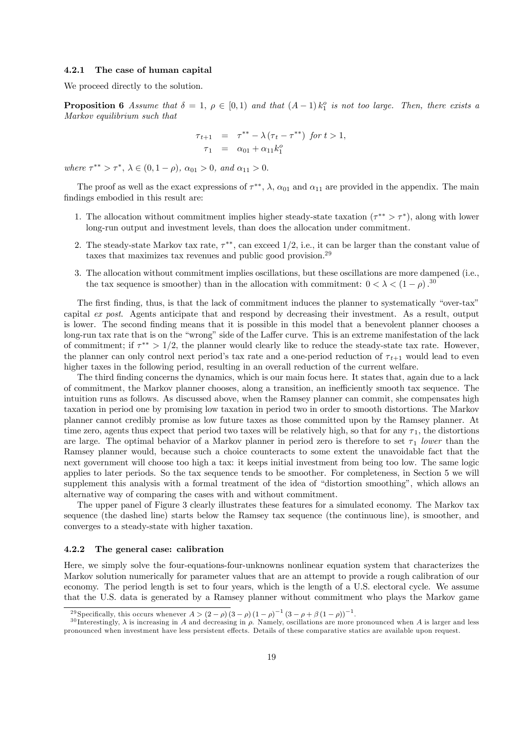#### 4.2.1 The case of human capital

We proceed directly to the solution.

**Proposition 6** *Assume that $\delta = 1$, $\rho \in [0, 1)$ and that $(A - 1) k_1^o$ is not too large. Then, there exists a Markov equilibrium such that*

$$\tau_{t+1} = \tau^{**} - \lambda (\tau_t - \tau^{**}) \text{ for } t > 1,$$
$$\tau_1 = \alpha_{01} + \alpha_{11} k_1^o$$

*where $\tau^{**} > \tau^*$, $\lambda \in (0, 1 - \rho)$, $\alpha_{01} > 0$, and $\alpha_{11} > 0$.*

The proof as well as the exact expressions of $\tau^{**}$, $\lambda$, $\alpha_{01}$ and $\alpha_{11}$ are provided in the appendix. The main findings embodied in this result are:

1. The allocation without commitment implies higher steady-state taxation ($\tau^{**} > \tau^*$), along with lower long-run output and investment levels, than does the allocation under commitment.
2. The steady-state Markov tax rate, $\tau^{**}$, can exceed $1/2$, i.e., it can be larger than the constant value of taxes that maximizes tax revenues and public good provision.[29]
3. The allocation without commitment implies oscillations, but these oscillations are more dampened (i.e., the tax sequence is smoother) than in the allocation with commitment: $0 < \lambda < (1 - \rho)$.[30]

The first finding, thus, is that the lack of commitment induces the planner to systematically "over-tax" capital *ex post*. Agents anticipate that and respond by decreasing their investment. As a result, output is lower. The second finding means that it is possible in this model that a benevolent planner chooses a long-run tax rate that is on the "wrong" side of the Laffer curve. This is an extreme manifestation of the lack of commitment; if $\tau^{**} > 1/2$, the planner would clearly like to reduce the steady-state tax rate. However, the planner can only control next period's tax rate and a one-period reduction of $\tau_{t+1}$ would lead to even higher taxes in the following period, resulting in an overall reduction of the current welfare.

The third finding concerns the dynamics, which is our main focus here. It states that, again due to a lack of commitment, the Markov planner chooses, along a transition, an inefficiently smooth tax sequence. The intuition runs as follows. As discussed above, when the Ramsey planner can commit, she compensates high taxation in period one by promising low taxation in period two in order to smooth distortions. The Markov planner cannot credibly promise as low future taxes as those committed upon by the Ramsey planner. At time zero, agents thus expect that period two taxes will be relatively high, so that for any $\tau_1$, the distortions are large. The optimal behavior of a Markov planner in period zero is therefore to set $\tau_1$ *lower* than the Ramsey planner would, because such a choice counteracts to some extent the unavoidable fact that the next government will choose too high a tax: it keeps initial investment from being too low. The same logic applies to later periods. So the tax sequence tends to be smoother. For completeness, in Section 5 we will supplement this analysis with a formal treatment of the idea of "distortion smoothing", which allows an alternative way of comparing the cases with and without commitment.

The upper panel of Figure 3 clearly illustrates these features for a simulated economy. The Markov tax sequence (the dashed line) starts below the Ramsey tax sequence (the continuous line), is smoother, and converges to a steady-state with higher taxation.

#### 4.2.2 The general case: calibration

Here, we simply solve the four-equations-four-unknowns nonlinear equation system that characterizes the Markov solution numerically for parameter values that are an attempt to provide a rough calibration of our economy. The period length is set to four years, which is the length of a U.S. electoral cycle. We assume that the U.S. data is generated by a Ramsey planner without commitment who plays the Markov game

---

[29] Specifically, this occurs whenever $A > (2 - \rho)(3 - \rho)(1 - \rho)^{-1}(3 - \rho + \beta(1 - \rho))^{-1}$.

[30] Interestingly, $\lambda$ is increasing in $A$ and decreasing in $\rho$. Namely, oscillations are more pronounced when $A$ is larger and less pronounced when investment have less persistent effects. Details of these comparative statics are available upon request.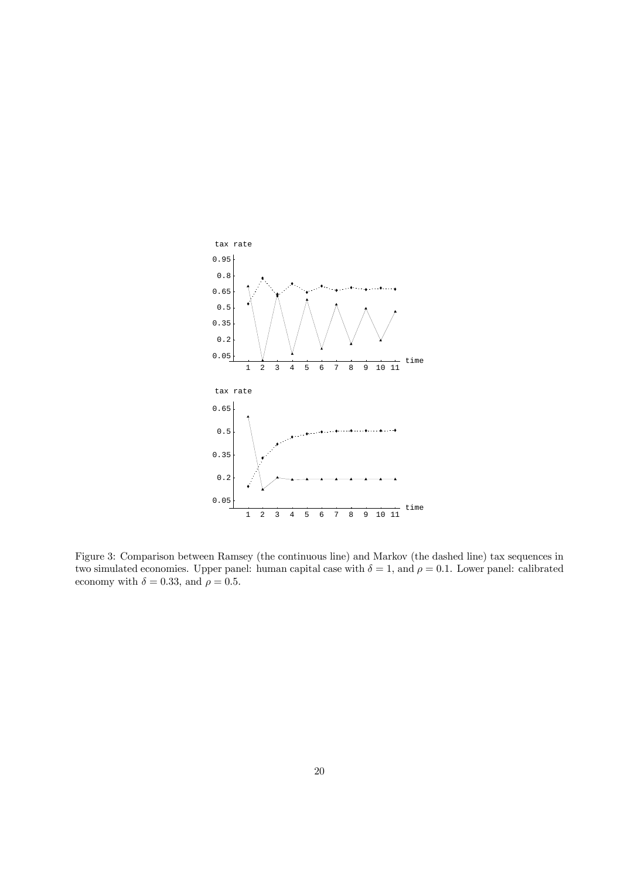Figure 3: Comparison between Ramsey (the continuous line) and Markov (the dashed line) tax sequences in two simulated economies. Upper panel: human capital case with $\delta = 1$, and $\rho = 0.1$. Lower panel: calibrated economy with $\delta = 0.33$, and $\rho = 0.5$.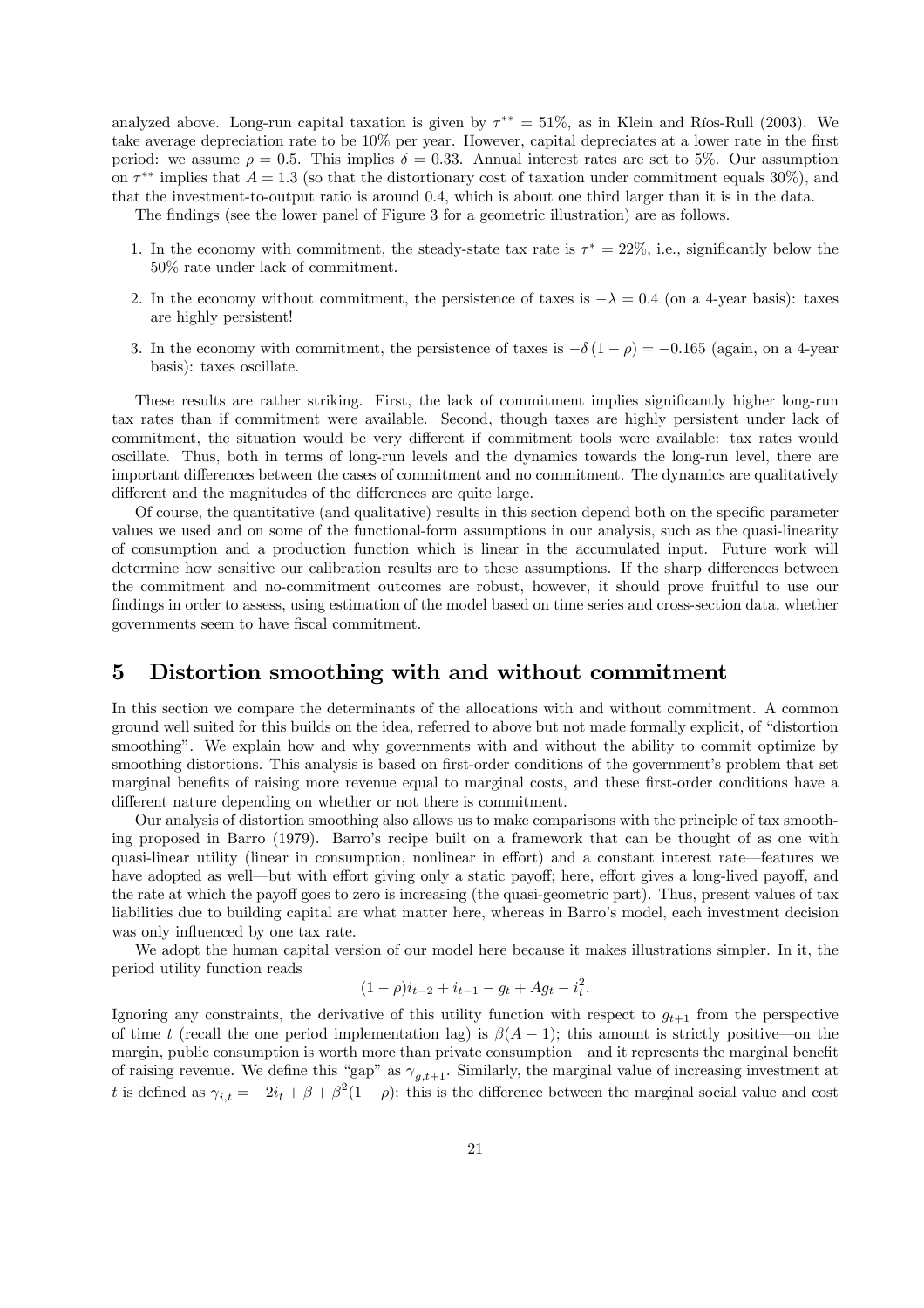analyzed above. Long-run capital taxation is given by $\tau^{**} = 51\%$, as in Klein and Ríos-Rull (2003). We take average depreciation rate to be 10% per year. However, capital depreciates at a lower rate in the first period: we assume $\rho = 0.5$. This implies $\delta = 0.33$. Annual interest rates are set to 5%. Our assumption on $\tau^{**}$ implies that $A = 1.3$ (so that the distortionary cost of taxation under commitment equals 30%), and that the investment-to-output ratio is around 0.4, which is about one third larger than it is in the data.

The findings (see the lower panel of Figure 3 for a geometric illustration) are as follows.

1. In the economy with commitment, the steady-state tax rate is $\tau^* = 22\%$, i.e., significantly below the 50% rate under lack of commitment.
2. In the economy without commitment, the persistence of taxes is $-\lambda = 0.4$ (on a 4-year basis): taxes are highly persistent!
3. In the economy with commitment, the persistence of taxes is $-\delta(1-\rho) = -0.165$ (again, on a 4-year basis): taxes oscillate.

These results are rather striking. First, the lack of commitment implies significantly higher long-run tax rates than if commitment were available. Second, though taxes are highly persistent under lack of commitment, the situation would be very different if commitment tools were available: tax rates would oscillate. Thus, both in terms of long-run levels and the dynamics towards the long-run level, there are important differences between the cases of commitment and no commitment. The dynamics are qualitatively different and the magnitudes of the differences are quite large.

Of course, the quantitative (and qualitative) results in this section depend both on the specific parameter values we used and on some of the functional-form assumptions in our analysis, such as the quasi-linearity of consumption and a production function which is linear in the accumulated input. Future work will determine how sensitive our calibration results are to these assumptions. If the sharp differences between the commitment and no-commitment outcomes are robust, however, it should prove fruitful to use our findings in order to assess, using estimation of the model based on time series and cross-section data, whether governments seem to have fiscal commitment.

# 5 Distortion smoothing with and without commitment

In this section we compare the determinants of the allocations with and without commitment. A common ground well suited for this builds on the idea, referred to above but not made formally explicit, of "distortion smoothing". We explain how and why governments with and without the ability to commit optimize by smoothing distortions. This analysis is based on first-order conditions of the government's problem that set marginal benefits of raising more revenue equal to marginal costs, and these first-order conditions have a different nature depending on whether or not there is commitment.

Our analysis of distortion smoothing also allows us to make comparisons with the principle of tax smoothing proposed in Barro (1979). Barro's recipe built on a framework that can be thought of as one with quasi-linear utility (linear in consumption, nonlinear in effort) and a constant interest rate—features we have adopted as well—but with effort giving only a static payoff; here, effort gives a long-lived payoff, and the rate at which the payoff goes to zero is increasing (the quasi-geometric part). Thus, present values of tax liabilities due to building capital are what matter here, whereas in Barro's model, each investment decision was only influenced by one tax rate.

We adopt the human capital version of our model here because it makes illustrations simpler. In it, the period utility function reads

$$(1-\rho)i_{t-2} + i_{t-1} - g_t + Ag_t - i_t^2.$$

Ignoring any constraints, the derivative of this utility function with respect to $g_{t+1}$ from the perspective of time $t$ (recall the one period implementation lag) is $\beta(A-1)$; this amount is strictly positive—on the margin, public consumption is worth more than private consumption—and it represents the marginal benefit of raising revenue. We define this "gap" as $\gamma_{g,t+1}$. Similarly, the marginal value of increasing investment at $t$ is defined as $\gamma_{i,t} = -2i_t + \beta + \beta^2(1-\rho)$: this is the difference between the marginal social value and cost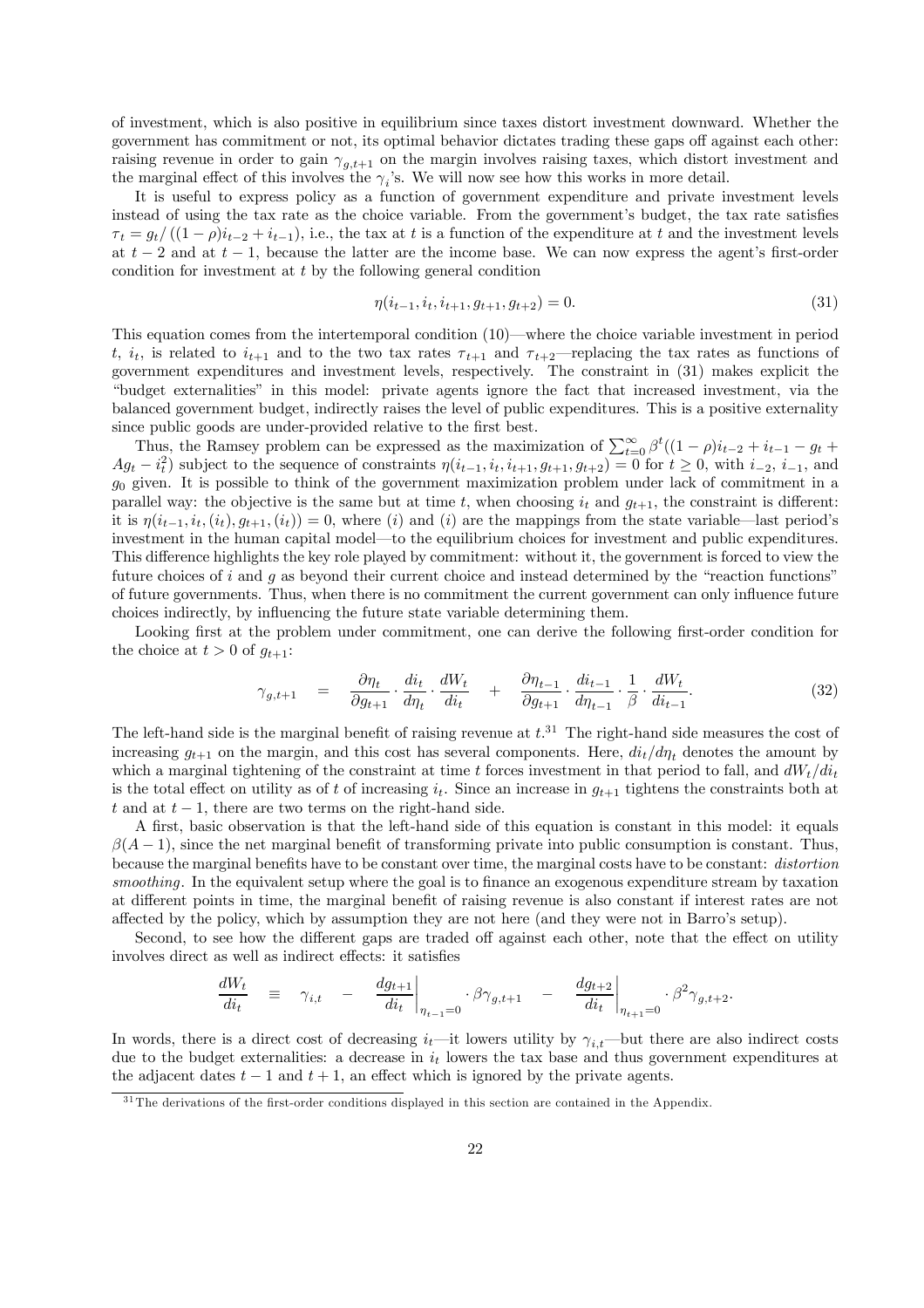of investment, which is also positive in equilibrium since taxes distort investment downward. Whether the government has commitment or not, its optimal behavior dictates trading these gaps off against each other: raising revenue in order to gain $\gamma_{g,t+1}$ on the margin involves raising taxes, which distort investment and the marginal effect of this involves the $\gamma_i$'s. We will now see how this works in more detail.

It is useful to express policy as a function of government expenditure and private investment levels instead of using the tax rate as the choice variable. From the government's budget, the tax rate satisfies $\tau_t = g_t/\left((1-\rho)i_{t-2} + i_{t-1}\right)$, i.e., the tax at $t$ is a function of the expenditure at $t$ and the investment levels at $t-2$ and at $t-1$, because the latter are the income base. We can now express the agent's first-order condition for investment at $t$ by the following general condition

$$\eta(i_{t-1}, i_t, i_{t+1}, g_{t+1}, g_{t+2}) = 0. \tag{31}$$

This equation comes from the intertemporal condition (10)—where the choice variable investment in period $t$, $i_t$, is related to $i_{t+1}$ and to the two tax rates $\tau_{t+1}$ and $\tau_{t+2}$—replacing the tax rates as functions of government expenditures and investment levels, respectively. The constraint in (31) makes explicit the "budget externalities" in this model: private agents ignore the fact that increased investment, via the balanced government budget, indirectly raises the level of public expenditures. This is a positive externality since public goods are under-provided relative to the first best.

Thus, the Ramsey problem can be expressed as the maximization of $\sum_{t=0}^{\infty} \beta^t((1-\rho)i_{t-2} + i_{t-1} - g_t + Ag_t - i_t^2)$ subject to the sequence of constraints $\eta(i_{t-1}, i_t, i_{t+1}, g_{t+1}, g_{t+2}) = 0$ for $t \geq 0$, with $i_{-2}$, $i_{-1}$, and $g_0$ given. It is possible to think of the government maximization problem under lack of commitment in a parallel way: the objective is the same but at time $t$, when choosing $i_t$ and $g_{t+1}$, the constraint is different: it is $\eta(i_{t-1}, i_t, (i_t), g_{t+1}, (i_t)) = 0$, where $(i)$ and $(i)$ are the mappings from the state variable—last period's investment in the human capital model—to the equilibrium choices for investment and public expenditures. This difference highlights the key role played by commitment: without it, the government is forced to view the future choices of $i$ and $g$ as beyond their current choice and instead determined by the "reaction functions" of future governments. Thus, when there is no commitment the current government can only influence future choices indirectly, by influencing the future state variable determining them.

Looking first at the problem under commitment, one can derive the following first-order condition for the choice at $t > 0$ of $g_{t+1}$:

$$\gamma_{g,t+1} \quad = \quad \frac{\partial \eta_t}{\partial g_{t+1}} \cdot \frac{di_t}{d\eta_t} \cdot \frac{dW_t}{di_t} \quad + \quad \frac{\partial \eta_{t-1}}{\partial g_{t+1}} \cdot \frac{di_{t-1}}{d\eta_{t-1}} \cdot \frac{1}{\beta} \cdot \frac{dW_t}{di_{t-1}}. \tag{32}$$

The left-hand side is the marginal benefit of raising revenue at $t$.[31] The right-hand side measures the cost of increasing $g_{t+1}$ on the margin, and this cost has several components. Here, $di_t/d\eta_t$ denotes the amount by which a marginal tightening of the constraint at time $t$ forces investment in that period to fall, and $dW_t/di_t$ is the total effect on utility as of $t$ of increasing $i_t$. Since an increase in $g_{t+1}$ tightens the constraints both at $t$ and at $t-1$, there are two terms on the right-hand side.

A first, basic observation is that the left-hand side of this equation is constant in this model: it equals $\beta(A-1)$, since the net marginal benefit of transforming private into public consumption is constant. Thus, because the marginal benefits have to be constant over time, the marginal costs have to be constant: *distortion smoothing*. In the equivalent setup where the goal is to finance an exogenous expenditure stream by taxation at different points in time, the marginal benefit of raising revenue is also constant if interest rates are not affected by the policy, which by assumption they are not here (and they were not in Barro's setup).

Second, to see how the different gaps are traded off against each other, note that the effect on utility involves direct as well as indirect effects: it satisfies

$$\frac{dW_t}{di_t} \quad \equiv \quad \gamma_{i,t} \quad - \quad \left.\frac{dg_{t+1}}{di_t}\right|_{\eta_{t-1}=0} \cdot \beta\gamma_{g,t+1} \quad - \quad \left.\frac{dg_{t+2}}{di_t}\right|_{\eta_{t+1}=0} \cdot \beta^2\gamma_{g,t+2}.$$

In words, there is a direct cost of decreasing $i_t$—it lowers utility by $\gamma_{i,t}$—but there are also indirect costs due to the budget externalities: a decrease in $i_t$ lowers the tax base and thus government expenditures at the adjacent dates $t-1$ and $t+1$, an effect which is ignored by the private agents.

[31] The derivations of the first-order conditions displayed in this section are contained in the Appendix.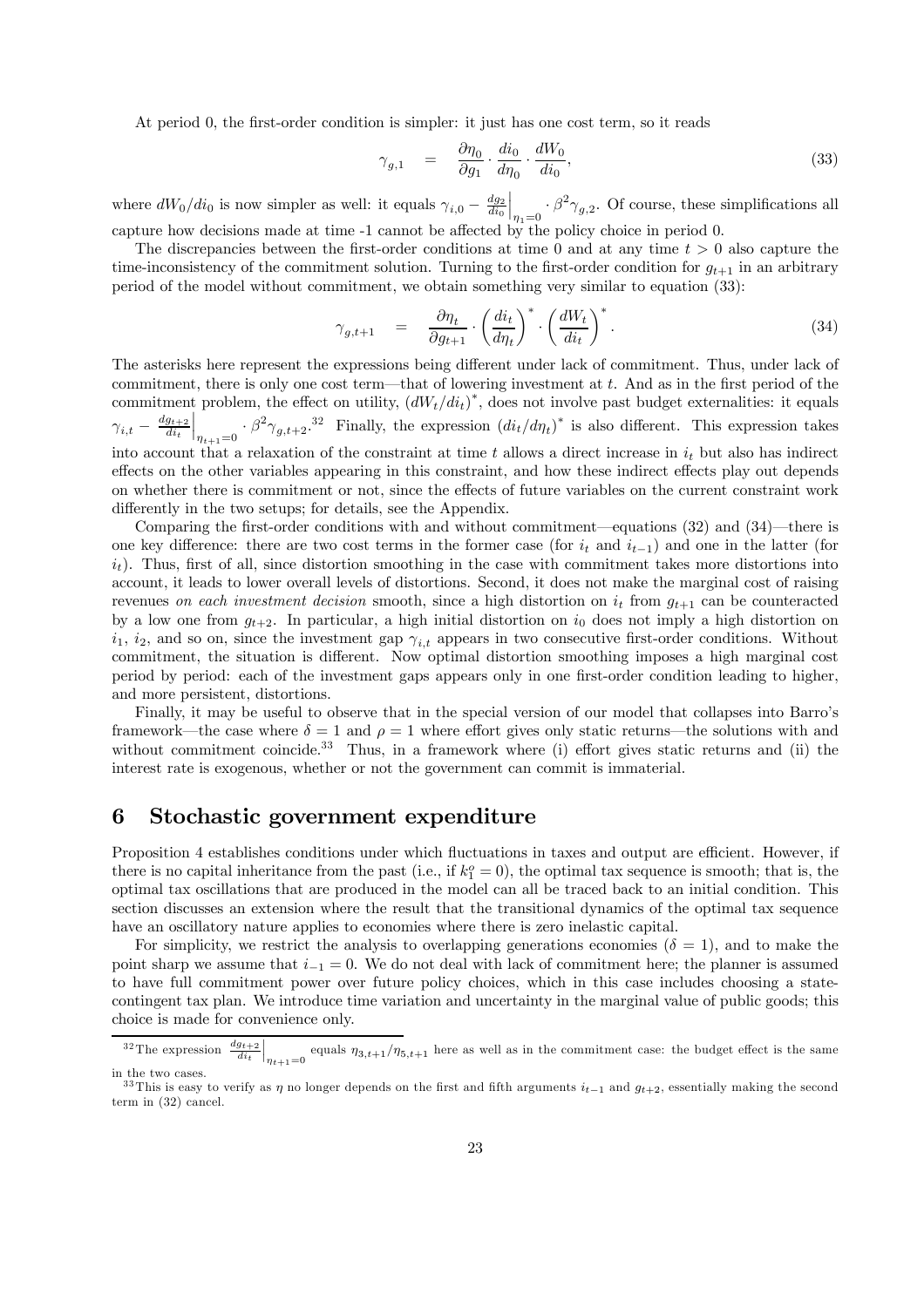At period 0, the first-order condition is simpler: it just has one cost term, so it reads

$$\gamma_{g,1} = \frac{\partial \eta_0}{\partial g_1} \cdot \frac{di_0}{d\eta_0} \cdot \frac{dW_0}{di_0}, \tag{33}$$

where $dW_0/di_0$ is now simpler as well: it equals $\gamma_{i,0} - \left.\frac{dg_2}{di_0}\right|_{\eta_1=0} \cdot \beta^2 \gamma_{g,2}$. Of course, these simplifications all capture how decisions made at time -1 cannot be affected by the policy choice in period 0.

The discrepancies between the first-order conditions at time 0 and at any time $t > 0$ also capture the time-inconsistency of the commitment solution. Turning to the first-order condition for $g_{t+1}$ in an arbitrary period of the model without commitment, we obtain something very similar to equation (33):

$$\gamma_{g,t+1} = \frac{\partial \eta_t}{\partial g_{t+1}} \cdot \left(\frac{di_t}{d\eta_t}\right)^* \cdot \left(\frac{dW_t}{di_t}\right)^*. \tag{34}$$

The asterisks here represent the expressions being different under lack of commitment. Thus, under lack of commitment, there is only one cost term—that of lowering investment at $t$. And as in the first period of the commitment problem, the effect on utility, $(dW_t/di_t)^*$, does not involve past budget externalities: it equals $\gamma_{i,t} - \left.\frac{dg_{t+2}}{di_t}\right|_{\eta_{t+1}=0} \cdot \beta^2 \gamma_{g,t+2}$.[32] Finally, the expression $(di_t/d\eta_t)^*$ is also different. This expression takes into account that a relaxation of the constraint at time $t$ allows a direct increase in $i_t$ but also has indirect effects on the other variables appearing in this constraint, and how these indirect effects play out depends on whether there is commitment or not, since the effects of future variables on the current constraint work differently in the two setups; for details, see the Appendix.

Comparing the first-order conditions with and without commitment—equations (32) and (34)—there is one key difference: there are two cost terms in the former case (for $i_t$ and $i_{t-1}$) and one in the latter (for $i_t$). Thus, first of all, since distortion smoothing in the case with commitment takes more distortions into account, it leads to lower overall levels of distortions. Second, it does not make the marginal cost of raising revenues *on each investment decision* smooth, since a high distortion on $i_t$ from $g_{t+1}$ can be counteracted by a low one from $g_{t+2}$. In particular, a high initial distortion on $i_0$ does not imply a high distortion on $i_1$, $i_2$, and so on, since the investment gap $\gamma_{i,t}$ appears in two consecutive first-order conditions. Without commitment, the situation is different. Now optimal distortion smoothing imposes a high marginal cost period by period: each of the investment gaps appears only in one first-order condition leading to higher, and more persistent, distortions.

Finally, it may be useful to observe that in the special version of our model that collapses into Barro's framework—the case where $\delta = 1$ and $\rho = 1$ where effort gives only static returns—the solutions with and without commitment coincide.[33] Thus, in a framework where (i) effort gives static returns and (ii) the interest rate is exogenous, whether or not the government can commit is immaterial.

## 6 Stochastic government expenditure

Proposition 4 establishes conditions under which fluctuations in taxes and output are efficient. However, if there is no capital inheritance from the past (i.e., if $k_1^o = 0$), the optimal tax sequence is smooth; that is, the optimal tax oscillations that are produced in the model can all be traced back to an initial condition. This section discusses an extension where the result that the transitional dynamics of the optimal tax sequence have an oscillatory nature applies to economies where there is zero inelastic capital.

For simplicity, we restrict the analysis to overlapping generations economies ($\delta = 1$), and to make the point sharp we assume that $i_{-1} = 0$. We do not deal with lack of commitment here; the planner is assumed to have full commitment power over future policy choices, which in this case includes choosing a state-contingent tax plan. We introduce time variation and uncertainty in the marginal value of public goods; this choice is made for convenience only.

[32] The expression $\left.\frac{dg_{t+2}}{di_t}\right|_{\eta_{t+1}=0}$ equals $\eta_{3,t+1}/\eta_{5,t+1}$ here as well as in the commitment case: the budget effect is the same in the two cases.

[33] This is easy to verify as $\eta$ no longer depends on the first and fifth arguments $i_{t-1}$ and $g_{t+2}$, essentially making the second term in (32) cancel.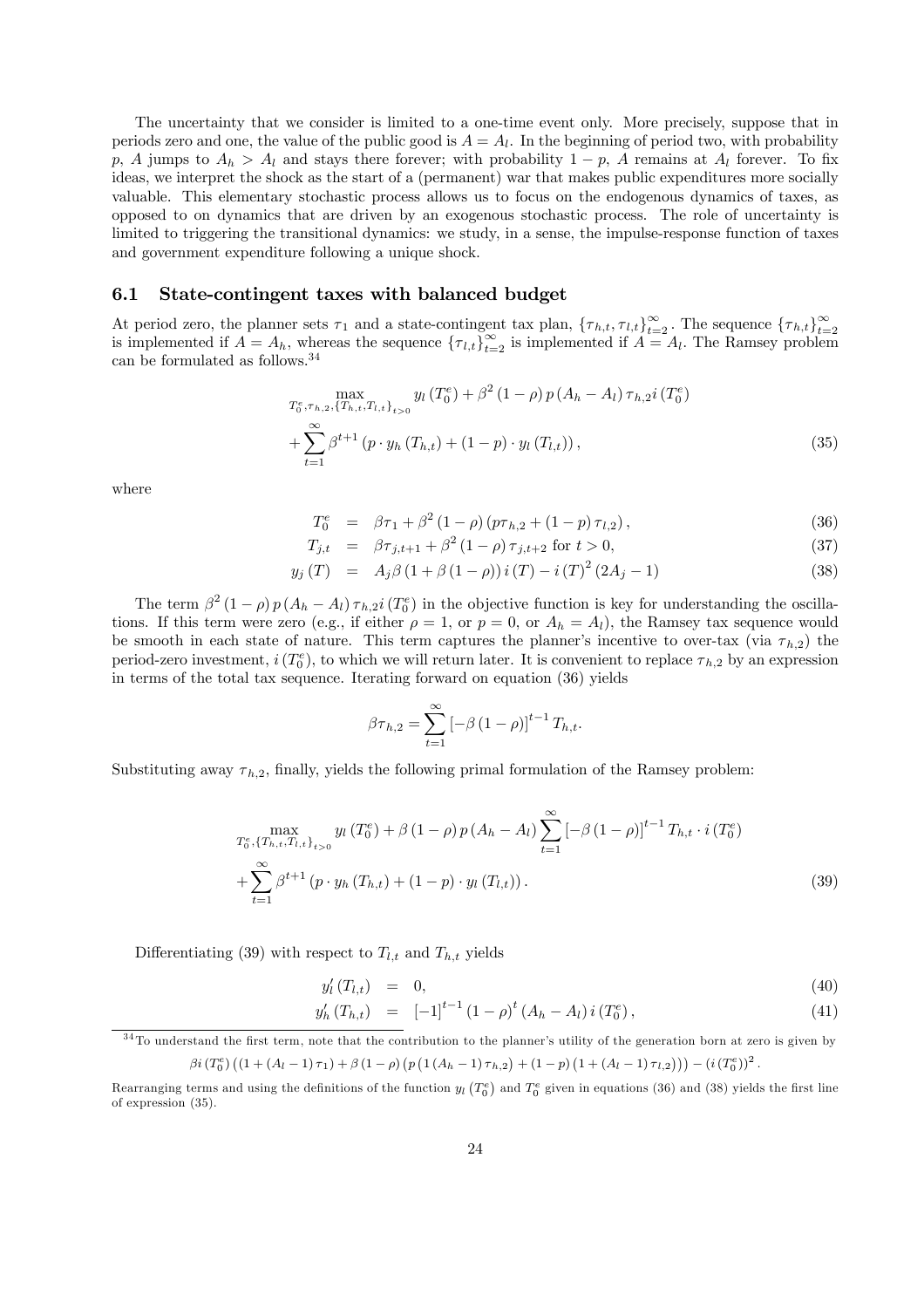The uncertainty that we consider is limited to a one-time event only. More precisely, suppose that in periods zero and one, the value of the public good is $A = A_l$. In the beginning of period two, with probability $p$, $A$ jumps to $A_h > A_l$ and stays there forever; with probability $1-p$, $A$ remains at $A_l$ forever. To fix ideas, we interpret the shock as the start of a (permanent) war that makes public expenditures more socially valuable. This elementary stochastic process allows us to focus on the endogenous dynamics of taxes, as opposed to on dynamics that are driven by an exogenous stochastic process. The role of uncertainty is limited to triggering the transitional dynamics: we study, in a sense, the impulse-response function of taxes and government expenditure following a unique shock.

## 6.1 State-contingent taxes with balanced budget

At period zero, the planner sets $\tau_1$ and a state-contingent tax plan, $\{\tau_{h,t}, \tau_{l,t}\}_{t=2}^{\infty}$. The sequence $\{\tau_{h,t}\}_{t=2}^{\infty}$ is implemented if $A = A_h$, whereas the sequence $\{\tau_{l,t}\}_{t=2}^{\infty}$ is implemented if $A = A_l$. The Ramsey problem can be formulated as follows.[34]

$$\max_{T_0^e, \tau_{h,2}, \{T_{h,t}, T_{l,t}\}_{t>0}} y_l\left(T_0^e\right) + \beta^2 (1-\rho) p (A_h - A_l) \tau_{h,2} i\left(T_0^e\right) + \sum_{t=1}^{\infty} \beta^{t+1} \left(p \cdot y_h\left(T_{h,t}\right) + (1-p) \cdot y_l\left(T_{l,t}\right)\right), \tag{35}$$

where

$$T_0^e = \beta \tau_1 + \beta^2 (1-\rho) \left(p \tau_{h,2} + (1-p) \tau_{l,2}\right), \tag{36}$$

$$T_{j,t} = \beta \tau_{j,t+1} + \beta^2 (1-\rho) \tau_{j,t+2} \text{ for } t > 0, \tag{37}$$

$$y_j(T) = A_j \beta (1 + \beta (1-\rho)) i(T) - i(T)^2 (2A_j - 1) \tag{38}$$

The term $\beta^2 (1-\rho) p (A_h - A_l) \tau_{h,2} i\left(T_0^e\right)$ in the objective function is key for understanding the oscillations. If this term were zero (e.g., if either $\rho = 1$, or $p = 0$, or $A_h = A_l$), the Ramsey tax sequence would be smooth in each state of nature. This term captures the planner's incentive to over-tax (via $\tau_{h,2}$) the period-zero investment, $i\left(T_0^e\right)$, to which we will return later. It is convenient to replace $\tau_{h,2}$ by an expression in terms of the total tax sequence. Iterating forward on equation (36) yields

$$\beta \tau_{h,2} = \sum_{t=1}^{\infty} \left[-\beta (1-\rho)\right]^{t-1} T_{h,t}.$$

Substituting away $\tau_{h,2}$, finally, yields the following primal formulation of the Ramsey problem:

$$\max_{T_0^e, \{T_{h,t}, T_{l,t}\}_{t>0}} y_l\left(T_0^e\right) + \beta (1-\rho) p (A_h - A_l) \sum_{t=1}^{\infty} \left[-\beta (1-\rho)\right]^{t-1} T_{h,t} \cdot i\left(T_0^e\right) + \sum_{t=1}^{\infty} \beta^{t+1} \left(p \cdot y_h\left(T_{h,t}\right) + (1-p) \cdot y_l\left(T_{l,t}\right)\right). \tag{39}$$

Differentiating (39) with respect to $T_{l,t}$ and $T_{h,t}$ yields

$$y_l'\left(T_{l,t}\right) = 0, \tag{40}$$

$$y_h'\left(T_{h,t}\right) = [-1]^{t-1} (1-\rho)^t (A_h - A_l) i\left(T_0^e\right), \tag{41}$$

---

[34] To understand the first term, note that the contribution to the planner's utility of the generation born at zero is given by

$$\beta i\left(T_0^e\right) \left(\left(1 + (A_l - 1)\tau_1\right) + \beta (1-\rho) \left(p \left(1 (A_h - 1) \tau_{h,2}\right) + (1-p) \left(1 + (A_l - 1) \tau_{l,2}\right)\right)\right) - \left(i\left(T_0^e\right)\right)^2.$$

Rearranging terms and using the definitions of the function $y_l\left(T_0^e\right)$ and $T_0^e$ given in equations (36) and (38) yields the first line of expression (35).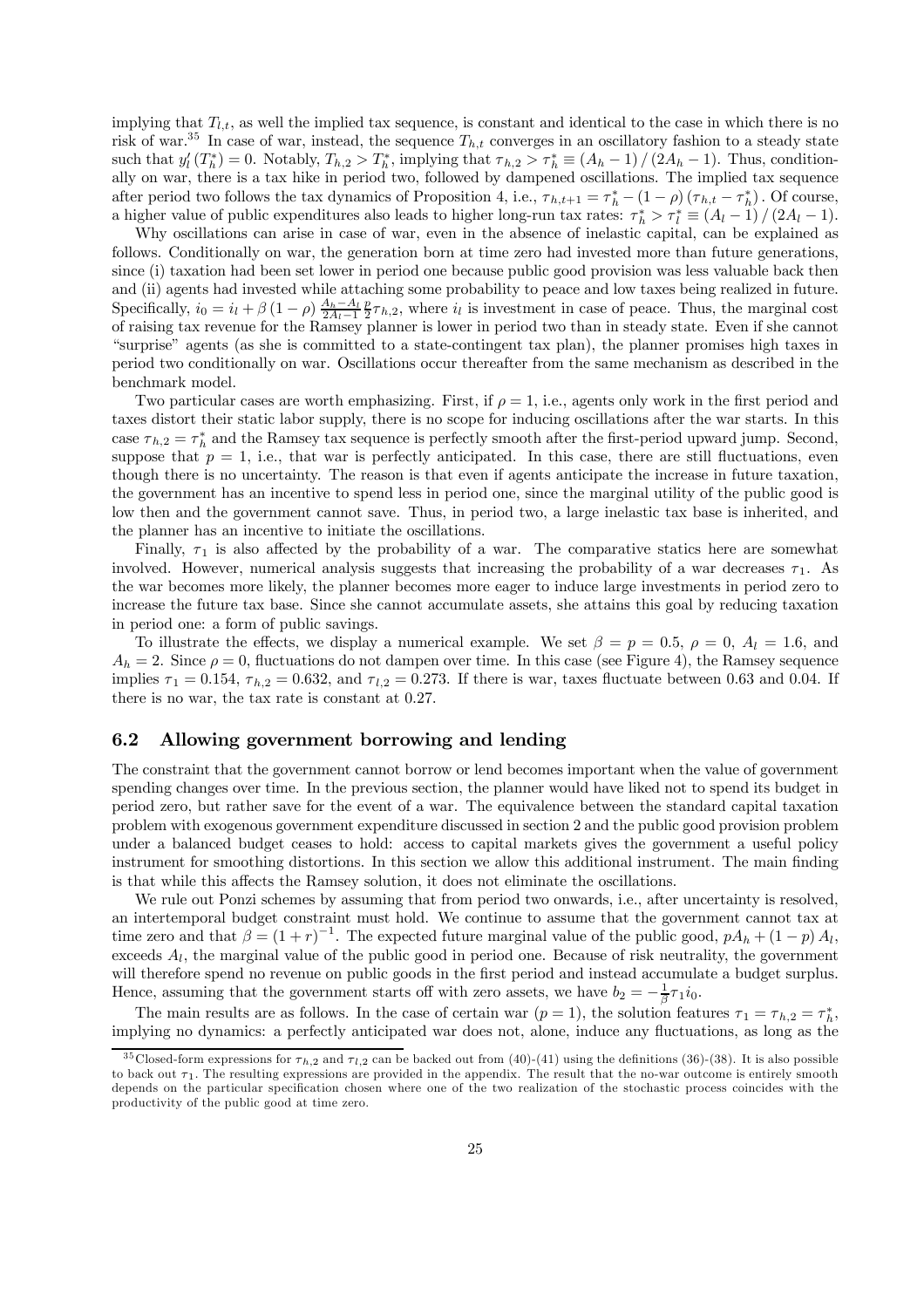implying that $T_{l,t}$, as well the implied tax sequence, is constant and identical to the case in which there is no risk of war.[35] In case of war, instead, the sequence $T_{h,t}$ converges in an oscillatory fashion to a steady state such that $y_l'(T_h^*) = 0$. Notably, $T_{h,2} > T_h^*$, implying that $\tau_{h,2} > \tau_h^* \equiv (A_h - 1)/(2A_h - 1)$. Thus, conditionally on war, there is a tax hike in period two, followed by dampened oscillations. The implied tax sequence after period two follows the tax dynamics of Proposition 4, i.e., $\tau_{h,t+1} = \tau_h^* - (1-\rho)(\tau_{h,t} - \tau_h^*)$. Of course, a higher value of public expenditures also leads to higher long-run tax rates: $\tau_h^* > \tau_l^* \equiv (A_l - 1)/(2A_l - 1)$.

Why oscillations can arise in case of war, even in the absence of inelastic capital, can be explained as follows. Conditionally on war, the generation born at time zero had invested more than future generations, since (i) taxation had been set lower in period one because public good provision was less valuable back then and (ii) agents had invested while attaching some probability to peace and low taxes being realized in future. Specifically, $i_0 = i_l + \beta(1-\rho)\frac{A_h - A_l}{2A_l - 1}\frac{p}{2}\tau_{h,2}$, where $i_l$ is investment in case of peace. Thus, the marginal cost of raising tax revenue for the Ramsey planner is lower in period two than in steady state. Even if she cannot "surprise" agents (as she is committed to a state-contingent tax plan), the planner promises high taxes in period two conditionally on war. Oscillations occur thereafter from the same mechanism as described in the benchmark model.

Two particular cases are worth emphasizing. First, if $\rho = 1$, i.e., agents only work in the first period and taxes distort their static labor supply, there is no scope for inducing oscillations after the war starts. In this case $\tau_{h,2} = \tau_h^*$ and the Ramsey tax sequence is perfectly smooth after the first-period upward jump. Second, suppose that $p = 1$, i.e., that war is perfectly anticipated. In this case, there are still fluctuations, even though there is no uncertainty. The reason is that even if agents anticipate the increase in future taxation, the government has an incentive to spend less in period one, since the marginal utility of the public good is low then and the government cannot save. Thus, in period two, a large inelastic tax base is inherited, and the planner has an incentive to initiate the oscillations.

Finally, $\tau_1$ is also affected by the probability of a war. The comparative statics here are somewhat involved. However, numerical analysis suggests that increasing the probability of a war decreases $\tau_1$. As the war becomes more likely, the planner becomes more eager to induce large investments in period zero to increase the future tax base. Since she cannot accumulate assets, she attains this goal by reducing taxation in period one: a form of public savings.

To illustrate the effects, we display a numerical example. We set $\beta = p = 0.5$, $\rho = 0$, $A_l = 1.6$, and $A_h = 2$. Since $\rho = 0$, fluctuations do not dampen over time. In this case (see Figure 4), the Ramsey sequence implies $\tau_1 = 0.154$, $\tau_{h,2} = 0.632$, and $\tau_{l,2} = 0.273$. If there is war, taxes fluctuate between 0.63 and 0.04. If there is no war, the tax rate is constant at 0.27.

## 6.2 Allowing government borrowing and lending

The constraint that the government cannot borrow or lend becomes important when the value of government spending changes over time. In the previous section, the planner would have liked not to spend its budget in period zero, but rather save for the event of a war. The equivalence between the standard capital taxation problem with exogenous government expenditure discussed in section 2 and the public good provision problem under a balanced budget ceases to hold: access to capital markets gives the government a useful policy instrument for smoothing distortions. In this section we allow this additional instrument. The main finding is that while this affects the Ramsey solution, it does not eliminate the oscillations.

We rule out Ponzi schemes by assuming that from period two onwards, i.e., after uncertainty is resolved, an intertemporal budget constraint must hold. We continue to assume that the government cannot tax at time zero and that $\beta = (1+r)^{-1}$. The expected future marginal value of the public good, $pA_h + (1-p)A_l$, exceeds $A_l$, the marginal value of the public good in period one. Because of risk neutrality, the government will therefore spend no revenue on public goods in the first period and instead accumulate a budget surplus. Hence, assuming that the government starts off with zero assets, we have $b_2 = -\frac{1}{\beta}\tau_1 i_0$.

The main results are as follows. In the case of certain war ($p = 1$), the solution features $\tau_1 = \tau_{h,2} = \tau_h^*$, implying no dynamics: a perfectly anticipated war does not, alone, induce any fluctuations, as long as the

[35] Closed-form expressions for $\tau_{h,2}$ and $\tau_{l,2}$ can be backed out from (40)-(41) using the definitions (36)-(38). It is also possible to back out $\tau_1$. The resulting expressions are provided in the appendix. The result that the no-war outcome is entirely smooth depends on the particular specification chosen where one of the two realization of the stochastic process coincides with the productivity of the public good at time zero.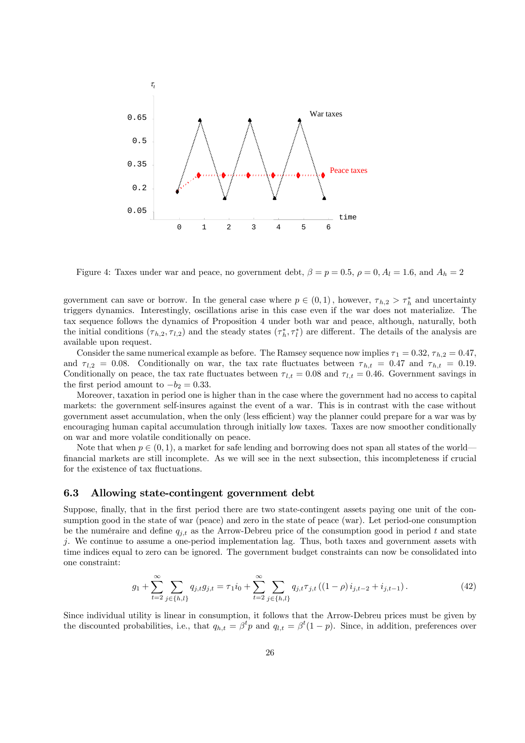Figure 4: Taxes under war and peace, no government debt, $\beta = p = 0.5$, $\rho = 0$, $A_l = 1.6$, and $A_h = 2$

government can save or borrow. In the general case where $p \in (0,1)$, however, $\tau_{h,2} > \tau_h^*$ and uncertainty triggers dynamics. Interestingly, oscillations arise in this case even if the war does not materialize. The tax sequence follows the dynamics of Proposition 4 under both war and peace, although, naturally, both the initial conditions $(\tau_{h,2}, \tau_{l,2})$ and the steady states $(\tau_h^*, \tau_l^*)$ are different. The details of the analysis are available upon request.

Consider the same numerical example as before. The Ramsey sequence now implies $\tau_1 = 0.32$, $\tau_{h,2} = 0.47$, and $\tau_{l,2} = 0.08$. Conditionally on war, the tax rate fluctuates between $\tau_{h,t} = 0.47$ and $\tau_{h,t} = 0.19$. Conditionally on peace, the tax rate fluctuates between $\tau_{l,t} = 0.08$ and $\tau_{l,t} = 0.46$. Government savings in the first period amount to $-b_2 = 0.33$.

Moreover, taxation in period one is higher than in the case where the government had no access to capital markets: the government self-insures against the event of a war. This is in contrast with the case without government asset accumulation, when the only (less efficient) way the planner could prepare for a war was by encouraging human capital accumulation through initially low taxes. Taxes are now smoother conditionally on war and more volatile conditionally on peace.

Note that when $p \in (0,1)$, a market for safe lending and borrowing does not span all states of the world—financial markets are still incomplete. As we will see in the next subsection, this incompleteness if crucial for the existence of tax fluctuations.

## 6.3 Allowing state-contingent government debt

Suppose, finally, that in the first period there are two state-contingent assets paying one unit of the consumption good in the state of war (peace) and zero in the state of peace (war). Let period-one consumption be the numéraire and define $q_{j,t}$ as the Arrow-Debreu price of the consumption good in period $t$ and state $j$. We continue to assume a one-period implementation lag. Thus, both taxes and government assets with time indices equal to zero can be ignored. The government budget constraints can now be consolidated into one constraint:

$$g_1 + \sum_{t=2}^{\infty} \sum_{j \in \{h,l\}} q_{j,t} g_{j,t} = \tau_1 i_0 + \sum_{t=2}^{\infty} \sum_{j \in \{h,l\}} q_{j,t} \tau_{j,t} \left((1-\rho)\, i_{j,t-2} + i_{j,t-1}\right). \tag{42}$$

Since individual utility is linear in consumption, it follows that the Arrow-Debreu prices must be given by the discounted probabilities, i.e., that $q_{h,t} = \beta^t p$ and $q_{l,t} = \beta^t (1-p)$. Since, in addition, preferences over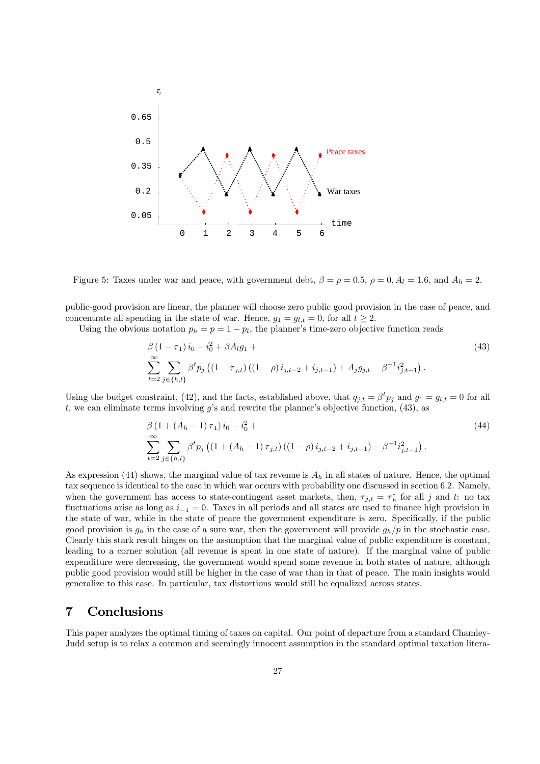Figure 5: Taxes under war and peace, with government debt, $\beta = p = 0.5$, $\rho = 0$, $A_l = 1.6$, and $A_h = 2$.

public-good provision are linear, the planner will choose zero public good provision in the case of peace, and concentrate all spending in the state of war. Hence, $g_1 = g_{l,t} = 0$, for all $t \geq 2$.

Using the obvious notation $p_h = p = 1 - p_l$, the planner's time-zero objective function reads

$$\beta (1 - \tau_1) i_0 - i_0^2 + \beta A_l g_1 + \sum_{t=2}^{\infty} \sum_{j \in \{h,l\}} \beta^t p_j \left( (1 - \tau_{j,t}) \left( (1 - \rho) i_{j,t-2} + i_{j,t-1} \right) + A_j g_{j,t} - \beta^{-1} i_{j,t-1}^2 \right). \tag{43}$$

Using the budget constraint, (42), and the facts, established above, that $q_{j,t} = \beta^t p_j$ and $g_1 = g_{l,t} = 0$ for all $t$, we can eliminate terms involving $g$'s and rewrite the planner's objective function, (43), as

$$\beta (1 + (A_h - 1) \tau_1) i_0 - i_0^2 + \sum_{t=2}^{\infty} \sum_{j \in \{h,l\}} \beta^t p_j \left( (1 + (A_h - 1) \tau_{j,t}) \left( (1 - \rho) i_{j,t-2} + i_{j,t-1} \right) - \beta^{-1} i_{j,t-1}^2 \right). \tag{44}$$

As expression (44) shows, the marginal value of tax revenue is $A_h$ in all states of nature. Hence, the optimal tax sequence is identical to the case in which war occurs with probability one discussed in section 6.2. Namely, when the government has access to state-contingent asset markets, then, $\tau_{j,t} = \tau_h^*$ for all $j$ and $t$: no tax fluctuations arise as long as $i_{-1} = 0$. Taxes in all periods and all states are used to finance high provision in the state of war, while in the state of peace the government expenditure is zero. Specifically, if the public good provision is $g_h$ in the case of a sure war, then the government will provide $g_h/p$ in the stochastic case. Clearly this stark result hinges on the assumption that the marginal value of public expenditure is constant, leading to a corner solution (all revenue is spent in one state of nature). If the marginal value of public expenditure were decreasing, the government would spend some revenue in both states of nature, although public good provision would still be higher in the case of war than in that of peace. The main insights would generalize to this case. In particular, tax distortions would still be equalized across states.

# 7 Conclusions

This paper analyzes the optimal timing of taxes on capital. Our point of departure from a standard Chamley-Judd setup is to relax a common and seemingly innocent assumption in the standard optimal taxation litera-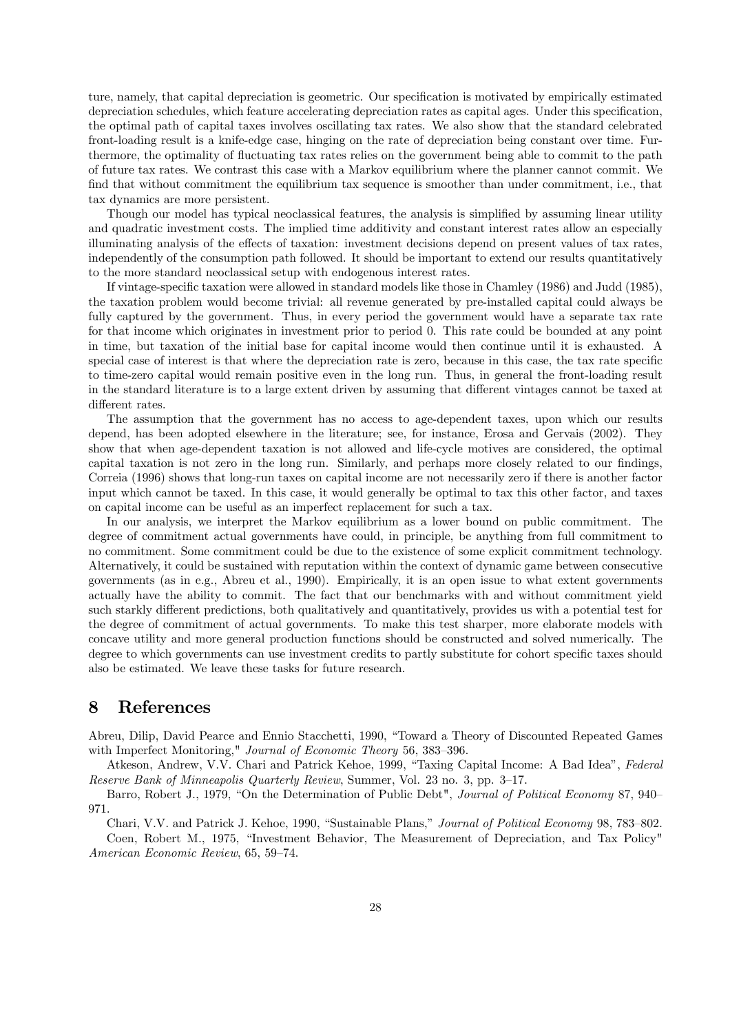ture, namely, that capital depreciation is geometric. Our specification is motivated by empirically estimated depreciation schedules, which feature accelerating depreciation rates as capital ages. Under this specification, the optimal path of capital taxes involves oscillating tax rates. We also show that the standard celebrated front-loading result is a knife-edge case, hinging on the rate of depreciation being constant over time. Furthermore, the optimality of fluctuating tax rates relies on the government being able to commit to the path of future tax rates. We contrast this case with a Markov equilibrium where the planner cannot commit. We find that without commitment the equilibrium tax sequence is smoother than under commitment, i.e., that tax dynamics are more persistent.

Though our model has typical neoclassical features, the analysis is simplified by assuming linear utility and quadratic investment costs. The implied time additivity and constant interest rates allow an especially illuminating analysis of the effects of taxation: investment decisions depend on present values of tax rates, independently of the consumption path followed. It should be important to extend our results quantitatively to the more standard neoclassical setup with endogenous interest rates.

If vintage-specific taxation were allowed in standard models like those in Chamley (1986) and Judd (1985), the taxation problem would become trivial: all revenue generated by pre-installed capital could always be fully captured by the government. Thus, in every period the government would have a separate tax rate for that income which originates in investment prior to period 0. This rate could be bounded at any point in time, but taxation of the initial base for capital income would then continue until it is exhausted. A special case of interest is that where the depreciation rate is zero, because in this case, the tax rate specific to time-zero capital would remain positive even in the long run. Thus, in general the front-loading result in the standard literature is to a large extent driven by assuming that different vintages cannot be taxed at different rates.

The assumption that the government has no access to age-dependent taxes, upon which our results depend, has been adopted elsewhere in the literature; see, for instance, Erosa and Gervais (2002). They show that when age-dependent taxation is not allowed and life-cycle motives are considered, the optimal capital taxation is not zero in the long run. Similarly, and perhaps more closely related to our findings, Correia (1996) shows that long-run taxes on capital income are not necessarily zero if there is another factor input which cannot be taxed. In this case, it would generally be optimal to tax this other factor, and taxes on capital income can be useful as an imperfect replacement for such a tax.

In our analysis, we interpret the Markov equilibrium as a lower bound on public commitment. The degree of commitment actual governments have could, in principle, be anything from full commitment to no commitment. Some commitment could be due to the existence of some explicit commitment technology. Alternatively, it could be sustained with reputation within the context of dynamic game between consecutive governments (as in e.g., Abreu et al., 1990). Empirically, it is an open issue to what extent governments actually have the ability to commit. The fact that our benchmarks with and without commitment yield such starkly different predictions, both qualitatively and quantitatively, provides us with a potential test for the degree of commitment of actual governments. To make this test sharper, more elaborate models with concave utility and more general production functions should be constructed and solved numerically. The degree to which governments can use investment credits to partly substitute for cohort specific taxes should also be estimated. We leave these tasks for future research.

# 8 References

Abreu, Dilip, David Pearce and Ennio Stacchetti, 1990, "Toward a Theory of Discounted Repeated Games with Imperfect Monitoring," *Journal of Economic Theory* 56, 383–396.

Atkeson, Andrew, V.V. Chari and Patrick Kehoe, 1999, "Taxing Capital Income: A Bad Idea", *Federal Reserve Bank of Minneapolis Quarterly Review*, Summer, Vol. 23 no. 3, pp. 3–17.

Barro, Robert J., 1979, "On the Determination of Public Debt", *Journal of Political Economy* 87, 940–971.

Chari, V.V. and Patrick J. Kehoe, 1990, "Sustainable Plans," *Journal of Political Economy* 98, 783–802.

Coen, Robert M., 1975, "Investment Behavior, The Measurement of Depreciation, and Tax Policy" *American Economic Review*, 65, 59–74.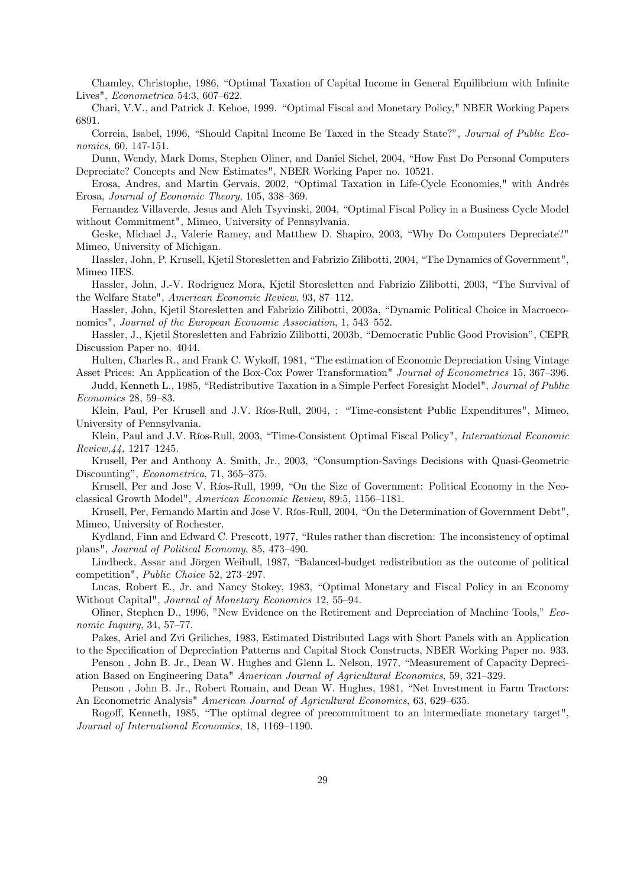Chamley, Christophe, 1986, "Optimal Taxation of Capital Income in General Equilibrium with Infinite Lives", *Econometrica* 54:3, 607–622.

Chari, V.V., and Patrick J. Kehoe, 1999. "Optimal Fiscal and Monetary Policy," NBER Working Papers 6891.

Correia, Isabel, 1996, "Should Capital Income Be Taxed in the Steady State?", *Journal of Public Economics*, 60, 147-151.

Dunn, Wendy, Mark Doms, Stephen Oliner, and Daniel Sichel, 2004, "How Fast Do Personal Computers Depreciate? Concepts and New Estimates", NBER Working Paper no. 10521.

Erosa, Andres, and Martin Gervais, 2002, "Optimal Taxation in Life-Cycle Economies," with Andrés Erosa, *Journal of Economic Theory*, 105, 338–369.

Fernandez Villaverde, Jesus and Aleh Tsyvinski, 2004, "Optimal Fiscal Policy in a Business Cycle Model without Commitment", Mimeo, University of Pennsylvania.

Geske, Michael J., Valerie Ramey, and Matthew D. Shapiro, 2003, "Why Do Computers Depreciate?" Mimeo, University of Michigan.

Hassler, John, P. Krusell, Kjetil Storesletten and Fabrizio Zilibotti, 2004, "The Dynamics of Government", Mimeo IIES.

Hassler, John, J.-V. Rodriguez Mora, Kjetil Storesletten and Fabrizio Zilibotti, 2003, "The Survival of the Welfare State", *American Economic Review*, 93, 87–112.

Hassler, John, Kjetil Storesletten and Fabrizio Zilibotti, 2003a, "Dynamic Political Choice in Macroeconomics", *Journal of the European Economic Association*, 1, 543–552.

Hassler, J., Kjetil Storesletten and Fabrizio Zilibotti, 2003b, "Democratic Public Good Provision", CEPR Discussion Paper no. 4044.

Hulten, Charles R., and Frank C. Wykoff, 1981, "The estimation of Economic Depreciation Using Vintage Asset Prices: An Application of the Box-Cox Power Transformation" *Journal of Econometrics* 15, 367–396.

Judd, Kenneth L., 1985, "Redistributive Taxation in a Simple Perfect Foresight Model", *Journal of Public Economics* 28, 59–83.

Klein, Paul, Per Krusell and J.V. Ríos-Rull, 2004, : "Time-consistent Public Expenditures", Mimeo, University of Pennsylvania.

Klein, Paul and J.V. Ríos-Rull, 2003, "Time-Consistent Optimal Fiscal Policy", *International Economic Review*,*44,* 1217–1245.

Krusell, Per and Anthony A. Smith, Jr., 2003, "Consumption-Savings Decisions with Quasi-Geometric Discounting", *Econometrica*, 71, 365–375.

Krusell, Per and Jose V. Ríos-Rull, 1999, "On the Size of Government: Political Economy in the Neoclassical Growth Model", *American Economic Review*, 89:5, 1156–1181.

Krusell, Per, Fernando Martin and Jose V. Ríos-Rull, 2004, "On the Determination of Government Debt", Mimeo, University of Rochester.

Kydland, Finn and Edward C. Prescott, 1977, "Rules rather than discretion: The inconsistency of optimal plans", *Journal of Political Economy*, 85, 473–490.

Lindbeck, Assar and Jörgen Weibull, 1987, "Balanced-budget redistribution as the outcome of political competition", *Public Choice* 52, 273–297.

Lucas, Robert E., Jr. and Nancy Stokey, 1983, "Optimal Monetary and Fiscal Policy in an Economy Without Capital", *Journal of Monetary Economics* 12, 55–94.

Oliner, Stephen D., 1996, "New Evidence on the Retirement and Depreciation of Machine Tools," *Economic Inquiry*, 34, 57–77.

Pakes, Ariel and Zvi Griliches, 1983, Estimated Distributed Lags with Short Panels with an Application to the Specification of Depreciation Patterns and Capital Stock Constructs, NBER Working Paper no. 933.

Penson , John B. Jr., Dean W. Hughes and Glenn L. Nelson, 1977, "Measurement of Capacity Depreciation Based on Engineering Data" *American Journal of Agricultural Economics*, 59, 321–329.

Penson , John B. Jr., Robert Romain, and Dean W. Hughes, 1981, "Net Investment in Farm Tractors: An Econometric Analysis" *American Journal of Agricultural Economics*, 63, 629–635.

Rogoff, Kenneth, 1985, "The optimal degree of precommitment to an intermediate monetary target", *Journal of International Economics*, 18, 1169–1190.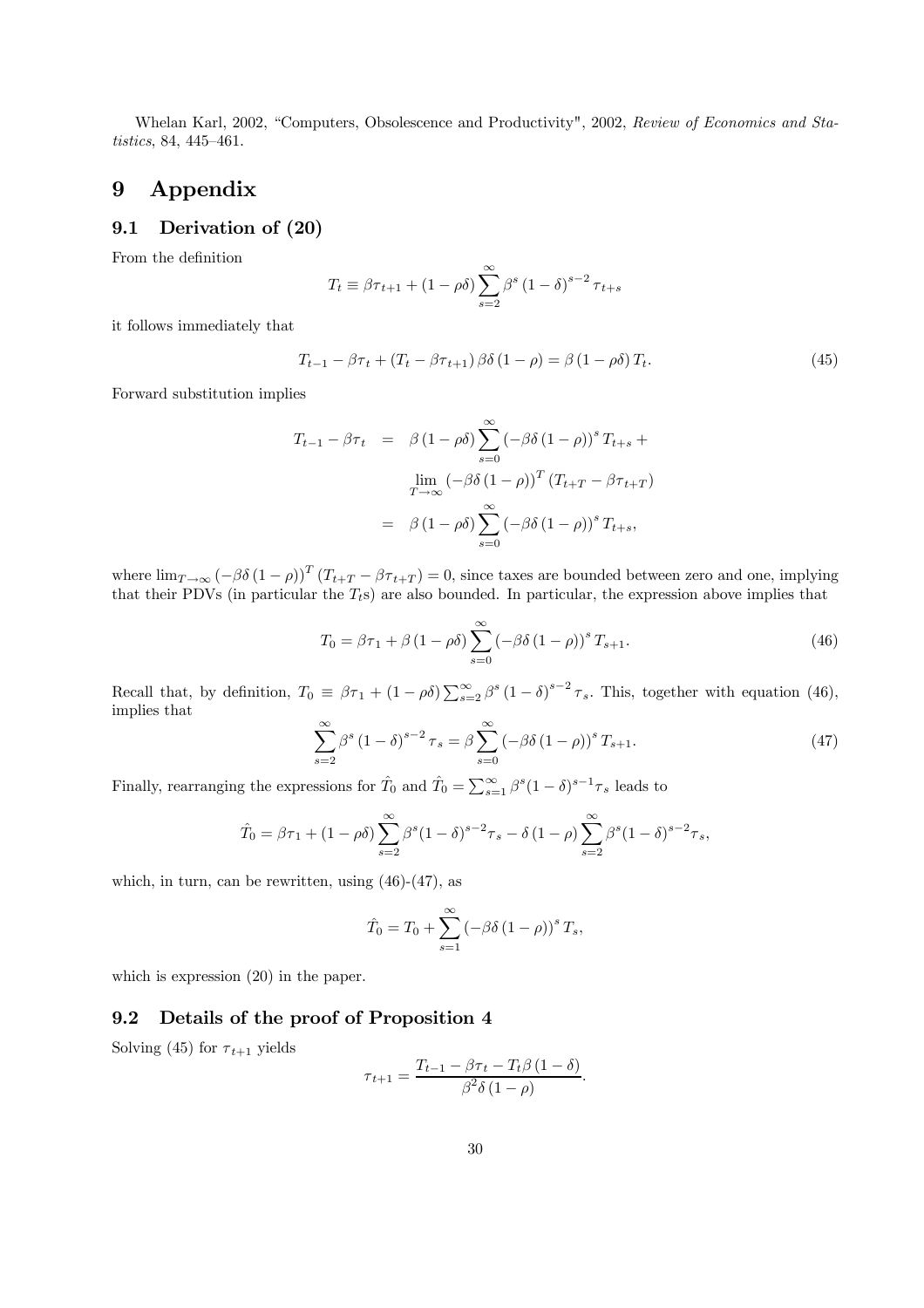Whelan Karl, 2002, "Computers, Obsolescence and Productivity", 2002, *Review of Economics and Statistics*, 84, 445–461.

# 9 Appendix

## 9.1 Derivation of (20)

From the definition

$$T_t \equiv \beta \tau_{t+1} + (1-\rho\delta) \sum_{s=2}^{\infty} \beta^s (1-\delta)^{s-2} \tau_{t+s}$$

it follows immediately that

$$T_{t-1} - \beta\tau_t + (T_t - \beta\tau_{t+1}) \beta\delta(1-\rho) = \beta(1-\rho\delta) T_t. \tag{45}$$

Forward substitution implies

$$\begin{aligned} T_{t-1} - \beta\tau_t &= \beta(1-\rho\delta) \sum_{s=0}^{\infty} (-\beta\delta(1-\rho))^s T_{t+s} + \\ &\quad \lim_{T\to\infty} (-\beta\delta(1-\rho))^T (T_{t+T} - \beta\tau_{t+T}) \\ &= \beta(1-\rho\delta) \sum_{s=0}^{\infty} (-\beta\delta(1-\rho))^s T_{t+s}, \end{aligned}$$

where $\lim_{T\to\infty} (-\beta\delta(1-\rho))^T (T_{t+T} - \beta\tau_{t+T}) = 0$, since taxes are bounded between zero and one, implying that their PDVs (in particular the $T_t$s) are also bounded. In particular, the expression above implies that

$$T_0 = \beta\tau_1 + \beta(1-\rho\delta) \sum_{s=0}^{\infty} (-\beta\delta(1-\rho))^s T_{s+1}. \tag{46}$$

Recall that, by definition, $T_0 \equiv \beta\tau_1 + (1-\rho\delta)\sum_{s=2}^{\infty} \beta^s (1-\delta)^{s-2} \tau_s$. This, together with equation (46), implies that

$$\sum_{s=2}^{\infty} \beta^s (1-\delta)^{s-2} \tau_s = \beta \sum_{s=0}^{\infty} (-\beta\delta(1-\rho))^s T_{s+1}. \tag{47}$$

Finally, rearranging the expressions for $\hat{T}_0$ and $\hat{T}_0 = \sum_{s=1}^{\infty} \beta^s (1-\delta)^{s-1} \tau_s$ leads to

$$\hat{T}_0 = \beta\tau_1 + (1-\rho\delta) \sum_{s=2}^{\infty} \beta^s (1-\delta)^{s-2} \tau_s - \delta(1-\rho) \sum_{s=2}^{\infty} \beta^s (1-\delta)^{s-2} \tau_s,$$

which, in turn, can be rewritten, using (46)-(47), as

$$\hat{T}_0 = T_0 + \sum_{s=1}^{\infty} (-\beta\delta(1-\rho))^s T_s,$$

which is expression (20) in the paper.

## 9.2 Details of the proof of Proposition 4

Solving (45) for $\tau_{t+1}$ yields

$$\tau_{t+1} = \frac{T_{t-1} - \beta\tau_t - T_t\beta(1-\delta)}{\beta^2\delta(1-\rho)}.$$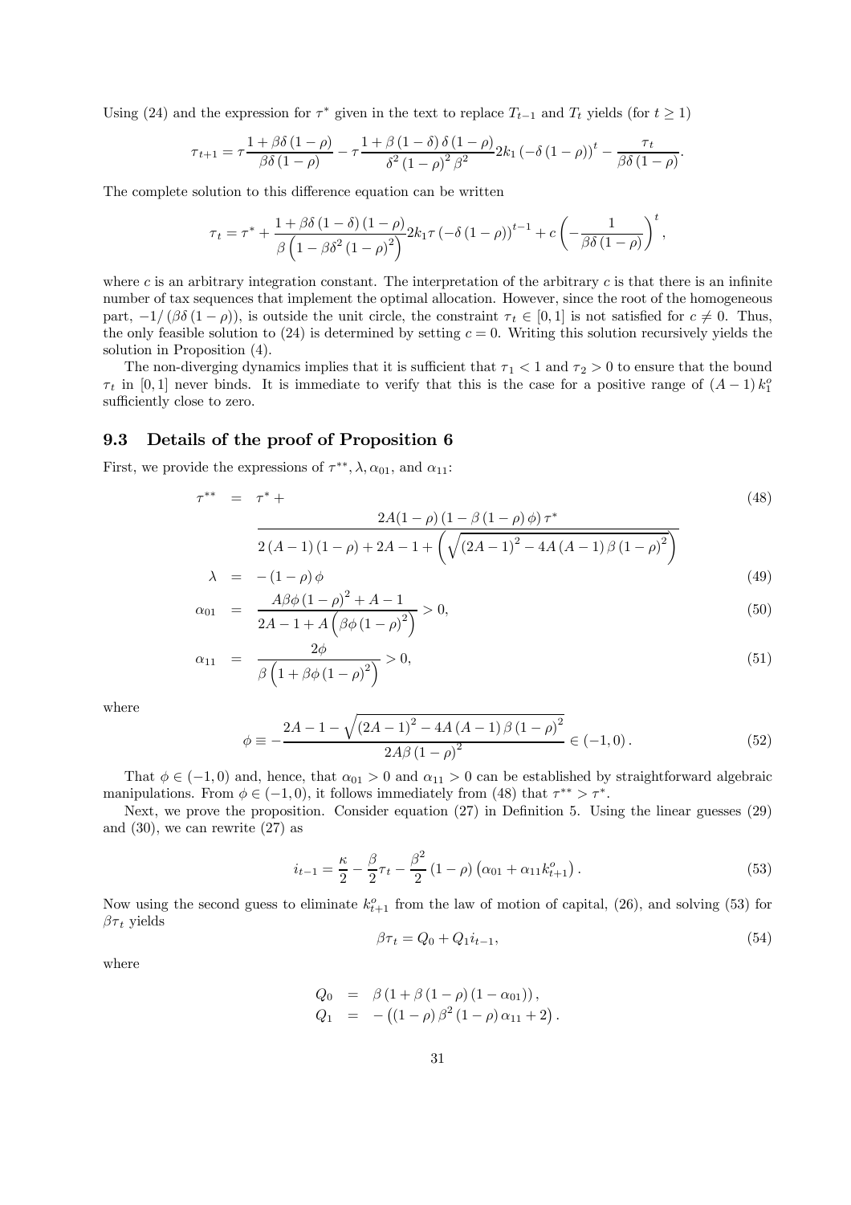Using (24) and the expression for $\tau^*$ given in the text to replace $T_{t-1}$ and $T_t$ yields (for $t \geq 1$)

$$\tau_{t+1} = \tau \frac{1+\beta\delta(1-\rho)}{\beta\delta(1-\rho)} - \tau \frac{1+\beta(1-\delta)\delta(1-\rho)}{\delta^2(1-\rho)^2\beta^2} 2k_1(-\delta(1-\rho))^t - \frac{\tau_t}{\beta\delta(1-\rho)}.$$

The complete solution to this difference equation can be written

$$\tau_t = \tau^* + \frac{1+\beta\delta(1-\delta)(1-\rho)}{\beta\left(1-\beta\delta^2(1-\rho)^2\right)} 2k_1\tau(-\delta(1-\rho))^{t-1} + c\left(-\frac{1}{\beta\delta(1-\rho)}\right)^t,$$

where $c$ is an arbitrary integration constant. The interpretation of the arbitrary $c$ is that there is an infinite number of tax sequences that implement the optimal allocation. However, since the root of the homogeneous part, $-1/(\beta\delta(1-\rho))$, is outside the unit circle, the constraint $\tau_t \in [0,1]$ is not satisfied for $c \neq 0$. Thus, the only feasible solution to (24) is determined by setting $c = 0$. Writing this solution recursively yields the solution in Proposition (4).

The non-diverging dynamics implies that it is sufficient that $\tau_1 < 1$ and $\tau_2 > 0$ to ensure that the bound $\tau_t$ in $[0,1]$ never binds. It is immediate to verify that this is the case for a positive range of $(A-1)k_1^o$ sufficiently close to zero.

### 9.3 Details of the proof of Proposition 6

First, we provide the expressions of $\tau^{**}, \lambda, \alpha_{01}$, and $\alpha_{11}$:

$$\tau^{**} = \tau^* + \frac{2A(1-\rho)(1-\beta(1-\rho)\phi)\tau^*}{2(A-1)(1-\rho)+2A-1+\left(\sqrt{(2A-1)^2-4A(A-1)\beta(1-\rho)^2}\right)} \tag{48}$$

$$\lambda = -(1-\rho)\phi \tag{49}$$

$$\alpha_{01} = \frac{A\beta\phi(1-\rho)^2+A-1}{2A-1+A\left(\beta\phi(1-\rho)^2\right)} > 0, \tag{50}$$

$$\alpha_{11} = \frac{2\phi}{\beta\left(1+\beta\phi(1-\rho)^2\right)} > 0, \tag{51}$$

where

$$\phi \equiv -\frac{2A-1-\sqrt{(2A-1)^2-4A(A-1)\beta(1-\rho)^2}}{2A\beta(1-\rho)^2} \in (-1,0). \tag{52}$$

That $\phi \in (-1,0)$ and, hence, that $\alpha_{01} > 0$ and $\alpha_{11} > 0$ can be established by straightforward algebraic manipulations. From $\phi \in (-1,0)$, it follows immediately from (48) that $\tau^{**} > \tau^*$.

Next, we prove the proposition. Consider equation (27) in Definition 5. Using the linear guesses (29) and (30), we can rewrite (27) as

$$i_{t-1} = \frac{\kappa}{2} - \frac{\beta}{2}\tau_t - \frac{\beta^2}{2}(1-\rho)\left(\alpha_{01}+\alpha_{11}k_{t+1}^o\right). \tag{53}$$

Now using the second guess to eliminate $k_{t+1}^o$ from the law of motion of capital, (26), and solving (53) for $\beta\tau_t$ yields

$$\beta\tau_t = Q_0 + Q_1 i_{t-1}, \tag{54}$$

where

$$\begin{aligned} Q_0 &= \beta(1+\beta(1-\rho)(1-\alpha_{01})), \\ Q_1 &= -\left((1-\rho)\beta^2(1-\rho)\alpha_{11}+2\right). \end{aligned}$$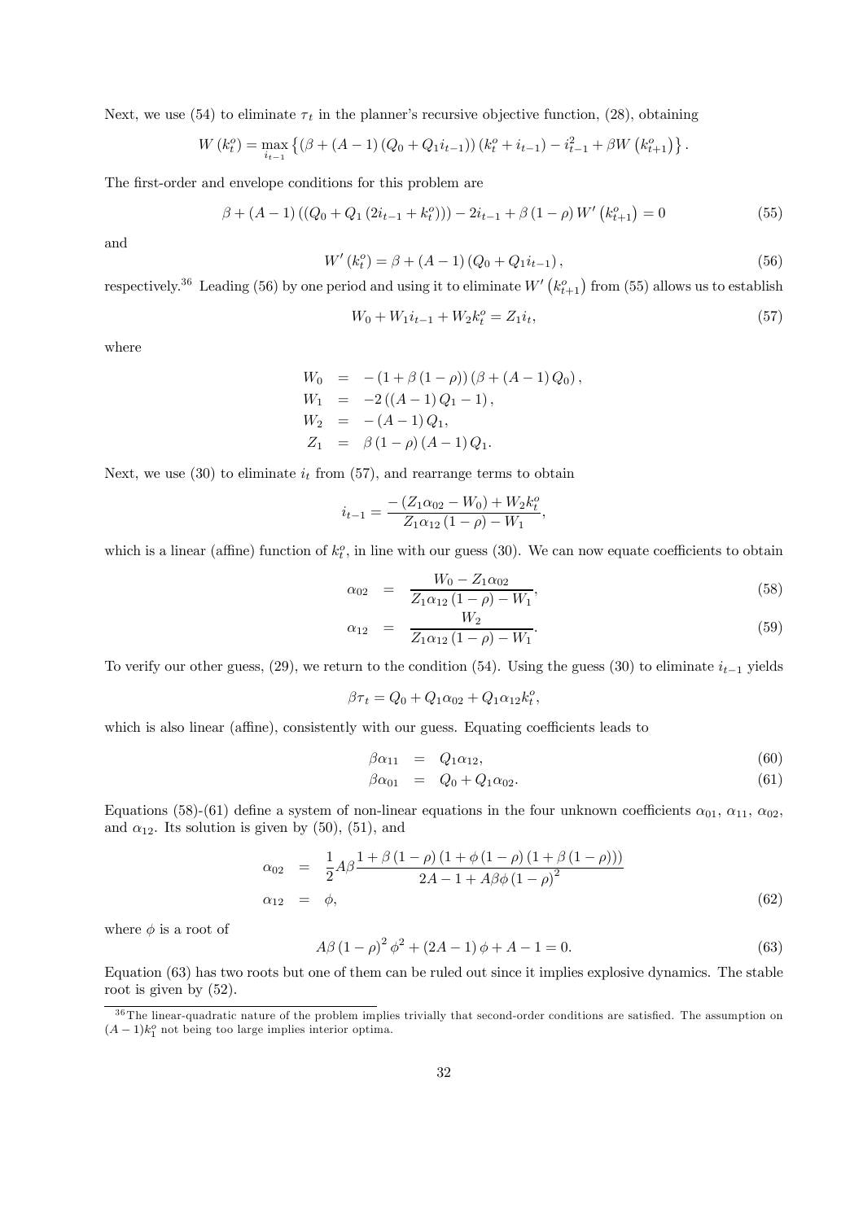Next, we use (54) to eliminate $\tau_t$ in the planner's recursive objective function, (28), obtaining

$$W\left(k_t^o\right) = \max_{i_{t-1}} \left\{ \left(\beta + (A-1)\left(Q_0 + Q_1 i_{t-1}\right)\right)\left(k_t^o + i_{t-1}\right) - i_{t-1}^2 + \beta W\left(k_{t+1}^o\right) \right\}.$$

The first-order and envelope conditions for this problem are

$$\beta + (A-1)\left(\left(Q_0 + Q_1\left(2i_{t-1} + k_t^o\right)\right)\right) - 2i_{t-1} + \beta(1-\rho) W'\left(k_{t+1}^o\right) = 0 \tag{55}$$

and

$$W'\left(k_t^o\right) = \beta + (A-1)\left(Q_0 + Q_1 i_{t-1}\right), \tag{56}$$

respectively.[36] Leading (56) by one period and using it to eliminate $W'\left(k_{t+1}^o\right)$ from (55) allows us to establish

$$W_0 + W_1 i_{t-1} + W_2 k_t^o = Z_1 i_t, \tag{57}$$

where

$$\begin{aligned}
W_0 &= -\left(1 + \beta(1-\rho)\right)\left(\beta + (A-1) Q_0\right), \\
W_1 &= -2\left((A-1) Q_1 - 1\right), \\
W_2 &= -(A-1) Q_1, \\
Z_1 &= \beta(1-\rho)(A-1) Q_1.
\end{aligned}$$

Next, we use (30) to eliminate $i_t$ from (57), and rearrange terms to obtain

$$i_{t-1} = \frac{-\left(Z_1 \alpha_{02} - W_0\right) + W_2 k_t^o}{Z_1 \alpha_{12}(1-\rho) - W_1},$$

which is a linear (affine) function of $k_t^o$, in line with our guess (30). We can now equate coefficients to obtain

$$\alpha_{02} = \frac{W_0 - Z_1 \alpha_{02}}{Z_1 \alpha_{12}(1-\rho) - W_1}, \tag{58}$$

$$\alpha_{12} = \frac{W_2}{Z_1 \alpha_{12}(1-\rho) - W_1}. \tag{59}$$

To verify our other guess, (29), we return to the condition (54). Using the guess (30) to eliminate $i_{t-1}$ yields

$$\beta \tau_t = Q_0 + Q_1 \alpha_{02} + Q_1 \alpha_{12} k_t^o,$$

which is also linear (affine), consistently with our guess. Equating coefficients leads to

$$\beta \alpha_{11} = Q_1 \alpha_{12}, \tag{60}$$

$$\beta \alpha_{01} = Q_0 + Q_1 \alpha_{02}. \tag{61}$$

Equations (58)-(61) define a system of non-linear equations in the four unknown coefficients $\alpha_{01}$, $\alpha_{11}$, $\alpha_{02}$, and $\alpha_{12}$. Its solution is given by (50), (51), and

$$\begin{aligned}
\alpha_{02} &= \frac{1}{2} A\beta \frac{1 + \beta(1-\rho)\left(1 + \phi(1-\rho)\left(1 + \beta(1-\rho)\right)\right)}{2A - 1 + A\beta\phi(1-\rho)^2} \\
\alpha_{12} &= \phi,
\end{aligned} \tag{62}$$

where $\phi$ is a root of

$$A\beta(1-\rho)^2 \phi^2 + (2A-1)\phi + A - 1 = 0. \tag{63}$$

Equation (63) has two roots but one of them can be ruled out since it implies explosive dynamics. The stable root is given by (52).

[36] The linear-quadratic nature of the problem implies trivially that second-order conditions are satisfied. The assumption on $(A-1)k_1^o$ not being too large implies interior optima.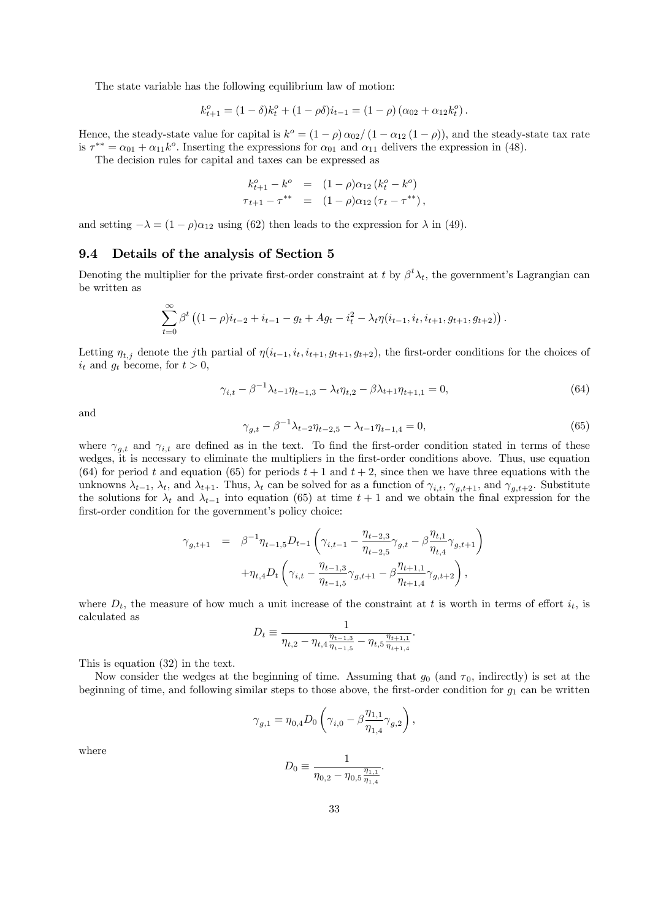The state variable has the following equilibrium law of motion:

$$k^o_{t+1} = (1-\delta)k^o_t + (1-\rho\delta)i_{t-1} = (1-\rho)\left(\alpha_{02} + \alpha_{12}k^o_t\right).$$

Hence, the steady-state value for capital is $k^o = (1-\rho)\,\alpha_{02}/\left(1-\alpha_{12}\left(1-\rho\right)\right)$, and the steady-state tax rate is $\tau^{**} = \alpha_{01} + \alpha_{11}k^o$. Inserting the expressions for $\alpha_{01}$ and $\alpha_{11}$ delivers the expression in (48).

The decision rules for capital and taxes can be expressed as

$$\begin{aligned}
k^o_{t+1} - k^o &= (1-\rho)\alpha_{12}\left(k^o_t - k^o\right) \\
\tau_{t+1} - \tau^{**} &= (1-\rho)\alpha_{12}\left(\tau_t - \tau^{**}\right),
\end{aligned}$$

and setting $-\lambda = (1-\rho)\alpha_{12}$ using (62) then leads to the expression for $\lambda$ in (49).

## 9.4 Details of the analysis of Section 5

Denoting the multiplier for the private first-order constraint at $t$ by $\beta^t\lambda_t$, the government's Lagrangian can be written as

$$\sum_{t=0}^{\infty}\beta^t\left((1-\rho)i_{t-2} + i_{t-1} - g_t + Ag_t - i_t^2 - \lambda_t\eta(i_{t-1}, i_t, i_{t+1}, g_{t+1}, g_{t+2})\right).$$

Letting $\eta_{t,j}$ denote the $j$th partial of $\eta(i_{t-1}, i_t, i_{t+1}, g_{t+1}, g_{t+2})$, the first-order conditions for the choices of $i_t$ and $g_t$ become, for $t > 0$,

$$\gamma_{i,t} - \beta^{-1}\lambda_{t-1}\eta_{t-1,3} - \lambda_t\eta_{t,2} - \beta\lambda_{t+1}\eta_{t+1,1} = 0, \tag{64}$$

and

$$\gamma_{g,t} - \beta^{-1}\lambda_{t-2}\eta_{t-2,5} - \lambda_{t-1}\eta_{t-1,4} = 0, \tag{65}$$

where $\gamma_{g,t}$ and $\gamma_{i,t}$ are defined as in the text. To find the first-order condition stated in terms of these wedges, it is necessary to eliminate the multipliers in the first-order conditions above. Thus, use equation (64) for period $t$ and equation (65) for periods $t+1$ and $t+2$, since then we have three equations with the unknowns $\lambda_{t-1}$, $\lambda_t$, and $\lambda_{t+1}$. Thus, $\lambda_t$ can be solved for as a function of $\gamma_{i,t}$, $\gamma_{g,t+1}$, and $\gamma_{g,t+2}$. Substitute the solutions for $\lambda_t$ and $\lambda_{t-1}$ into equation (65) at time $t+1$ and we obtain the final expression for the first-order condition for the government's policy choice:

$$\begin{aligned}
\gamma_{g,t+1} &= \beta^{-1}\eta_{t-1,5}D_{t-1}\left(\gamma_{i,t-1} - \frac{\eta_{t-2,3}}{\eta_{t-2,5}}\gamma_{g,t} - \beta\frac{\eta_{t,1}}{\eta_{t,4}}\gamma_{g,t+1}\right) \\
&\quad + \eta_{t,4}D_t\left(\gamma_{i,t} - \frac{\eta_{t-1,3}}{\eta_{t-1,5}}\gamma_{g,t+1} - \beta\frac{\eta_{t+1,1}}{\eta_{t+1,4}}\gamma_{g,t+2}\right),
\end{aligned}$$

where $D_t$, the measure of how much a unit increase of the constraint at $t$ is worth in terms of effort $i_t$, is calculated as

$$D_t \equiv \frac{1}{\eta_{t,2} - \eta_{t,4}\frac{\eta_{t-1,3}}{\eta_{t-1,5}} - \eta_{t,5}\frac{\eta_{t+1,1}}{\eta_{t+1,4}}}.$$

This is equation (32) in the text.

Now consider the wedges at the beginning of time. Assuming that $g_0$ (and $\tau_0$, indirectly) is set at the beginning of time, and following similar steps to those above, the first-order condition for $g_1$ can be written

$$\gamma_{g,1} = \eta_{0,4}D_0\left(\gamma_{i,0} - \beta\frac{\eta_{1,1}}{\eta_{1,4}}\gamma_{g,2}\right),$$

where

$$D_0 \equiv \frac{1}{\eta_{0,2} - \eta_{0,5}\frac{\eta_{1,1}}{\eta_{1,4}}}.$$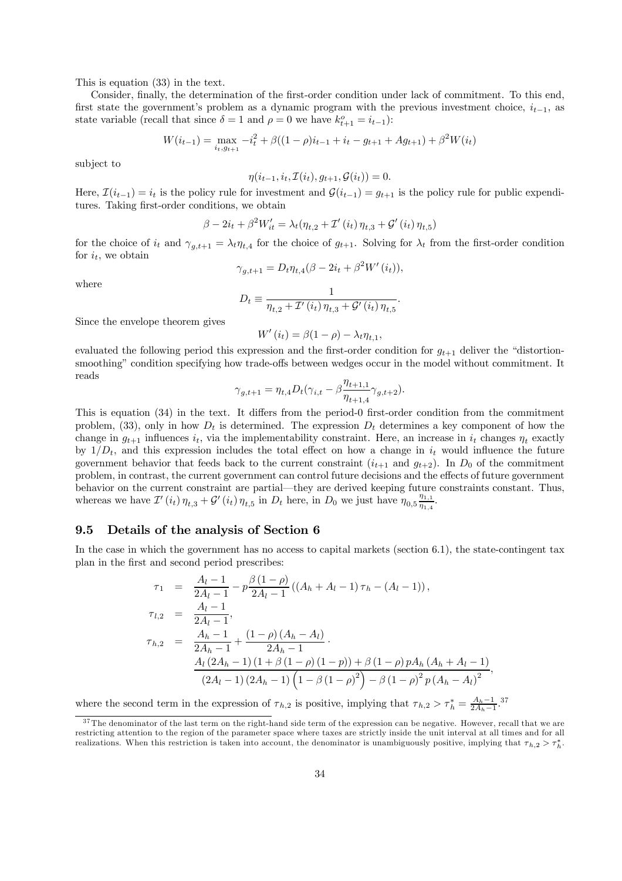This is equation (33) in the text.

Consider, finally, the determination of the first-order condition under lack of commitment. To this end, first state the government's problem as a dynamic program with the previous investment choice, $i_{t-1}$, as state variable (recall that since $\delta = 1$ and $\rho = 0$ we have $k^o_{t+1} = i_{t-1}$):

$$W(i_{t-1}) = \max_{i_t, g_{t+1}} -i_t^2 + \beta((1-\rho)i_{t-1} + i_t - g_{t+1} + Ag_{t+1}) + \beta^2 W(i_t)$$

subject to

$$\eta(i_{t-1}, i_t, \mathcal{I}(i_t), g_{t+1}, \mathcal{G}(i_t)) = 0.$$

Here, $\mathcal{I}(i_{t-1}) = i_t$ is the policy rule for investment and $\mathcal{G}(i_{t-1}) = g_{t+1}$ is the policy rule for public expenditures. Taking first-order conditions, we obtain

$$\beta - 2i_t + \beta^2 W'_{it} = \lambda_t(\eta_{t,2} + \mathcal{I}'(i_t)\,\eta_{t,3} + \mathcal{G}'(i_t)\,\eta_{t,5})$$

for the choice of $i_t$ and $\gamma_{g,t+1} = \lambda_t \eta_{t,4}$ for the choice of $g_{t+1}$. Solving for $\lambda_t$ from the first-order condition for $i_t$, we obtain

$$\gamma_{g,t+1} = D_t \eta_{t,4}(\beta - 2i_t + \beta^2 W'(i_t)),$$

where

$$D_t \equiv \frac{1}{\eta_{t,2} + \mathcal{I}'(i_t)\,\eta_{t,3} + \mathcal{G}'(i_t)\,\eta_{t,5}}.$$

Since the envelope theorem gives

$$W'(i_t) = \beta(1-\rho) - \lambda_t \eta_{t,1},$$

evaluated the following period this expression and the first-order condition for $g_{t+1}$ deliver the "distortion-smoothing" condition specifying how trade-offs between wedges occur in the model without commitment. It reads

$$\gamma_{g,t+1} = \eta_{t,4} D_t(\gamma_{i,t} - \beta \frac{\eta_{t+1,1}}{\eta_{t+1,4}} \gamma_{g,t+2}).$$

This is equation (34) in the text. It differs from the period-0 first-order condition from the commitment problem, (33), only in how $D_t$ is determined. The expression $D_t$ determines a key component of how the change in $g_{t+1}$ influences $i_t$, via the implementability constraint. Here, an increase in $i_t$ changes $\eta_t$ exactly by $1/D_t$, and this expression includes the total effect on how a change in $i_t$ would influence the future government behavior that feeds back to the current constraint ($i_{t+1}$ and $g_{t+2}$). In $D_0$ of the commitment problem, in contrast, the current government can control future decisions and the effects of future government behavior on the current constraint are partial—they are derived keeping future constraints constant. Thus, whereas we have $\mathcal{I}'(i_t)\,\eta_{t,3} + \mathcal{G}'(i_t)\,\eta_{t,5}$ in $D_t$ here, in $D_0$ we just have $\eta_{0,5}\frac{\eta_{1,1}}{\eta_{1,4}}$.

## 9.5 Details of the analysis of Section 6

In the case in which the government has no access to capital markets (section 6.1), the state-contingent tax plan in the first and second period prescribes:

$$\begin{aligned}
\tau_1 &= \frac{A_l - 1}{2A_l - 1} - p\frac{\beta(1-\rho)}{2A_l - 1}\left((A_h + A_l - 1)\,\tau_h - (A_l - 1)\right), \\
\tau_{l,2} &= \frac{A_l - 1}{2A_l - 1}, \\
\tau_{h,2} &= \frac{A_h - 1}{2A_h - 1} + \frac{(1-\rho)(A_h - A_l)}{2A_h - 1} \cdot \\
&\quad \frac{A_l(2A_h - 1)(1 + \beta(1-\rho)(1-p)) + \beta(1-\rho)\,pA_h(A_h + A_l - 1)}{(2A_l - 1)(2A_h - 1)\left(1 - \beta(1-\rho)^2\right) - \beta(1-\rho)^2 p (A_h - A_l)^2},
\end{aligned}$$

where the second term in the expression of $\tau_{h,2}$ is positive, implying that $\tau_{h,2} > \tau_h^* = \frac{A_h - 1}{2A_h - 1}$.[37]

[37] The denominator of the last term on the right-hand side term of the expression can be negative. However, recall that we are restricting attention to the region of the parameter space where taxes are strictly inside the unit interval at all times and for all realizations. When this restriction is taken into account, the denominator is unambiguously positive, implying that $\tau_{h,2} > \tau_h^*$.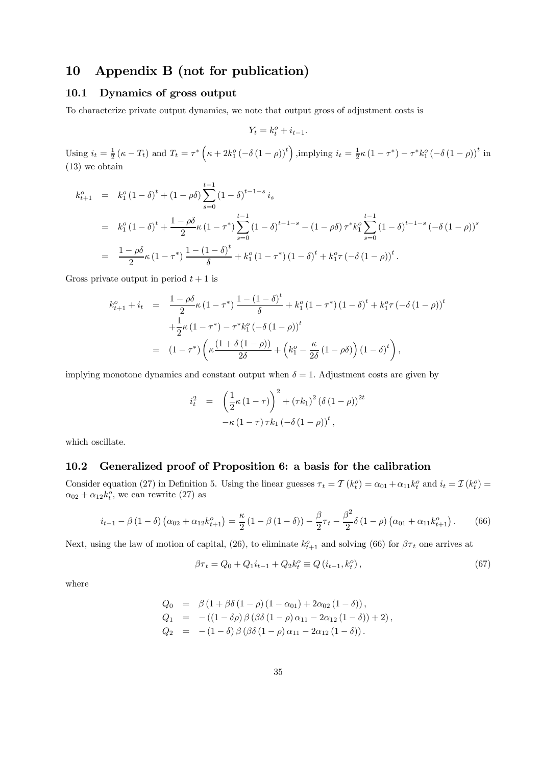# 10 Appendix B (not for publication)

## 10.1 Dynamics of gross output

To characterize private output dynamics, we note that output gross of adjustment costs is

$$Y_t = k_t^o + i_{t-1}.$$

Using $i_t = \frac{1}{2}(\kappa - T_t)$ and $T_t = \tau^* \left(\kappa + 2k_1^o \left(-\delta(1-\rho)\right)^t\right)$ ,implying $i_t = \frac{1}{2}\kappa(1-\tau^*) - \tau^* k_1^o \left(-\delta(1-\rho)\right)^t$ in (13) we obtain

$$\begin{aligned}
k_{t+1}^o &= k_1^o (1-\delta)^t + (1-\rho\delta) \sum_{s=0}^{t-1} (1-\delta)^{t-1-s} i_s \\
&= k_1^o (1-\delta)^t + \frac{1-\rho\delta}{2}\kappa(1-\tau^*) \sum_{s=0}^{t-1} (1-\delta)^{t-1-s} - (1-\rho\delta)\tau^* k_1^o \sum_{s=0}^{t-1} (1-\delta)^{t-1-s} \left(-\delta(1-\rho)\right)^s \\
&= \frac{1-\rho\delta}{2}\kappa(1-\tau^*) \frac{1-(1-\delta)^t}{\delta} + k_1^o (1-\tau^*)(1-\delta)^t + k_1^o \tau \left(-\delta(1-\rho)\right)^t.
\end{aligned}$$

Gross private output in period $t+1$ is

$$\begin{aligned}
k_{t+1}^o + i_t &= \frac{1-\rho\delta}{2}\kappa(1-\tau^*) \frac{1-(1-\delta)^t}{\delta} + k_1^o (1-\tau^*)(1-\delta)^t + k_1^o \tau \left(-\delta(1-\rho)\right)^t \\
&\quad + \frac{1}{2}\kappa(1-\tau^*) - \tau^* k_1^o \left(-\delta(1-\rho)\right)^t \\
&= (1-\tau^*)\left(\kappa \frac{(1+\delta(1-\rho))}{2\delta} + \left(k_1^o - \frac{\kappa}{2\delta}(1-\rho\delta)\right)(1-\delta)^t\right),
\end{aligned}$$

implying monotone dynamics and constant output when $\delta = 1$. Adjustment costs are given by

$$\begin{aligned}
i_t^2 &= \left(\frac{1}{2}\kappa(1-\tau)\right)^2 + (\tau k_1)^2 \left(\delta(1-\rho)\right)^{2t} \\
&\quad - \kappa(1-\tau)\tau k_1 \left(-\delta(1-\rho)\right)^t,
\end{aligned}$$

which oscillate.

## 10.2 Generalized proof of Proposition 6: a basis for the calibration

Consider equation (27) in Definition 5. Using the linear guesses $\tau_t = \mathcal{T}(k_t^o) = \alpha_{01} + \alpha_{11} k_t^o$ and $i_t = \mathcal{I}(k_t^o) = \alpha_{02} + \alpha_{12} k_t^o$, we can rewrite (27) as

$$i_{t-1} - \beta(1-\delta)\left(\alpha_{02} + \alpha_{12} k_{t+1}^o\right) = \frac{\kappa}{2}\left(1-\beta(1-\delta)\right) - \frac{\beta}{2}\tau_t - \frac{\beta^2}{2}\delta(1-\rho)\left(\alpha_{01} + \alpha_{11} k_{t+1}^o\right). \tag{66}$$

Next, using the law of motion of capital, (26), to eliminate $k_{t+1}^o$ and solving (66) for $\beta\tau_t$ one arrives at

$$\beta\tau_t = Q_0 + Q_1 i_{t-1} + Q_2 k_t^o \equiv Q\left(i_{t-1}, k_t^o\right), \tag{67}$$

where

$$\begin{aligned}
Q_0 &= \beta\left(1 + \beta\delta(1-\rho)(1-\alpha_{01}) + 2\alpha_{02}(1-\delta)\right), \\
Q_1 &= -\left((1-\delta\rho)\beta\left(\beta\delta(1-\rho)\alpha_{11} - 2\alpha_{12}(1-\delta)\right) + 2\right), \\
Q_2 &= -(1-\delta)\beta\left(\beta\delta(1-\rho)\alpha_{11} - 2\alpha_{12}(1-\delta)\right).
\end{aligned}$$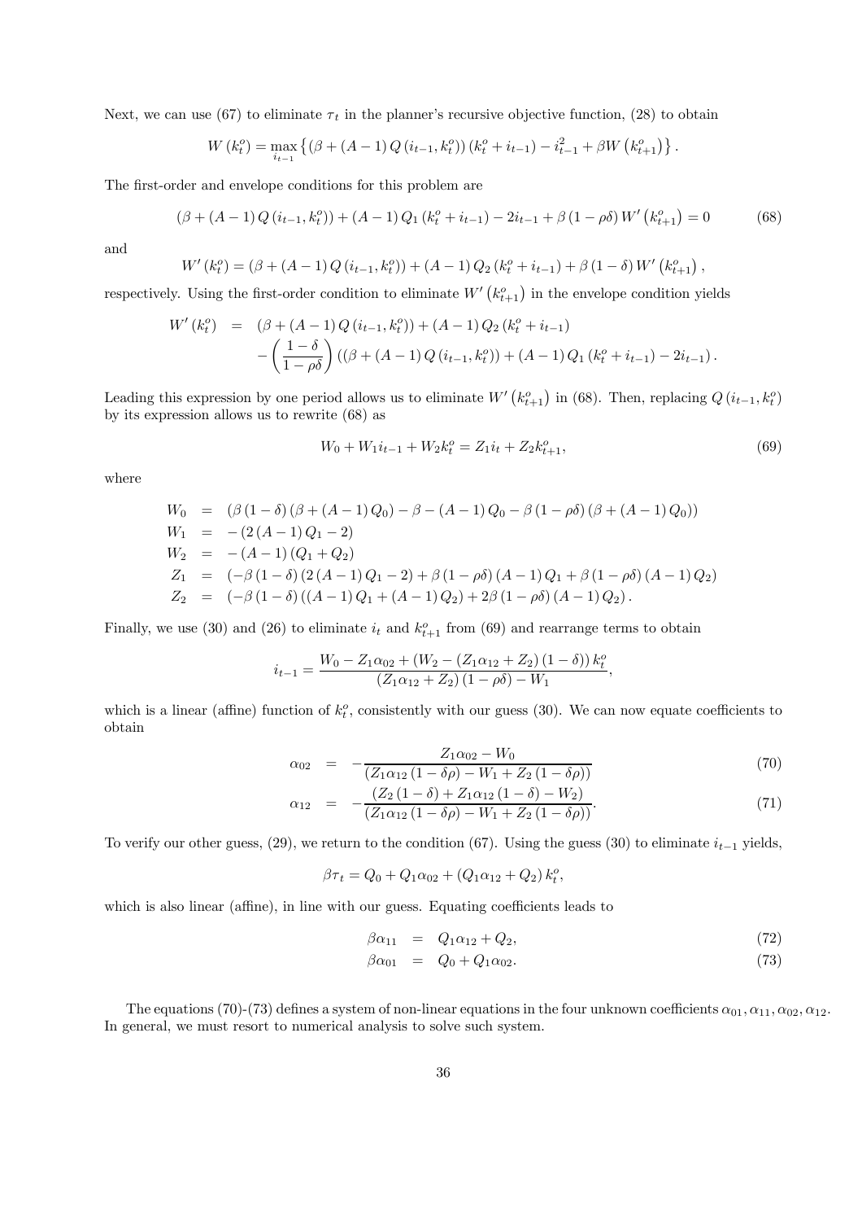Next, we can use (67) to eliminate $\tau_t$ in the planner's recursive objective function, (28) to obtain

$$W\left(k_t^o\right) = \max_{i_{t-1}} \left\{ \left(\beta + (A-1) Q\left(i_{t-1}, k_t^o\right)\right)\left(k_t^o + i_{t-1}\right) - i_{t-1}^2 + \beta W\left(k_{t+1}^o\right) \right\}.$$

The first-order and envelope conditions for this problem are

$$\left(\beta + (A-1) Q\left(i_{t-1}, k_t^o\right)\right) + (A-1) Q_1 \left(k_t^o + i_{t-1}\right) - 2i_{t-1} + \beta\left(1-\rho\delta\right) W'\left(k_{t+1}^o\right) = 0 \tag{68}$$

and

$$W'\left(k_t^o\right) = \left(\beta + (A-1) Q\left(i_{t-1}, k_t^o\right)\right) + (A-1) Q_2 \left(k_t^o + i_{t-1}\right) + \beta\left(1-\delta\right) W'\left(k_{t+1}^o\right),$$

respectively. Using the first-order condition to eliminate $W'\left(k_{t+1}^o\right)$ in the envelope condition yields

$$\begin{aligned} W'\left(k_t^o\right) &= \left(\beta + (A-1) Q\left(i_{t-1}, k_t^o\right)\right) + (A-1) Q_2 \left(k_t^o + i_{t-1}\right) \\ &\quad - \left(\frac{1-\delta}{1-\rho\delta}\right)\left(\left(\beta + (A-1) Q\left(i_{t-1}, k_t^o\right)\right) + (A-1) Q_1\left(k_t^o + i_{t-1}\right) - 2i_{t-1}\right). \end{aligned}$$

Leading this expression by one period allows us to eliminate $W'\left(k_{t+1}^o\right)$ in (68). Then, replacing $Q\left(i_{t-1}, k_t^o\right)$ by its expression allows us to rewrite (68) as

$$W_0 + W_1 i_{t-1} + W_2 k_t^o = Z_1 i_t + Z_2 k_{t+1}^o, \tag{69}$$

where

$$\begin{aligned} W_0 &= \left(\beta\left(1-\delta\right)\left(\beta + (A-1) Q_0\right) - \beta - (A-1) Q_0 - \beta\left(1-\rho\delta\right)\left(\beta + (A-1) Q_0\right)\right) \\ W_1 &= -\left(2\left(A-1\right) Q_1 - 2\right) \\ W_2 &= -\left(A-1\right)\left(Q_1 + Q_2\right) \\ Z_1 &= \left(-\beta\left(1-\delta\right)\left(2\left(A-1\right) Q_1 - 2\right) + \beta\left(1-\rho\delta\right)\left(A-1\right) Q_1 + \beta\left(1-\rho\delta\right)\left(A-1\right) Q_2\right) \\ Z_2 &= \left(-\beta\left(1-\delta\right)\left(\left(A-1\right) Q_1 + \left(A-1\right) Q_2\right) + 2\beta\left(1-\rho\delta\right)\left(A-1\right) Q_2\right). \end{aligned}$$

Finally, we use (30) and (26) to eliminate $i_t$ and $k_{t+1}^o$ from (69) and rearrange terms to obtain

$$i_{t-1} = \frac{W_0 - Z_1 \alpha_{02} + \left(W_2 - \left(Z_1 \alpha_{12} + Z_2\right)\left(1-\delta\right)\right) k_t^o}{\left(Z_1 \alpha_{12} + Z_2\right)\left(1-\rho\delta\right) - W_1},$$

which is a linear (affine) function of $k_t^o$, consistently with our guess (30). We can now equate coefficients to obtain

$$\alpha_{02} = -\frac{Z_1 \alpha_{02} - W_0}{\left(Z_1 \alpha_{12}\left(1-\delta\rho\right) - W_1 + Z_2\left(1-\delta\rho\right)\right)} \tag{70}$$

$$\alpha_{12} = -\frac{\left(Z_2\left(1-\delta\right) + Z_1 \alpha_{12}\left(1-\delta\right) - W_2\right)}{\left(Z_1 \alpha_{12}\left(1-\delta\rho\right) - W_1 + Z_2\left(1-\delta\rho\right)\right)}. \tag{71}$$

To verify our other guess, (29), we return to the condition (67). Using the guess (30) to eliminate $i_{t-1}$ yields,

$$\beta \tau_t = Q_0 + Q_1 \alpha_{02} + \left(Q_1 \alpha_{12} + Q_2\right) k_t^o,$$

which is also linear (affine), in line with our guess. Equating coefficients leads to

$$\beta \alpha_{11} = Q_1 \alpha_{12} + Q_2, \tag{72}$$

$$\beta \alpha_{01} = Q_0 + Q_1 \alpha_{02}. \tag{73}$$

The equations (70)-(73) defines a system of non-linear equations in the four unknown coefficients $\alpha_{01}, \alpha_{11}, \alpha_{02}, \alpha_{12}$. In general, we must resort to numerical analysis to solve such system.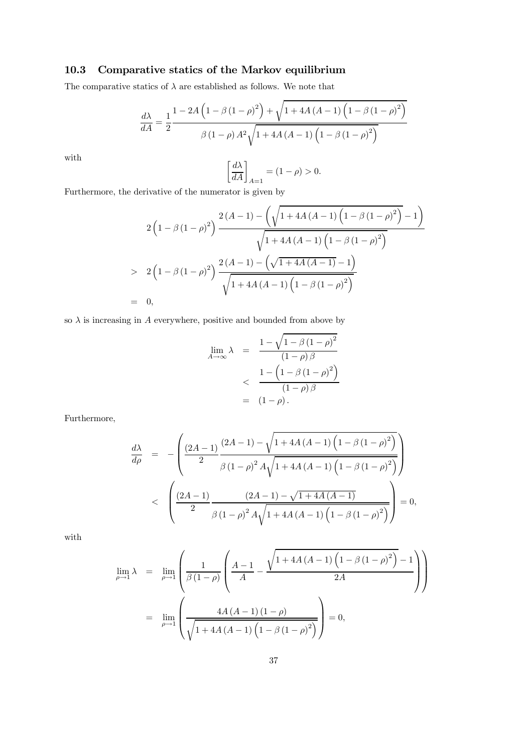### 10.3 Comparative statics of the Markov equilibrium

The comparative statics of $\lambda$ are established as follows. We note that

$$\frac{d\lambda}{dA} = \frac{1}{2}\frac{1 - 2A\left(1-\beta\left(1-\rho\right)^2\right) + \sqrt{1+4A\left(A-1\right)\left(1-\beta\left(1-\rho\right)^2\right)}}{\beta\left(1-\rho\right)A^2\sqrt{1+4A\left(A-1\right)\left(1-\beta\left(1-\rho\right)^2\right)}}$$

with

$$\left[\frac{d\lambda}{dA}\right]_{A=1} = \left(1-\rho\right) > 0.$$

Furthermore, the derivative of the numerator is given by

$$\begin{aligned}
& 2\left(1-\beta\left(1-\rho\right)^2\right)\frac{2\left(A-1\right) - \left(\sqrt{1+4A\left(A-1\right)\left(1-\beta\left(1-\rho\right)^2\right)}-1\right)}{\sqrt{1+4A\left(A-1\right)\left(1-\beta\left(1-\rho\right)^2\right)}} \\
> \; & 2\left(1-\beta\left(1-\rho\right)^2\right)\frac{2\left(A-1\right) - \left(\sqrt{1+4A\left(A-1\right)}-1\right)}{\sqrt{1+4A\left(A-1\right)\left(1-\beta\left(1-\rho\right)^2\right)}} \\
= \; & 0,
\end{aligned}$$

so $\lambda$ is increasing in $A$ everywhere, positive and bounded from above by

$$\begin{aligned}
\lim_{A\to\infty}\lambda &= \frac{1-\sqrt{1-\beta\left(1-\rho\right)^2}}{\left(1-\rho\right)\beta} \\
&< \frac{1-\left(1-\beta\left(1-\rho\right)^2\right)}{\left(1-\rho\right)\beta} \\
&= \left(1-\rho\right).
\end{aligned}$$

Furthermore,

$$\begin{aligned}
\frac{d\lambda}{d\rho} &= -\left(\frac{\left(2A-1\right)}{2}\frac{\left(2A-1\right)-\sqrt{1+4A\left(A-1\right)\left(1-\beta\left(1-\rho\right)^2\right)}}{\beta\left(1-\rho\right)^2 A\sqrt{1+4A\left(A-1\right)\left(1-\beta\left(1-\rho\right)^2\right)}}\right) \\
&< \left(\frac{\left(2A-1\right)}{2}\frac{\left(2A-1\right)-\sqrt{1+4A\left(A-1\right)}}{\beta\left(1-\rho\right)^2 A\sqrt{1+4A\left(A-1\right)\left(1-\beta\left(1-\rho\right)^2\right)}}\right) = 0,
\end{aligned}$$

with

$$\begin{aligned}
\lim_{\rho\to1}\lambda &= \lim_{\rho\to1}\left(\frac{1}{\beta\left(1-\rho\right)}\left(\frac{A-1}{A} - \frac{\sqrt{1+4A\left(A-1\right)\left(1-\beta\left(1-\rho\right)^2\right)}-1}{2A}\right)\right) \\
&= \lim_{\rho\to1}\left(\frac{4A\left(A-1\right)\left(1-\rho\right)}{\sqrt{1+4A\left(A-1\right)\left(1-\beta\left(1-\rho\right)^2\right)}}\right) = 0,
\end{aligned}$$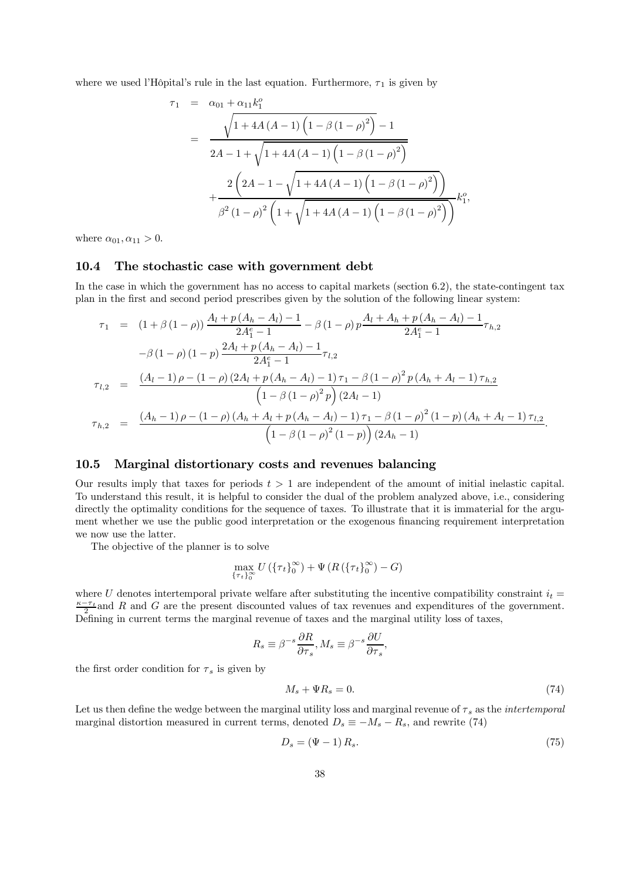where we used l'Hôpital's rule in the last equation. Furthermore, $\tau_1$ is given by

$$
\begin{aligned}
\tau_1 &= \alpha_{01} + \alpha_{11} k_1^o \\
&= \frac{\sqrt{1 + 4A(A-1)\left(1 - \beta(1-\rho)^2\right)} - 1}{2A - 1 + \sqrt{1 + 4A(A-1)\left(1 - \beta(1-\rho)^2\right)}} \\
&\quad + \frac{2\left(2A - 1 - \sqrt{1 + 4A(A-1)\left(1 - \beta(1-\rho)^2\right)}\right)}{\beta^2(1-\rho)^2\left(1 + \sqrt{1 + 4A(A-1)\left(1 - \beta(1-\rho)^2\right)}\right)} k_1^o,
\end{aligned}
$$

where $\alpha_{01}, \alpha_{11} > 0$.

## 10.4 The stochastic case with government debt

In the case in which the government has no access to capital markets (section 6.2), the state-contingent tax plan in the first and second period prescribes given by the solution of the following linear system:

$$
\begin{aligned}
\tau_1 &= (1 + \beta(1-\rho)) \frac{A_l + p(A_h - A_l) - 1}{2A_1^e - 1} - \beta(1-\rho) p \frac{A_l + A_h + p(A_h - A_l) - 1}{2A_1^e - 1} \tau_{h,2} \\
&\quad - \beta(1-\rho)(1-p) \frac{2A_l + p(A_h - A_l) - 1}{2A_1^e - 1} \tau_{l,2} \\
\tau_{l,2} &= \frac{(A_l - 1)\rho - (1-\rho)(2A_l + p(A_h - A_l) - 1)\tau_1 - \beta(1-\rho)^2 p (A_h + A_l - 1)\tau_{h,2}}{\left(1 - \beta(1-\rho)^2 p\right)(2A_l - 1)} \\
\tau_{h,2} &= \frac{(A_h - 1)\rho - (1-\rho)(A_h + A_l + p(A_h - A_l) - 1)\tau_1 - \beta(1-\rho)^2(1-p)(A_h + A_l - 1)\tau_{l,2}}{\left(1 - \beta(1-\rho)^2(1-p)\right)(2A_h - 1)}.
\end{aligned}
$$

## 10.5 Marginal distortionary costs and revenues balancing

Our results imply that taxes for periods $t > 1$ are independent of the amount of initial inelastic capital. To understand this result, it is helpful to consider the dual of the problem analyzed above, i.e., considering directly the optimality conditions for the sequence of taxes. To illustrate that it is immaterial for the argument whether we use the public good interpretation or the exogenous financing requirement interpretation we now use the latter.

The objective of the planner is to solve

$$
\max_{\{\tau_t\}_0^\infty} U\left(\{\tau_t\}_0^\infty\right) + \Psi\left(R\left(\{\tau_t\}_0^\infty\right) - G\right)
$$

where $U$ denotes intertemporal private welfare after substituting the incentive compatibility constraint $i_t = \frac{\kappa - \tau_t}{2}$ and $R$ and $G$ are the present discounted values of tax revenues and expenditures of the government. Defining in current terms the marginal revenue of taxes and the marginal utility loss of taxes,

$$
R_s \equiv \beta^{-s} \frac{\partial R}{\partial \tau_s}, M_s \equiv \beta^{-s} \frac{\partial U}{\partial \tau_s},
$$

the first order condition for $\tau_s$ is given by

$$
M_s + \Psi R_s = 0. \tag{74}
$$

Let us then define the wedge between the marginal utility loss and marginal revenue of $\tau_s$ as the *intertemporal* marginal distortion measured in current terms, denoted $D_s \equiv -M_s - R_s$, and rewrite (74)

$$
D_s = (\Psi - 1) R_s. \tag{75}
$$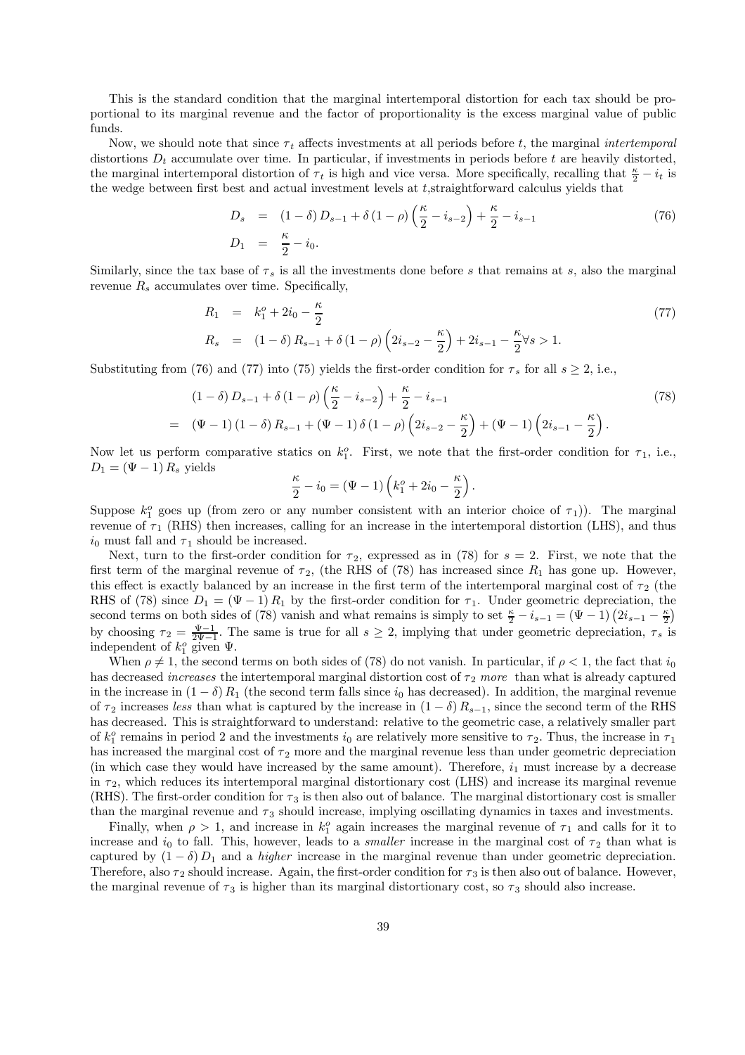This is the standard condition that the marginal intertemporal distortion for each tax should be proportional to its marginal revenue and the factor of proportionality is the excess marginal value of public funds.

Now, we should note that since $\tau_t$ affects investments at all periods before $t$, the marginal *intertemporal* distortions $D_t$ accumulate over time. In particular, if investments in periods before $t$ are heavily distorted, the marginal intertemporal distortion of $\tau_t$ is high and vice versa. More specifically, recalling that $\frac{\kappa}{2} - i_t$ is the wedge between first best and actual investment levels at $t$,straightforward calculus yields that

$$\begin{aligned} D_s &= (1-\delta) D_{s-1} + \delta (1-\rho) \left( \frac{\kappa}{2} - i_{s-2} \right) + \frac{\kappa}{2} - i_{s-1} \\ D_1 &= \frac{\kappa}{2} - i_0. \end{aligned} \tag{76}$$

Similarly, since the tax base of $\tau_s$ is all the investments done before $s$ that remains at $s$, also the marginal revenue $R_s$ accumulates over time. Specifically,

$$\begin{aligned} R_1 &= k_1^o + 2i_0 - \frac{\kappa}{2} \\ R_s &= (1-\delta) R_{s-1} + \delta (1-\rho) \left( 2i_{s-2} - \frac{\kappa}{2} \right) + 2i_{s-1} - \frac{\kappa}{2} \forall s > 1. \end{aligned} \tag{77}$$

Substituting from (76) and (77) into (75) yields the first-order condition for $\tau_s$ for all $s \geq 2$, i.e.,

$$\begin{aligned} & (1-\delta) D_{s-1} + \delta (1-\rho) \left( \frac{\kappa}{2} - i_{s-2} \right) + \frac{\kappa}{2} - i_{s-1} \\ = \;& (\Psi - 1)(1-\delta) R_{s-1} + (\Psi - 1) \delta (1-\rho) \left( 2i_{s-2} - \frac{\kappa}{2} \right) + (\Psi - 1) \left( 2i_{s-1} - \frac{\kappa}{2} \right). \end{aligned} \tag{78}$$

Now let us perform comparative statics on $k_1^o$. First, we note that the first-order condition for $\tau_1$, i.e., $D_1 = (\Psi - 1) R_s$ yields

$$\frac{\kappa}{2} - i_0 = (\Psi - 1) \left( k_1^o + 2i_0 - \frac{\kappa}{2} \right).$$

Suppose $k_1^o$ goes up (from zero or any number consistent with an interior choice of $\tau_1$)). The marginal revenue of $\tau_1$ (RHS) then increases, calling for an increase in the intertemporal distortion (LHS), and thus $i_0$ must fall and $\tau_1$ should be increased.

Next, turn to the first-order condition for $\tau_2$, expressed as in (78) for $s = 2$. First, we note that the first term of the marginal revenue of $\tau_2$, (the RHS of (78) has increased since $R_1$ has gone up. However, this effect is exactly balanced by an increase in the first term of the intertemporal marginal cost of $\tau_2$ (the RHS of (78) since $D_1 = (\Psi - 1) R_1$ by the first-order condition for $\tau_1$. Under geometric depreciation, the second terms on both sides of (78) vanish and what remains is simply to set $\frac{\kappa}{2} - i_{s-1} = (\Psi - 1) \left( 2i_{s-1} - \frac{\kappa}{2} \right)$ by choosing $\tau_2 = \frac{\Psi - 1}{2\Psi - 1}$. The same is true for all $s \geq 2$, implying that under geometric depreciation, $\tau_s$ is independent of $k_1^o$ given $\Psi$.

When $\rho \neq 1$, the second terms on both sides of (78) do not vanish. In particular, if $\rho < 1$, the fact that $i_0$ has decreased *increases* the intertemporal marginal distortion cost of $\tau_2$ *more* than what is already captured in the increase in $(1-\delta) R_1$ (the second term falls since $i_0$ has decreased). In addition, the marginal revenue of $\tau_2$ increases *less* than what is captured by the increase in $(1-\delta) R_{s-1}$, since the second term of the RHS has decreased. This is straightforward to understand: relative to the geometric case, a relatively smaller part of $k_1^o$ remains in period 2 and the investments $i_0$ are relatively more sensitive to $\tau_2$. Thus, the increase in $\tau_1$ has increased the marginal cost of $\tau_2$ more and the marginal revenue less than under geometric depreciation (in which case they would have increased by the same amount). Therefore, $i_1$ must increase by a decrease in $\tau_2$, which reduces its intertemporal marginal distortionary cost (LHS) and increase its marginal revenue (RHS). The first-order condition for $\tau_3$ is then also out of balance. The marginal distortionary cost is smaller than the marginal revenue and $\tau_3$ should increase, implying oscillating dynamics in taxes and investments.

Finally, when $\rho > 1$, and increase in $k_1^o$ again increases the marginal revenue of $\tau_1$ and calls for it to increase and $i_0$ to fall. This, however, leads to a *smaller* increase in the marginal cost of $\tau_2$ than what is captured by $(1-\delta) D_1$ and a *higher* increase in the marginal revenue than under geometric depreciation. Therefore, also $\tau_2$ should increase. Again, the first-order condition for $\tau_3$ is then also out of balance. However, the marginal revenue of $\tau_3$ is higher than its marginal distortionary cost, so $\tau_3$ should also increase.